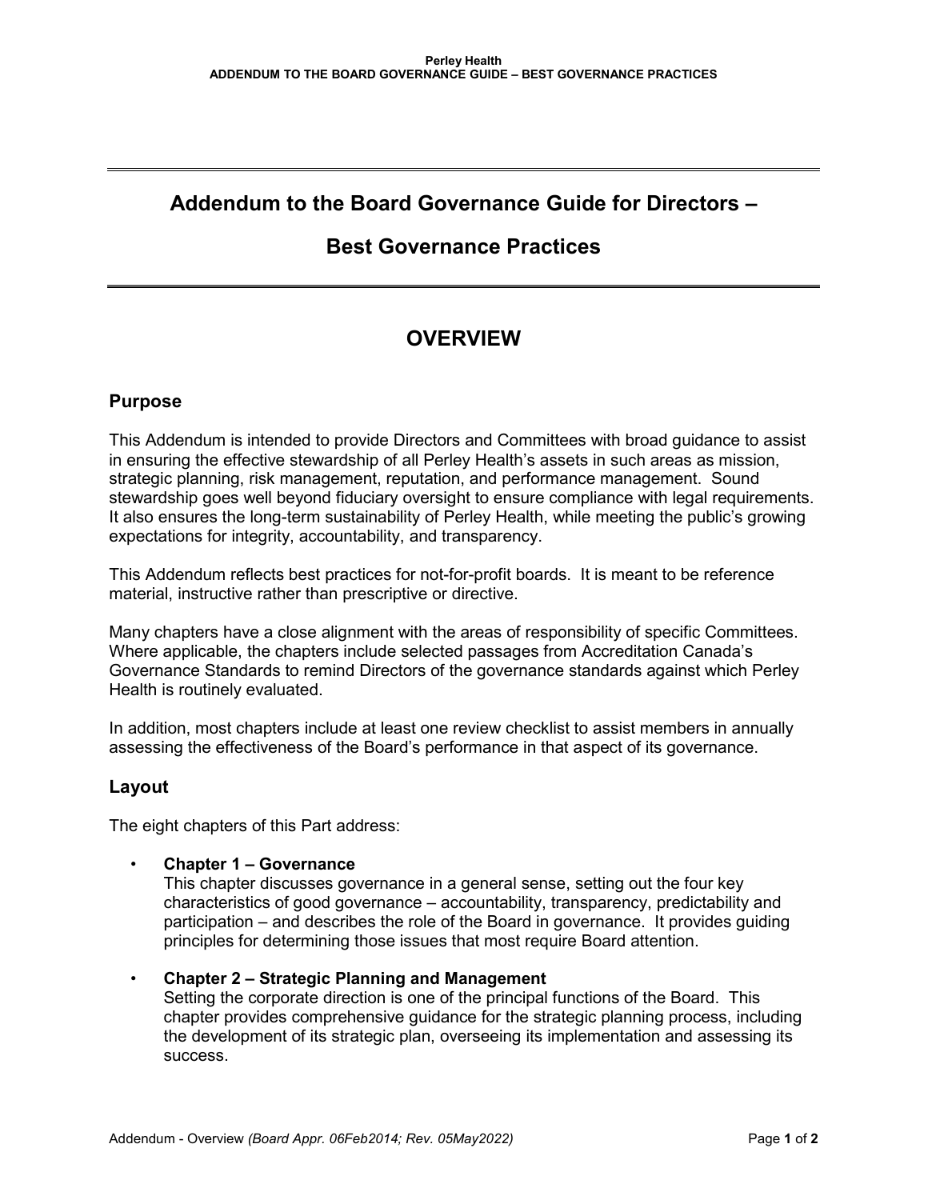# Addendum to the Board Governance Guide for Directors –

# Best Governance Practices

## OVERVIEW

### Purpose

This Addendum is intended to provide Directors and Committees with broad guidance to assist in ensuring the effective stewardship of all Perley Health's assets in such areas as mission, strategic planning, risk management, reputation, and performance management. Sound stewardship goes well beyond fiduciary oversight to ensure compliance with legal requirements. It also ensures the long-term sustainability of Perley Health, while meeting the public's growing expectations for integrity, accountability, and transparency.

This Addendum reflects best practices for not-for-profit boards. It is meant to be reference material, instructive rather than prescriptive or directive.

Many chapters have a close alignment with the areas of responsibility of specific Committees. Where applicable, the chapters include selected passages from Accreditation Canada's Governance Standards to remind Directors of the governance standards against which Perley Health is routinely evaluated.

In addition, most chapters include at least one review checklist to assist members in annually assessing the effectiveness of the Board's performance in that aspect of its governance.

### Layout

The eight chapters of this Part address:

- **Chapter 1 – Governance**
  This chapter discusses governance in a general sense, setting out the four key characteristics of good governance – accountability, transparency, predictability and participation – and describes the role of the Board in governance. It provides guiding principles for determining those issues that most require Board attention.

- **Chapter 2 – Strategic Planning and Management**
  Setting the corporate direction is one of the principal functions of the Board. This chapter provides comprehensive guidance for the strategic planning process, including the development of its strategic plan, overseeing its implementation and assessing its success.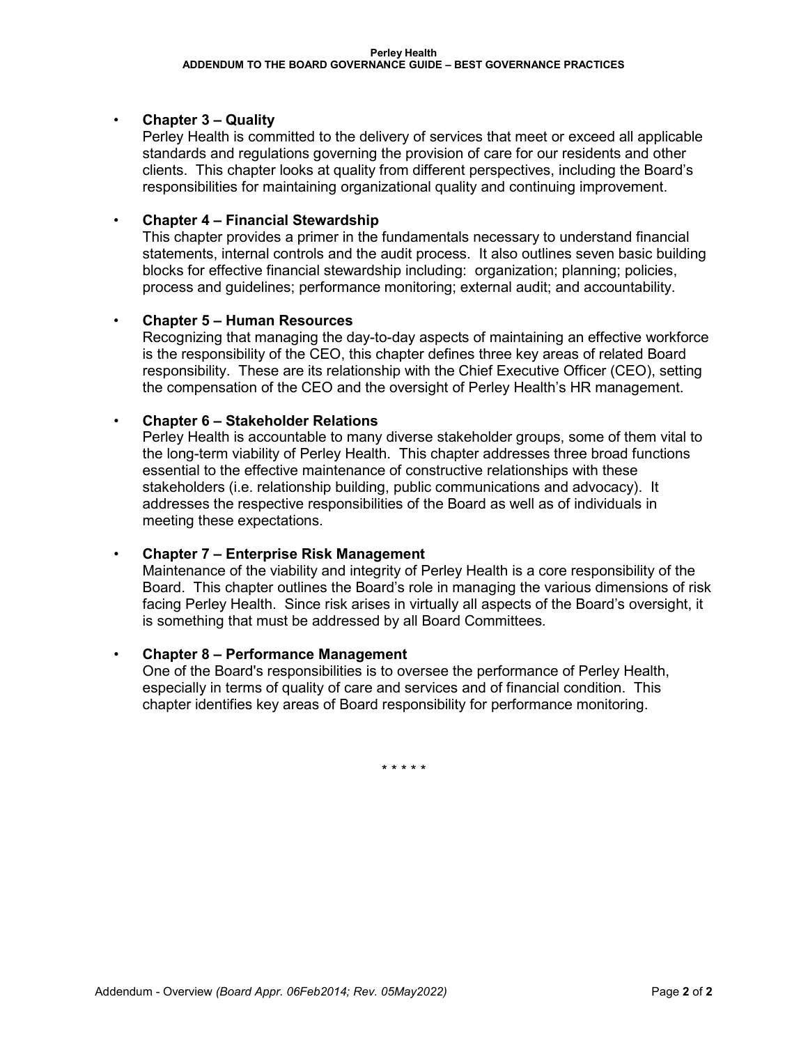- **Chapter 3 – Quality**
  Perley Health is committed to the delivery of services that meet or exceed all applicable standards and regulations governing the provision of care for our residents and other clients. This chapter looks at quality from different perspectives, including the Board's responsibilities for maintaining organizational quality and continuing improvement.

- **Chapter 4 – Financial Stewardship**
  This chapter provides a primer in the fundamentals necessary to understand financial statements, internal controls and the audit process. It also outlines seven basic building blocks for effective financial stewardship including: organization; planning; policies, process and guidelines; performance monitoring; external audit; and accountability.

- **Chapter 5 – Human Resources**
  Recognizing that managing the day-to-day aspects of maintaining an effective workforce is the responsibility of the CEO, this chapter defines three key areas of related Board responsibility. These are its relationship with the Chief Executive Officer (CEO), setting the compensation of the CEO and the oversight of Perley Health's HR management.

- **Chapter 6 – Stakeholder Relations**
  Perley Health is accountable to many diverse stakeholder groups, some of them vital to the long-term viability of Perley Health. This chapter addresses three broad functions essential to the effective maintenance of constructive relationships with these stakeholders (i.e. relationship building, public communications and advocacy). It addresses the respective responsibilities of the Board as well as of individuals in meeting these expectations.

- **Chapter 7 – Enterprise Risk Management**
  Maintenance of the viability and integrity of Perley Health is a core responsibility of the Board. This chapter outlines the Board's role in managing the various dimensions of risk facing Perley Health. Since risk arises in virtually all aspects of the Board's oversight, it is something that must be addressed by all Board Committees.

- **Chapter 8 – Performance Management**
  One of the Board's responsibilities is to oversee the performance of Perley Health, especially in terms of quality of care and services and of financial condition. This chapter identifies key areas of Board responsibility for performance monitoring.

\* \* \* \* \*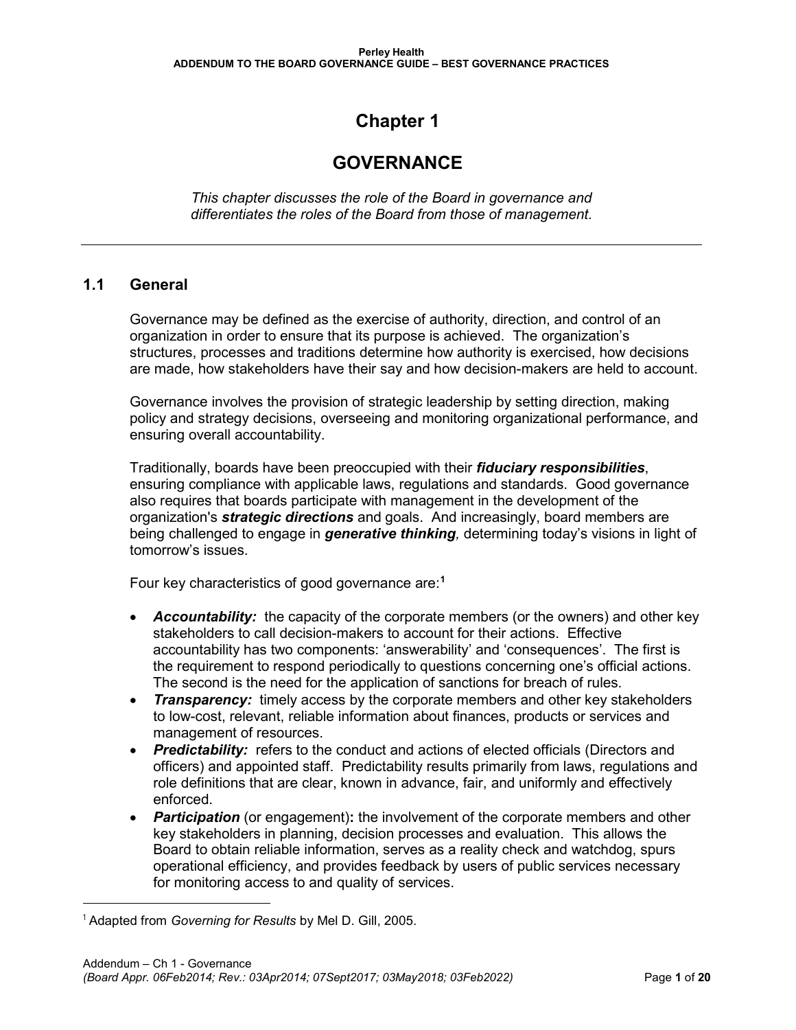# Chapter 1

# GOVERNANCE

*This chapter discusses the role of the Board in governance and differentiates the roles of the Board from those of management.*

---

## 1.1 General

Governance may be defined as the exercise of authority, direction, and control of an organization in order to ensure that its purpose is achieved. The organization's structures, processes and traditions determine how authority is exercised, how decisions are made, how stakeholders have their say and how decision-makers are held to account.

Governance involves the provision of strategic leadership by setting direction, making policy and strategy decisions, overseeing and monitoring organizational performance, and ensuring overall accountability.

Traditionally, boards have been preoccupied with their ***fiduciary responsibilities***, ensuring compliance with applicable laws, regulations and standards. Good governance also requires that boards participate with management in the development of the organization's ***strategic directions*** and goals. And increasingly, board members are being challenged to engage in ***generative thinking***, determining today's visions in light of tomorrow's issues.

Four key characteristics of good governance are:[1]

- ***Accountability:*** the capacity of the corporate members (or the owners) and other key stakeholders to call decision-makers to account for their actions. Effective accountability has two components: 'answerability' and 'consequences'. The first is the requirement to respond periodically to questions concerning one's official actions. The second is the need for the application of sanctions for breach of rules.
- ***Transparency:*** timely access by the corporate members and other key stakeholders to low-cost, relevant, reliable information about finances, products or services and management of resources.
- ***Predictability:*** refers to the conduct and actions of elected officials (Directors and officers) and appointed staff. Predictability results primarily from laws, regulations and role definitions that are clear, known in advance, fair, and uniformly and effectively enforced.
- ***Participation*** (or engagement)**:** the involvement of the corporate members and other key stakeholders in planning, decision processes and evaluation. This allows the Board to obtain reliable information, serves as a reality check and watchdog, spurs operational efficiency, and provides feedback by users of public services necessary for monitoring access to and quality of services.

---

[1] Adapted from *Governing for Results* by Mel D. Gill, 2005.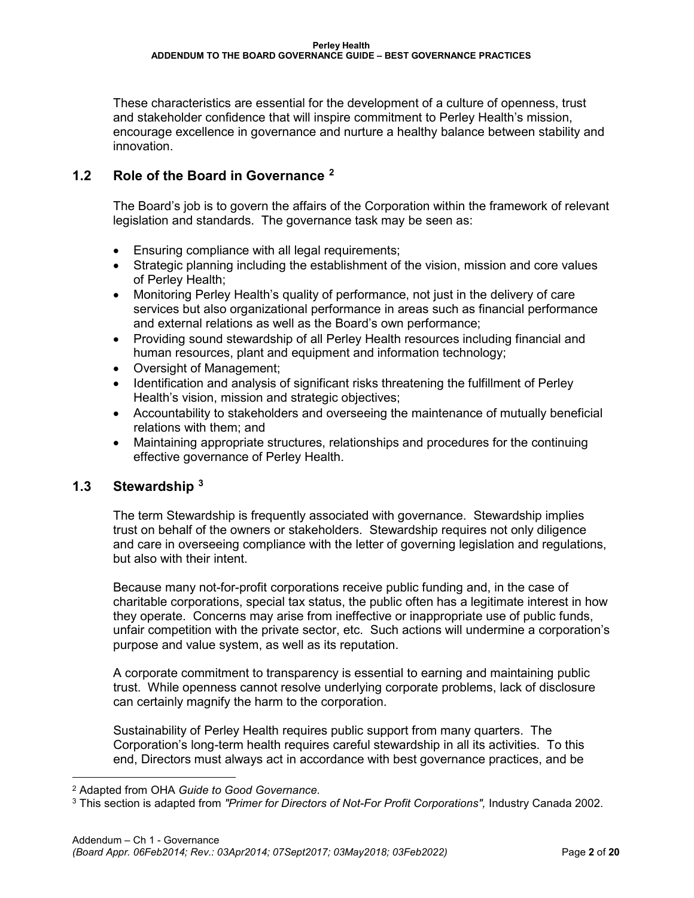These characteristics are essential for the development of a culture of openness, trust and stakeholder confidence that will inspire commitment to Perley Health's mission, encourage excellence in governance and nurture a healthy balance between stability and innovation.

## 1.2 Role of the Board in Governance [2]

The Board's job is to govern the affairs of the Corporation within the framework of relevant legislation and standards. The governance task may be seen as:

- Ensuring compliance with all legal requirements;
- Strategic planning including the establishment of the vision, mission and core values of Perley Health;
- Monitoring Perley Health's quality of performance, not just in the delivery of care services but also organizational performance in areas such as financial performance and external relations as well as the Board's own performance;
- Providing sound stewardship of all Perley Health resources including financial and human resources, plant and equipment and information technology;
- Oversight of Management;
- Identification and analysis of significant risks threatening the fulfillment of Perley Health's vision, mission and strategic objectives;
- Accountability to stakeholders and overseeing the maintenance of mutually beneficial relations with them; and
- Maintaining appropriate structures, relationships and procedures for the continuing effective governance of Perley Health.

## 1.3 Stewardship [3]

The term Stewardship is frequently associated with governance. Stewardship implies trust on behalf of the owners or stakeholders. Stewardship requires not only diligence and care in overseeing compliance with the letter of governing legislation and regulations, but also with their intent.

Because many not-for-profit corporations receive public funding and, in the case of charitable corporations, special tax status, the public often has a legitimate interest in how they operate. Concerns may arise from ineffective or inappropriate use of public funds, unfair competition with the private sector, etc. Such actions will undermine a corporation's purpose and value system, as well as its reputation.

A corporate commitment to transparency is essential to earning and maintaining public trust. While openness cannot resolve underlying corporate problems, lack of disclosure can certainly magnify the harm to the corporation.

Sustainability of Perley Health requires public support from many quarters. The Corporation's long-term health requires careful stewardship in all its activities. To this end, Directors must always act in accordance with best governance practices, and be

---

[2] Adapted from OHA *Guide to Good Governance*.

[3] This section is adapted from *"Primer for Directors of Not-For Profit Corporations",* Industry Canada 2002.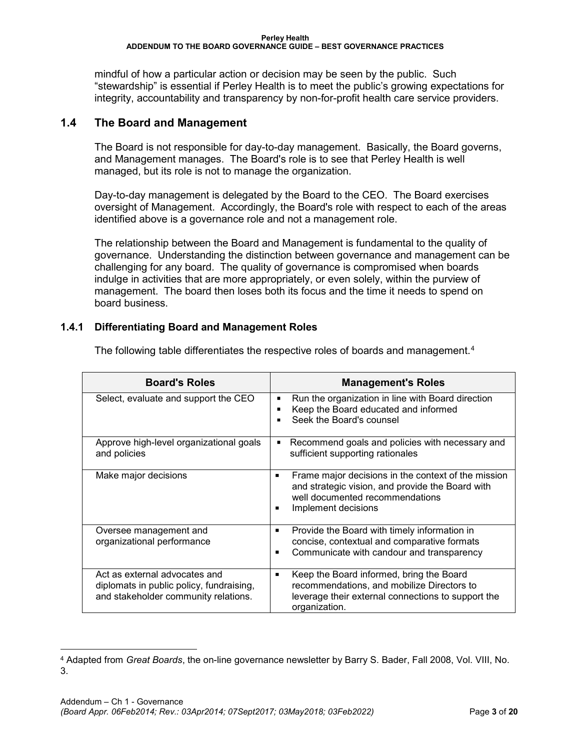mindful of how a particular action or decision may be seen by the public. Such "stewardship" is essential if Perley Health is to meet the public's growing expectations for integrity, accountability and transparency by non-for-profit health care service providers.

## 1.4 The Board and Management

The Board is not responsible for day-to-day management. Basically, the Board governs, and Management manages. The Board's role is to see that Perley Health is well managed, but its role is not to manage the organization.

Day-to-day management is delegated by the Board to the CEO. The Board exercises oversight of Management. Accordingly, the Board's role with respect to each of the areas identified above is a governance role and not a management role.

The relationship between the Board and Management is fundamental to the quality of governance. Understanding the distinction between governance and management can be challenging for any board. The quality of governance is compromised when boards indulge in activities that are more appropriately, or even solely, within the purview of management. The board then loses both its focus and the time it needs to spend on board business.

### 1.4.1 Differentiating Board and Management Roles

The following table differentiates the respective roles of boards and management.[4]

| Board's Roles | Management's Roles |
|---|---|
| Select, evaluate and support the CEO | ▪ Run the organization in line with Board direction<br>▪ Keep the Board educated and informed<br>▪ Seek the Board's counsel |
| Approve high-level organizational goals and policies | ▪ Recommend goals and policies with necessary and sufficient supporting rationales |
| Make major decisions | ▪ Frame major decisions in the context of the mission and strategic vision, and provide the Board with well documented recommendations<br>▪ Implement decisions |
| Oversee management and organizational performance | ▪ Provide the Board with timely information in concise, contextual and comparative formats<br>▪ Communicate with candour and transparency |
| Act as external advocates and diplomats in public policy, fundraising, and stakeholder community relations. | ▪ Keep the Board informed, bring the Board recommendations, and mobilize Directors to leverage their external connections to support the organization. |

[4] Adapted from *Great Boards*, the on-line governance newsletter by Barry S. Bader, Fall 2008, Vol. VIII, No. 3.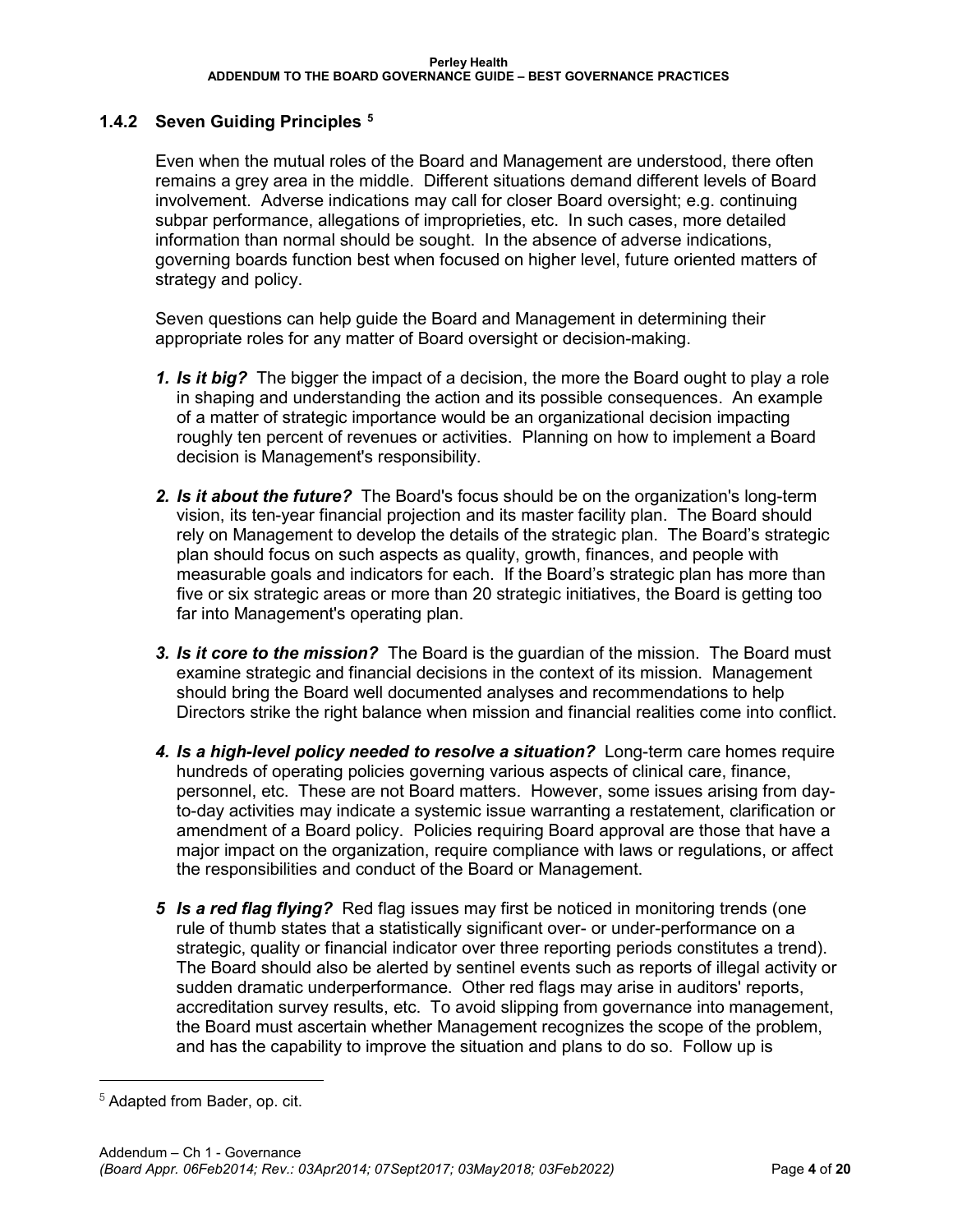### 1.4.2 Seven Guiding Principles [5]

Even when the mutual roles of the Board and Management are understood, there often remains a grey area in the middle. Different situations demand different levels of Board involvement. Adverse indications may call for closer Board oversight; e.g. continuing subpar performance, allegations of improprieties, etc. In such cases, more detailed information than normal should be sought. In the absence of adverse indications, governing boards function best when focused on higher level, future oriented matters of strategy and policy.

Seven questions can help guide the Board and Management in determining their appropriate roles for any matter of Board oversight or decision-making.

1. ***Is it big?*** The bigger the impact of a decision, the more the Board ought to play a role in shaping and understanding the action and its possible consequences. An example of a matter of strategic importance would be an organizational decision impacting roughly ten percent of revenues or activities. Planning on how to implement a Board decision is Management's responsibility.

2. ***Is it about the future?*** The Board's focus should be on the organization's long-term vision, its ten-year financial projection and its master facility plan. The Board should rely on Management to develop the details of the strategic plan. The Board's strategic plan should focus on such aspects as quality, growth, finances, and people with measurable goals and indicators for each. If the Board's strategic plan has more than five or six strategic areas or more than 20 strategic initiatives, the Board is getting too far into Management's operating plan.

3. ***Is it core to the mission?*** The Board is the guardian of the mission. The Board must examine strategic and financial decisions in the context of its mission. Management should bring the Board well documented analyses and recommendations to help Directors strike the right balance when mission and financial realities come into conflict.

4. ***Is a high-level policy needed to resolve a situation?*** Long-term care homes require hundreds of operating policies governing various aspects of clinical care, finance, personnel, etc. These are not Board matters. However, some issues arising from day-to-day activities may indicate a systemic issue warranting a restatement, clarification or amendment of a Board policy. Policies requiring Board approval are those that have a major impact on the organization, require compliance with laws or regulations, or affect the responsibilities and conduct of the Board or Management.

5. ***Is a red flag flying?*** Red flag issues may first be noticed in monitoring trends (one rule of thumb states that a statistically significant over- or under-performance on a strategic, quality or financial indicator over three reporting periods constitutes a trend). The Board should also be alerted by sentinel events such as reports of illegal activity or sudden dramatic underperformance. Other red flags may arise in auditors' reports, accreditation survey results, etc. To avoid slipping from governance into management, the Board must ascertain whether Management recognizes the scope of the problem, and has the capability to improve the situation and plans to do so. Follow up is

[5] Adapted from Bader, op. cit.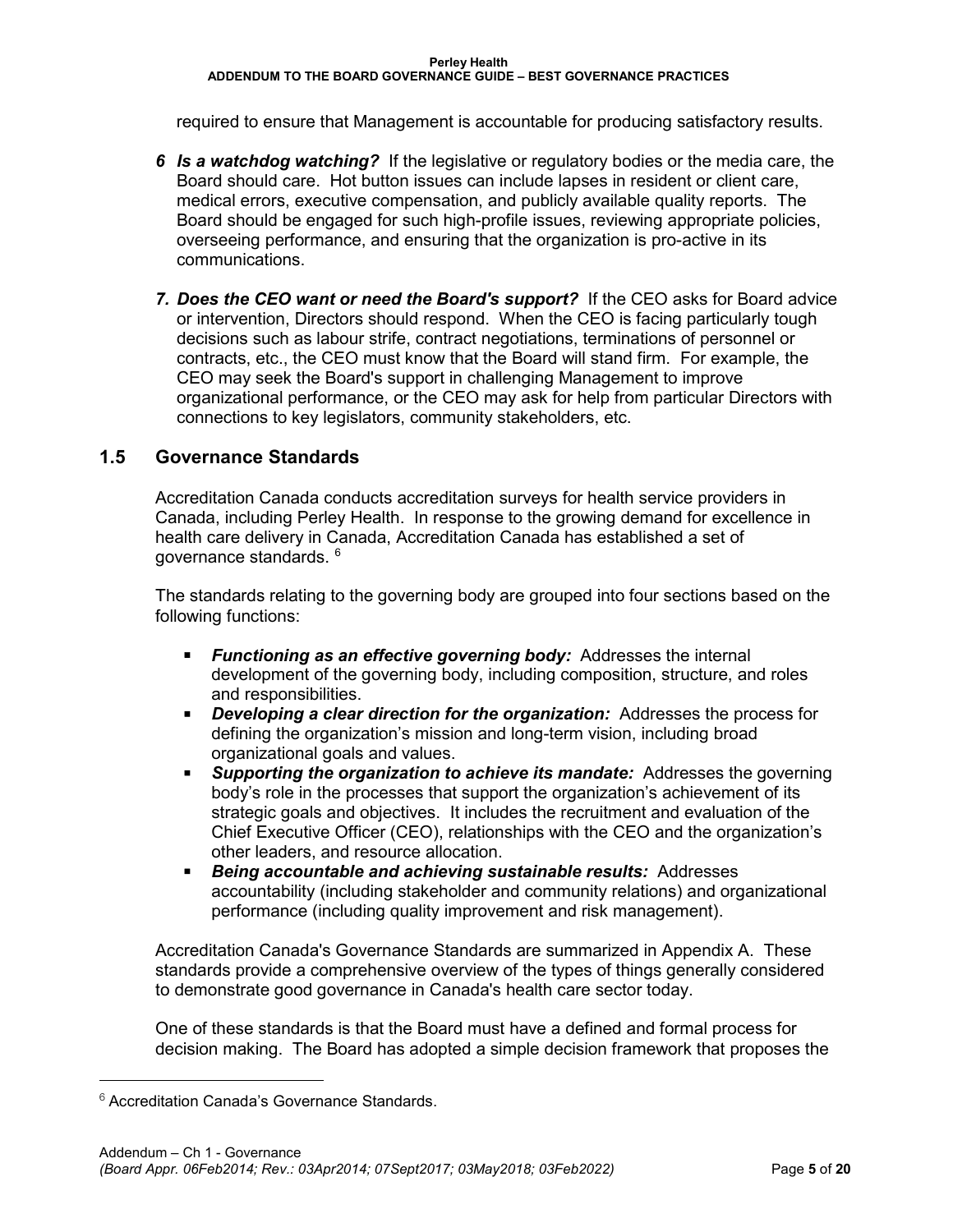required to ensure that Management is accountable for producing satisfactory results.

6 ***Is a watchdog watching?*** If the legislative or regulatory bodies or the media care, the Board should care. Hot button issues can include lapses in resident or client care, medical errors, executive compensation, and publicly available quality reports. The Board should be engaged for such high-profile issues, reviewing appropriate policies, overseeing performance, and ensuring that the organization is pro-active in its communications.

7. ***Does the CEO want or need the Board's support?*** If the CEO asks for Board advice or intervention, Directors should respond. When the CEO is facing particularly tough decisions such as labour strife, contract negotiations, terminations of personnel or contracts, etc., the CEO must know that the Board will stand firm. For example, the CEO may seek the Board's support in challenging Management to improve organizational performance, or the CEO may ask for help from particular Directors with connections to key legislators, community stakeholders, etc.

## 1.5 Governance Standards

Accreditation Canada conducts accreditation surveys for health service providers in Canada, including Perley Health. In response to the growing demand for excellence in health care delivery in Canada, Accreditation Canada has established a set of governance standards. [6]

The standards relating to the governing body are grouped into four sections based on the following functions:

- ***Functioning as an effective governing body:*** Addresses the internal development of the governing body, including composition, structure, and roles and responsibilities.
- ***Developing a clear direction for the organization:*** Addresses the process for defining the organization's mission and long-term vision, including broad organizational goals and values.
- ***Supporting the organization to achieve its mandate:*** Addresses the governing body's role in the processes that support the organization's achievement of its strategic goals and objectives. It includes the recruitment and evaluation of the Chief Executive Officer (CEO), relationships with the CEO and the organization's other leaders, and resource allocation.
- ***Being accountable and achieving sustainable results:*** Addresses accountability (including stakeholder and community relations) and organizational performance (including quality improvement and risk management).

Accreditation Canada's Governance Standards are summarized in Appendix A. These standards provide a comprehensive overview of the types of things generally considered to demonstrate good governance in Canada's health care sector today.

One of these standards is that the Board must have a defined and formal process for decision making. The Board has adopted a simple decision framework that proposes the

[6] Accreditation Canada's Governance Standards.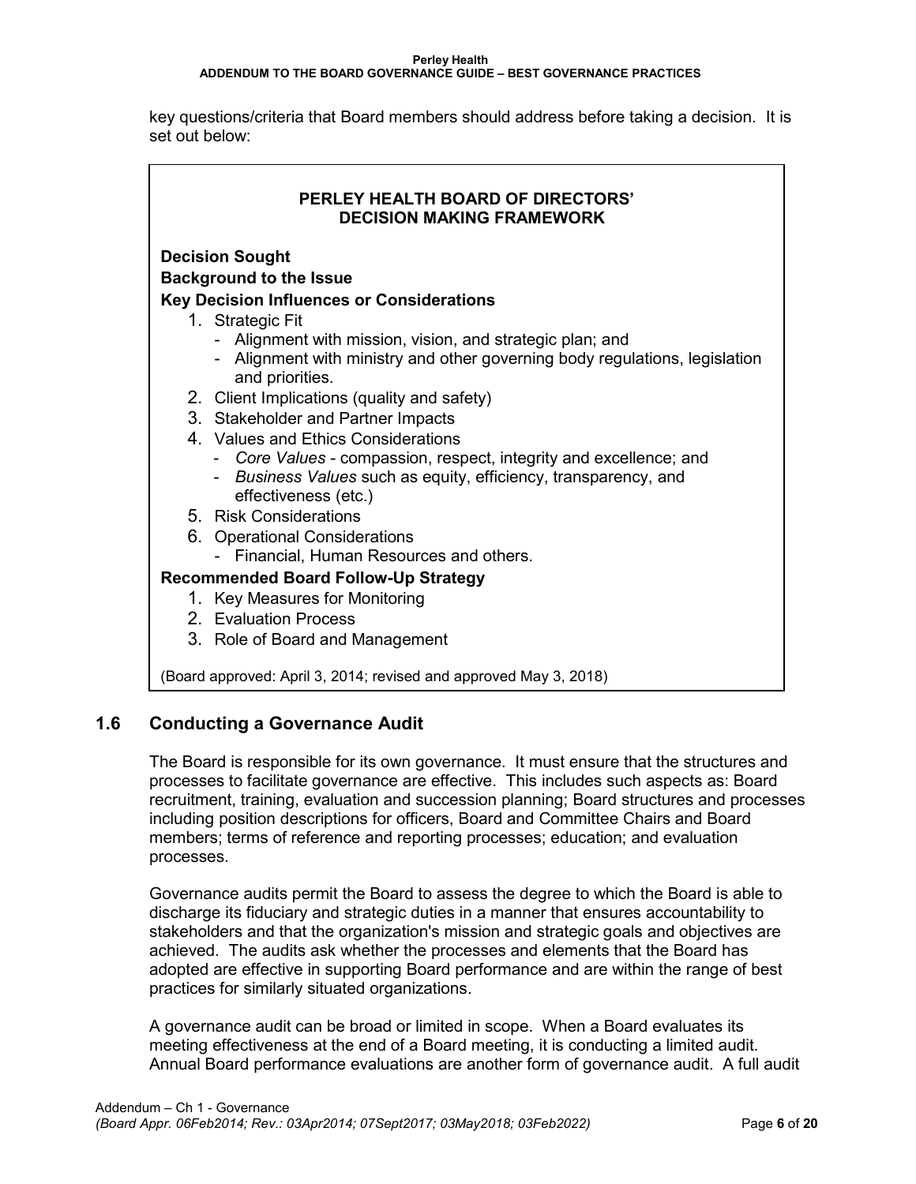key questions/criteria that Board members should address before taking a decision. It is set out below:

**PERLEY HEALTH BOARD OF DIRECTORS' DECISION MAKING FRAMEWORK**

**Decision Sought**

**Background to the Issue**

**Key Decision Influences or Considerations**

1. Strategic Fit
   - Alignment with mission, vision, and strategic plan; and
   - Alignment with ministry and other governing body regulations, legislation and priorities.
2. Client Implications (quality and safety)
3. Stakeholder and Partner Impacts
4. Values and Ethics Considerations
   - *Core Values* - compassion, respect, integrity and excellence; and
   - *Business Values* such as equity, efficiency, transparency, and effectiveness (etc.)
5. Risk Considerations
6. Operational Considerations
   - Financial, Human Resources and others.

**Recommended Board Follow-Up Strategy**

1. Key Measures for Monitoring
2. Evaluation Process
3. Role of Board and Management

(Board approved: April 3, 2014; revised and approved May 3, 2018)

## 1.6 Conducting a Governance Audit

The Board is responsible for its own governance. It must ensure that the structures and processes to facilitate governance are effective. This includes such aspects as: Board recruitment, training, evaluation and succession planning; Board structures and processes including position descriptions for officers, Board and Committee Chairs and Board members; terms of reference and reporting processes; education; and evaluation processes.

Governance audits permit the Board to assess the degree to which the Board is able to discharge its fiduciary and strategic duties in a manner that ensures accountability to stakeholders and that the organization's mission and strategic goals and objectives are achieved. The audits ask whether the processes and elements that the Board has adopted are effective in supporting Board performance and are within the range of best practices for similarly situated organizations.

A governance audit can be broad or limited in scope. When a Board evaluates its meeting effectiveness at the end of a Board meeting, it is conducting a limited audit. Annual Board performance evaluations are another form of governance audit. A full audit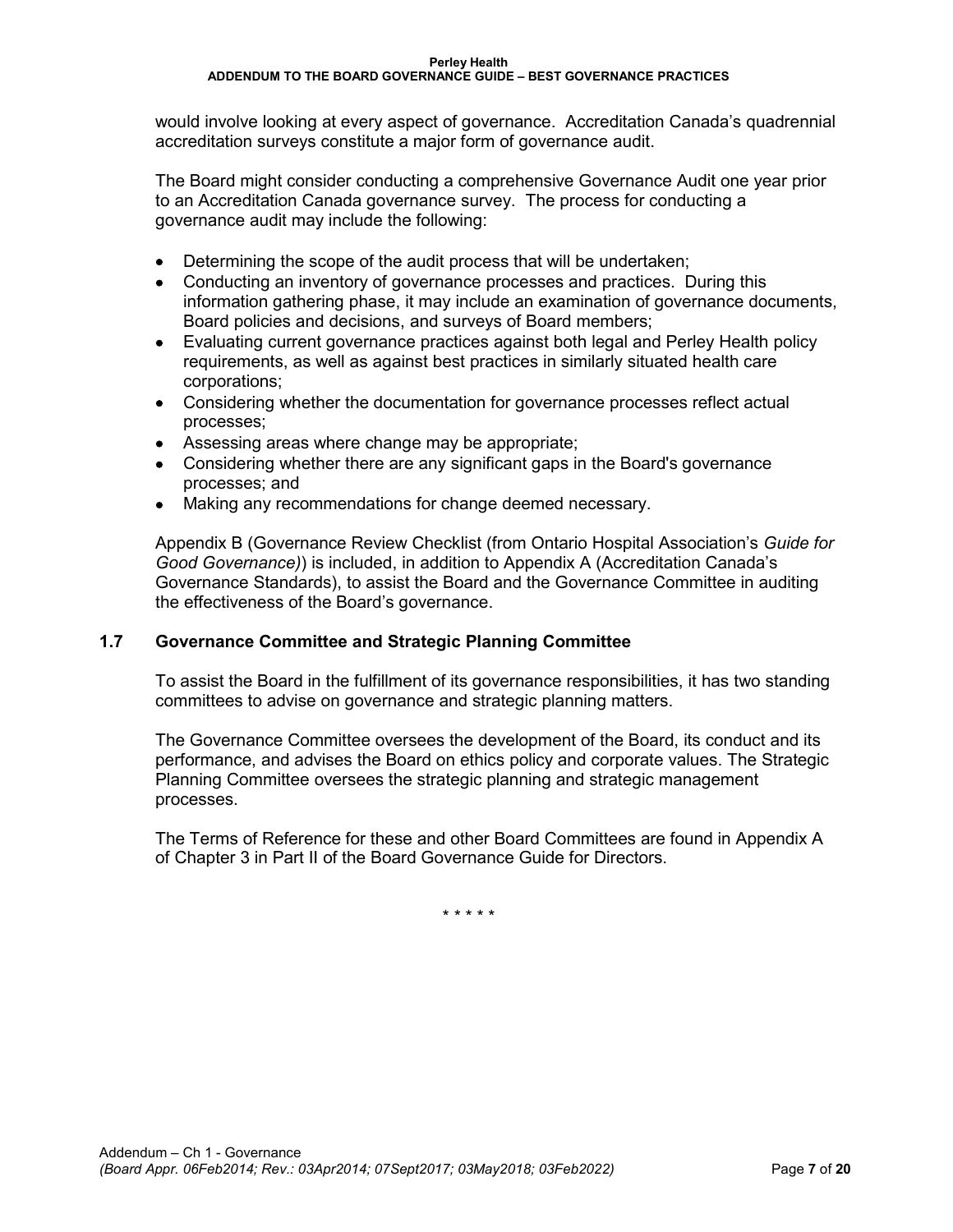would involve looking at every aspect of governance. Accreditation Canada's quadrennial accreditation surveys constitute a major form of governance audit.

The Board might consider conducting a comprehensive Governance Audit one year prior to an Accreditation Canada governance survey. The process for conducting a governance audit may include the following:

- Determining the scope of the audit process that will be undertaken;
- Conducting an inventory of governance processes and practices. During this information gathering phase, it may include an examination of governance documents, Board policies and decisions, and surveys of Board members;
- Evaluating current governance practices against both legal and Perley Health policy requirements, as well as against best practices in similarly situated health care corporations;
- Considering whether the documentation for governance processes reflect actual processes;
- Assessing areas where change may be appropriate;
- Considering whether there are any significant gaps in the Board's governance processes; and
- Making any recommendations for change deemed necessary.

Appendix B (Governance Review Checklist (from Ontario Hospital Association's *Guide for Good Governance)*) is included, in addition to Appendix A (Accreditation Canada's Governance Standards), to assist the Board and the Governance Committee in auditing the effectiveness of the Board's governance.

### 1.7 Governance Committee and Strategic Planning Committee

To assist the Board in the fulfillment of its governance responsibilities, it has two standing committees to advise on governance and strategic planning matters.

The Governance Committee oversees the development of the Board, its conduct and its performance, and advises the Board on ethics policy and corporate values. The Strategic Planning Committee oversees the strategic planning and strategic management processes.

The Terms of Reference for these and other Board Committees are found in Appendix A of Chapter 3 in Part II of the Board Governance Guide for Directors.

\* \* \* \* \*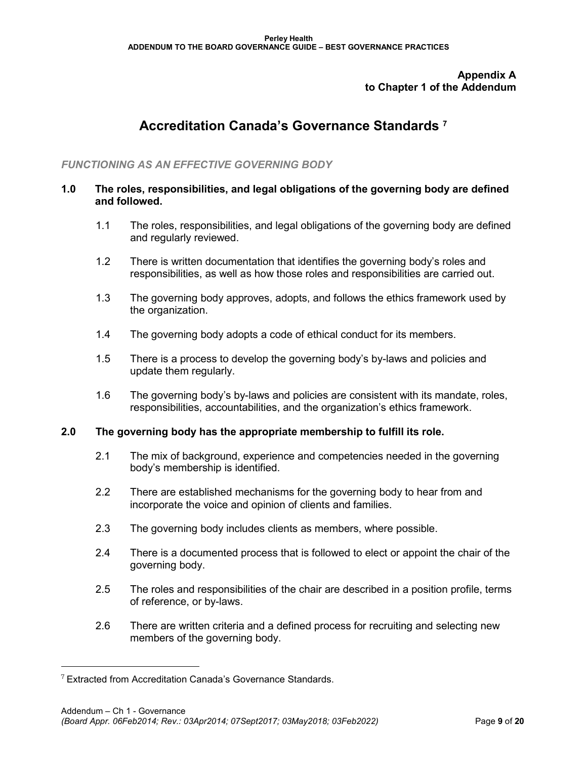**Appendix A**
**to Chapter 1 of the Addendum**

# Accreditation Canada's Governance Standards [7]

*FUNCTIONING AS AN EFFECTIVE GOVERNING BODY*

**1.0 The roles, responsibilities, and legal obligations of the governing body are defined and followed.**

1.1 The roles, responsibilities, and legal obligations of the governing body are defined and regularly reviewed.

1.2 There is written documentation that identifies the governing body's roles and responsibilities, as well as how those roles and responsibilities are carried out.

1.3 The governing body approves, adopts, and follows the ethics framework used by the organization.

1.4 The governing body adopts a code of ethical conduct for its members.

1.5 There is a process to develop the governing body's by-laws and policies and update them regularly.

1.6 The governing body's by-laws and policies are consistent with its mandate, roles, responsibilities, accountabilities, and the organization's ethics framework.

**2.0 The governing body has the appropriate membership to fulfill its role.**

2.1 The mix of background, experience and competencies needed in the governing body's membership is identified.

2.2 There are established mechanisms for the governing body to hear from and incorporate the voice and opinion of clients and families.

2.3 The governing body includes clients as members, where possible.

2.4 There is a documented process that is followed to elect or appoint the chair of the governing body.

2.5 The roles and responsibilities of the chair are described in a position profile, terms of reference, or by-laws.

2.6 There are written criteria and a defined process for recruiting and selecting new members of the governing body.

---

[7] Extracted from Accreditation Canada's Governance Standards.

Addendum – Ch 1 - Governance
*(Board Appr. 06Feb2014; Rev.: 03Apr2014; 07Sept2017; 03May2018; 03Feb2022)*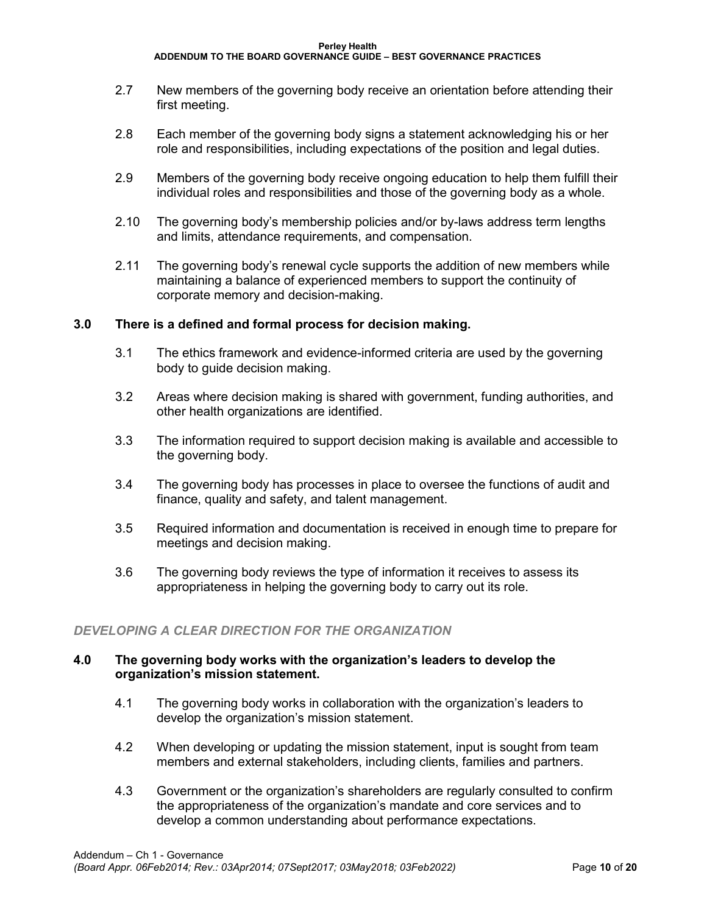2.7 New members of the governing body receive an orientation before attending their first meeting.

2.8 Each member of the governing body signs a statement acknowledging his or her role and responsibilities, including expectations of the position and legal duties.

2.9 Members of the governing body receive ongoing education to help them fulfill their individual roles and responsibilities and those of the governing body as a whole.

2.10 The governing body's membership policies and/or by-laws address term lengths and limits, attendance requirements, and compensation.

2.11 The governing body's renewal cycle supports the addition of new members while maintaining a balance of experienced members to support the continuity of corporate memory and decision-making.

**3.0 There is a defined and formal process for decision making.**

3.1 The ethics framework and evidence-informed criteria are used by the governing body to guide decision making.

3.2 Areas where decision making is shared with government, funding authorities, and other health organizations are identified.

3.3 The information required to support decision making is available and accessible to the governing body.

3.4 The governing body has processes in place to oversee the functions of audit and finance, quality and safety, and talent management.

3.5 Required information and documentation is received in enough time to prepare for meetings and decision making.

3.6 The governing body reviews the type of information it receives to assess its appropriateness in helping the governing body to carry out its role.

### *DEVELOPING A CLEAR DIRECTION FOR THE ORGANIZATION*

**4.0 The governing body works with the organization's leaders to develop the organization's mission statement.**

4.1 The governing body works in collaboration with the organization's leaders to develop the organization's mission statement.

4.2 When developing or updating the mission statement, input is sought from team members and external stakeholders, including clients, families and partners.

4.3 Government or the organization's shareholders are regularly consulted to confirm the appropriateness of the organization's mandate and core services and to develop a common understanding about performance expectations.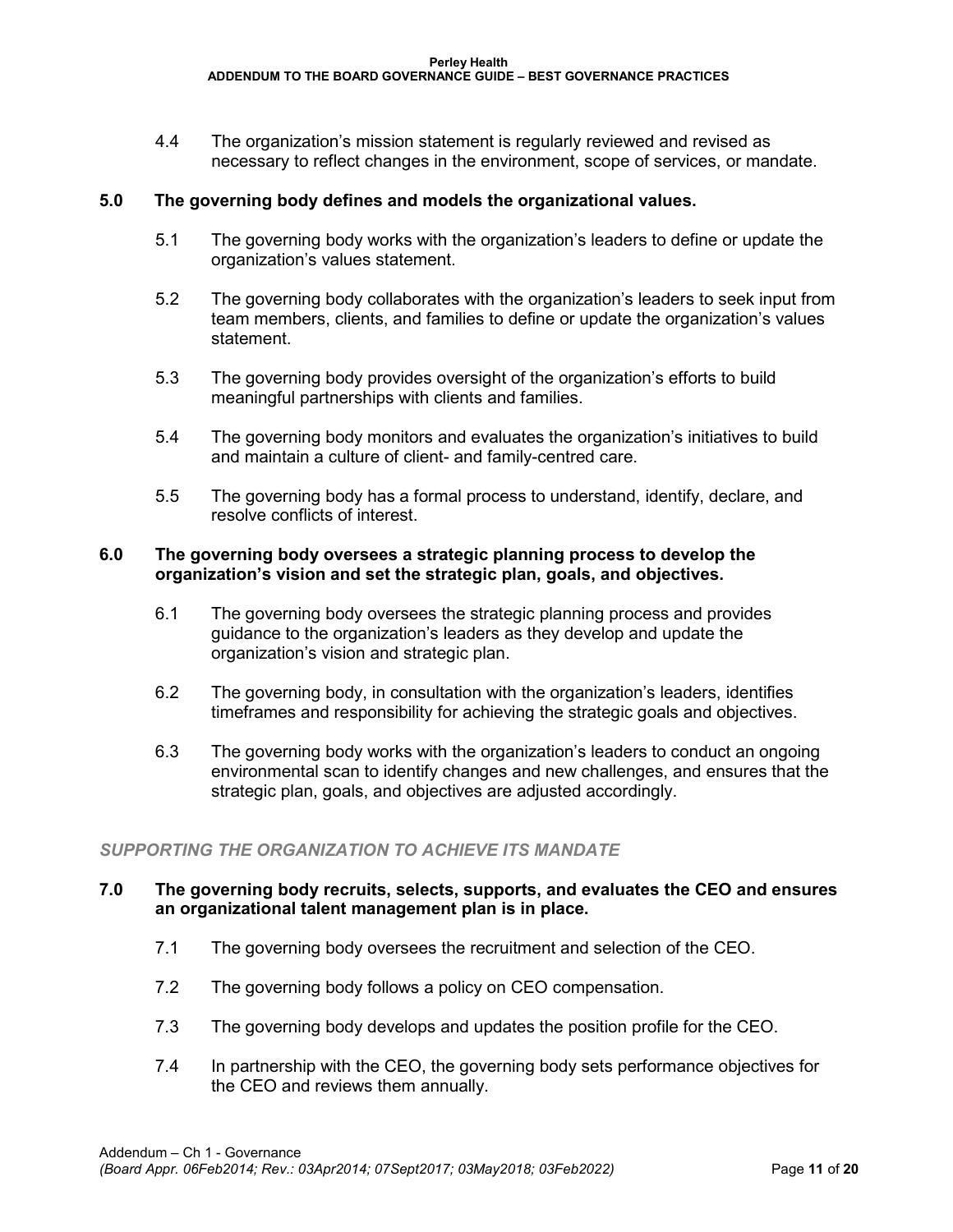4.4 The organization's mission statement is regularly reviewed and revised as necessary to reflect changes in the environment, scope of services, or mandate.

**5.0 The governing body defines and models the organizational values.**

5.1 The governing body works with the organization's leaders to define or update the organization's values statement.

5.2 The governing body collaborates with the organization's leaders to seek input from team members, clients, and families to define or update the organization's values statement.

5.3 The governing body provides oversight of the organization's efforts to build meaningful partnerships with clients and families.

5.4 The governing body monitors and evaluates the organization's initiatives to build and maintain a culture of client- and family-centred care.

5.5 The governing body has a formal process to understand, identify, declare, and resolve conflicts of interest.

**6.0 The governing body oversees a strategic planning process to develop the organization's vision and set the strategic plan, goals, and objectives.**

6.1 The governing body oversees the strategic planning process and provides guidance to the organization's leaders as they develop and update the organization's vision and strategic plan.

6.2 The governing body, in consultation with the organization's leaders, identifies timeframes and responsibility for achieving the strategic goals and objectives.

6.3 The governing body works with the organization's leaders to conduct an ongoing environmental scan to identify changes and new challenges, and ensures that the strategic plan, goals, and objectives are adjusted accordingly.

***SUPPORTING THE ORGANIZATION TO ACHIEVE ITS MANDATE***

**7.0 The governing body recruits, selects, supports, and evaluates the CEO and ensures an organizational talent management plan is in place.**

7.1 The governing body oversees the recruitment and selection of the CEO.

7.2 The governing body follows a policy on CEO compensation.

7.3 The governing body develops and updates the position profile for the CEO.

7.4 In partnership with the CEO, the governing body sets performance objectives for the CEO and reviews them annually.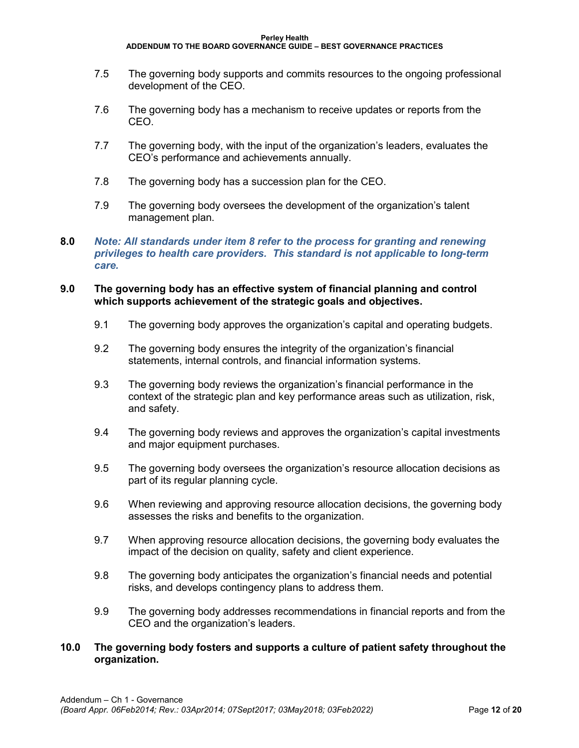7.5 The governing body supports and commits resources to the ongoing professional development of the CEO.

7.6 The governing body has a mechanism to receive updates or reports from the CEO.

7.7 The governing body, with the input of the organization's leaders, evaluates the CEO's performance and achievements annually.

7.8 The governing body has a succession plan for the CEO.

7.9 The governing body oversees the development of the organization's talent management plan.

**8.0** ***Note: All standards under item 8 refer to the process for granting and renewing privileges to health care providers. This standard is not applicable to long-term care.***

**9.0 The governing body has an effective system of financial planning and control which supports achievement of the strategic goals and objectives.**

9.1 The governing body approves the organization's capital and operating budgets.

9.2 The governing body ensures the integrity of the organization's financial statements, internal controls, and financial information systems.

9.3 The governing body reviews the organization's financial performance in the context of the strategic plan and key performance areas such as utilization, risk, and safety.

9.4 The governing body reviews and approves the organization's capital investments and major equipment purchases.

9.5 The governing body oversees the organization's resource allocation decisions as part of its regular planning cycle.

9.6 When reviewing and approving resource allocation decisions, the governing body assesses the risks and benefits to the organization.

9.7 When approving resource allocation decisions, the governing body evaluates the impact of the decision on quality, safety and client experience.

9.8 The governing body anticipates the organization's financial needs and potential risks, and develops contingency plans to address them.

9.9 The governing body addresses recommendations in financial reports and from the CEO and the organization's leaders.

**10.0 The governing body fosters and supports a culture of patient safety throughout the organization.**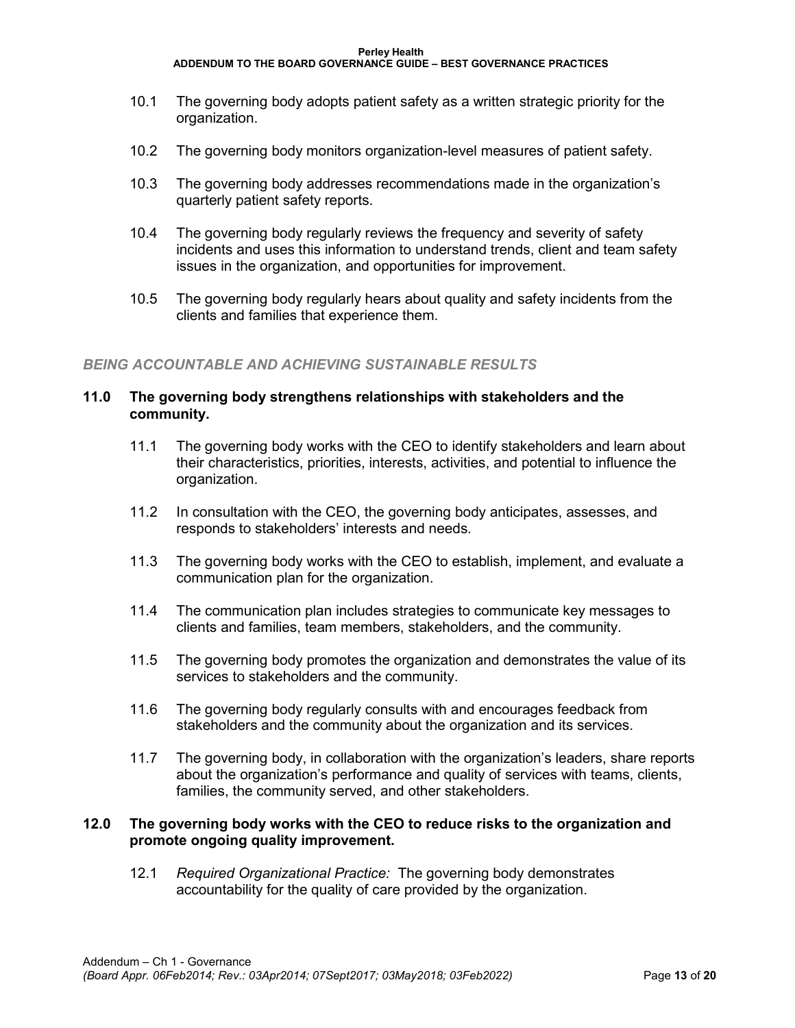10.1 The governing body adopts patient safety as a written strategic priority for the organization.

10.2 The governing body monitors organization-level measures of patient safety.

10.3 The governing body addresses recommendations made in the organization's quarterly patient safety reports.

10.4 The governing body regularly reviews the frequency and severity of safety incidents and uses this information to understand trends, client and team safety issues in the organization, and opportunities for improvement.

10.5 The governing body regularly hears about quality and safety incidents from the clients and families that experience them.

### *BEING ACCOUNTABLE AND ACHIEVING SUSTAINABLE RESULTS*

**11.0 The governing body strengthens relationships with stakeholders and the community.**

11.1 The governing body works with the CEO to identify stakeholders and learn about their characteristics, priorities, interests, activities, and potential to influence the organization.

11.2 In consultation with the CEO, the governing body anticipates, assesses, and responds to stakeholders' interests and needs.

11.3 The governing body works with the CEO to establish, implement, and evaluate a communication plan for the organization.

11.4 The communication plan includes strategies to communicate key messages to clients and families, team members, stakeholders, and the community.

11.5 The governing body promotes the organization and demonstrates the value of its services to stakeholders and the community.

11.6 The governing body regularly consults with and encourages feedback from stakeholders and the community about the organization and its services.

11.7 The governing body, in collaboration with the organization's leaders, share reports about the organization's performance and quality of services with teams, clients, families, the community served, and other stakeholders.

**12.0 The governing body works with the CEO to reduce risks to the organization and promote ongoing quality improvement.**

12.1 *Required Organizational Practice:* The governing body demonstrates accountability for the quality of care provided by the organization.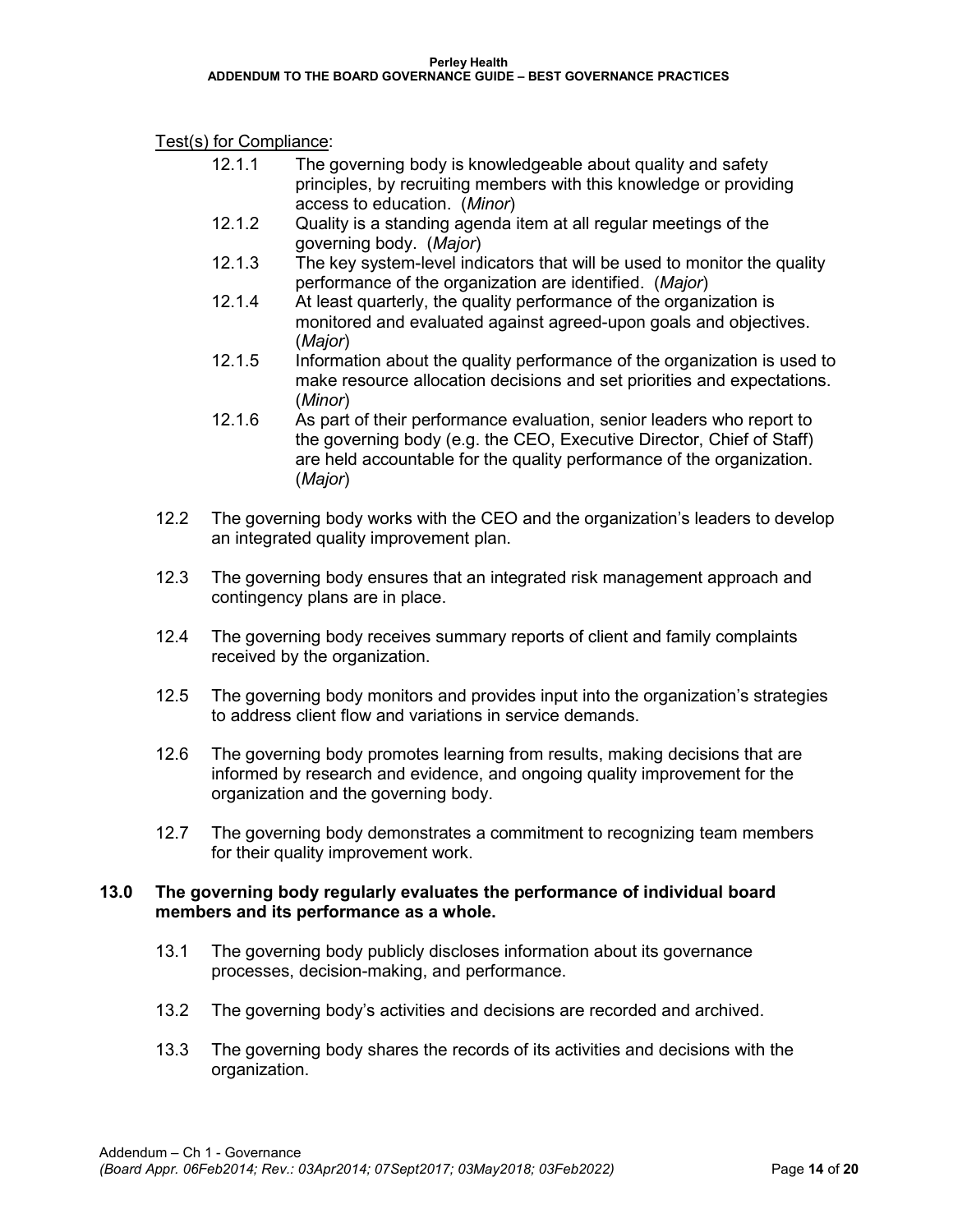Test(s) for Compliance:

- 12.1.1 The governing body is knowledgeable about quality and safety principles, by recruiting members with this knowledge or providing access to education. (*Minor*)
- 12.1.2 Quality is a standing agenda item at all regular meetings of the governing body. (*Major*)
- 12.1.3 The key system-level indicators that will be used to monitor the quality performance of the organization are identified. (*Major*)
- 12.1.4 At least quarterly, the quality performance of the organization is monitored and evaluated against agreed-upon goals and objectives. (*Major*)
- 12.1.5 Information about the quality performance of the organization is used to make resource allocation decisions and set priorities and expectations. (*Minor*)
- 12.1.6 As part of their performance evaluation, senior leaders who report to the governing body (e.g. the CEO, Executive Director, Chief of Staff) are held accountable for the quality performance of the organization. (*Major*)

12.2 The governing body works with the CEO and the organization's leaders to develop an integrated quality improvement plan.

12.3 The governing body ensures that an integrated risk management approach and contingency plans are in place.

12.4 The governing body receives summary reports of client and family complaints received by the organization.

12.5 The governing body monitors and provides input into the organization's strategies to address client flow and variations in service demands.

12.6 The governing body promotes learning from results, making decisions that are informed by research and evidence, and ongoing quality improvement for the organization and the governing body.

12.7 The governing body demonstrates a commitment to recognizing team members for their quality improvement work.

**13.0 The governing body regularly evaluates the performance of individual board members and its performance as a whole.**

13.1 The governing body publicly discloses information about its governance processes, decision-making, and performance.

13.2 The governing body's activities and decisions are recorded and archived.

13.3 The governing body shares the records of its activities and decisions with the organization.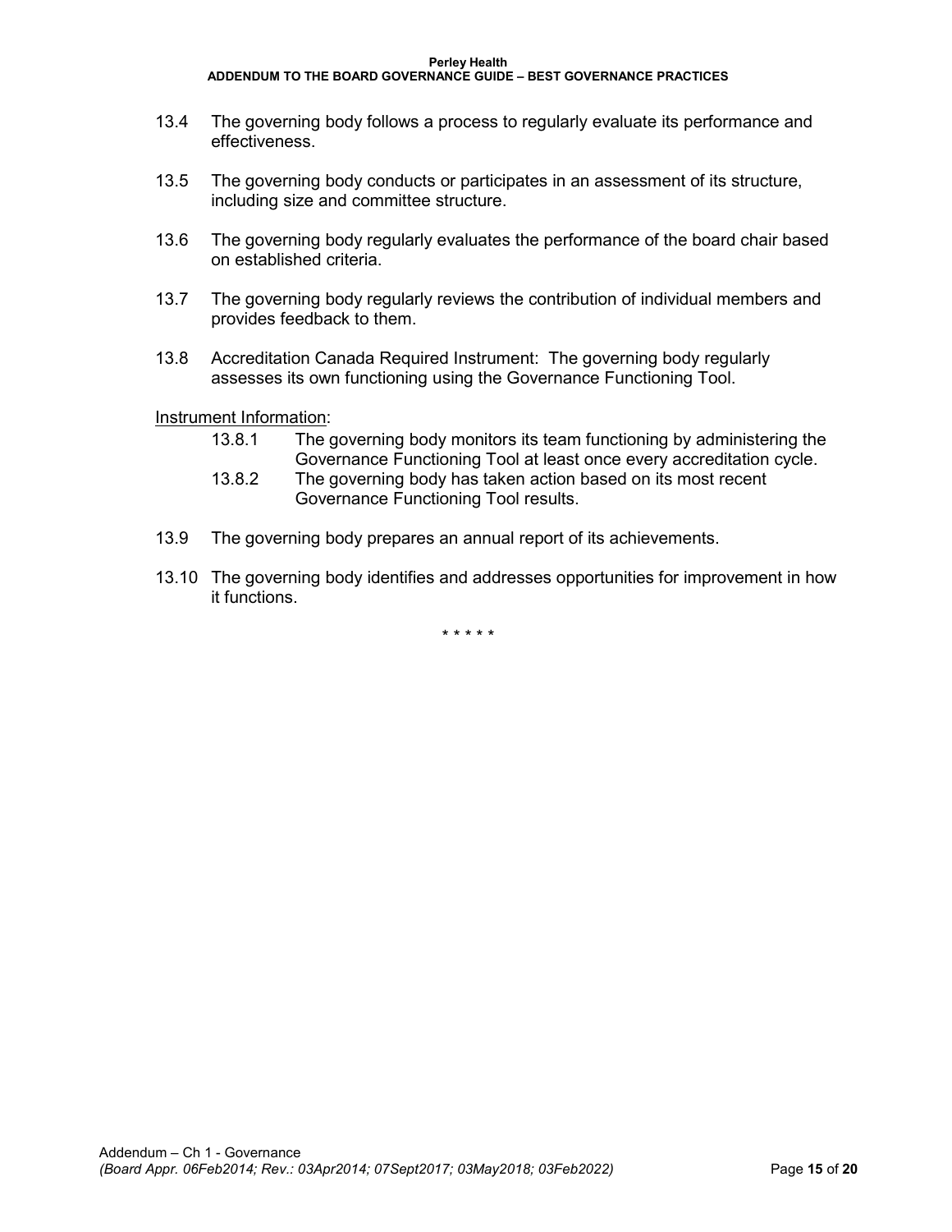13.4 The governing body follows a process to regularly evaluate its performance and effectiveness.

13.5 The governing body conducts or participates in an assessment of its structure, including size and committee structure.

13.6 The governing body regularly evaluates the performance of the board chair based on established criteria.

13.7 The governing body regularly reviews the contribution of individual members and provides feedback to them.

13.8 Accreditation Canada Required Instrument: The governing body regularly assesses its own functioning using the Governance Functioning Tool.

Instrument Information:

- 13.8.1 The governing body monitors its team functioning by administering the Governance Functioning Tool at least once every accreditation cycle.
- 13.8.2 The governing body has taken action based on its most recent Governance Functioning Tool results.

13.9 The governing body prepares an annual report of its achievements.

13.10 The governing body identifies and addresses opportunities for improvement in how it functions.

\* \* \* \* \*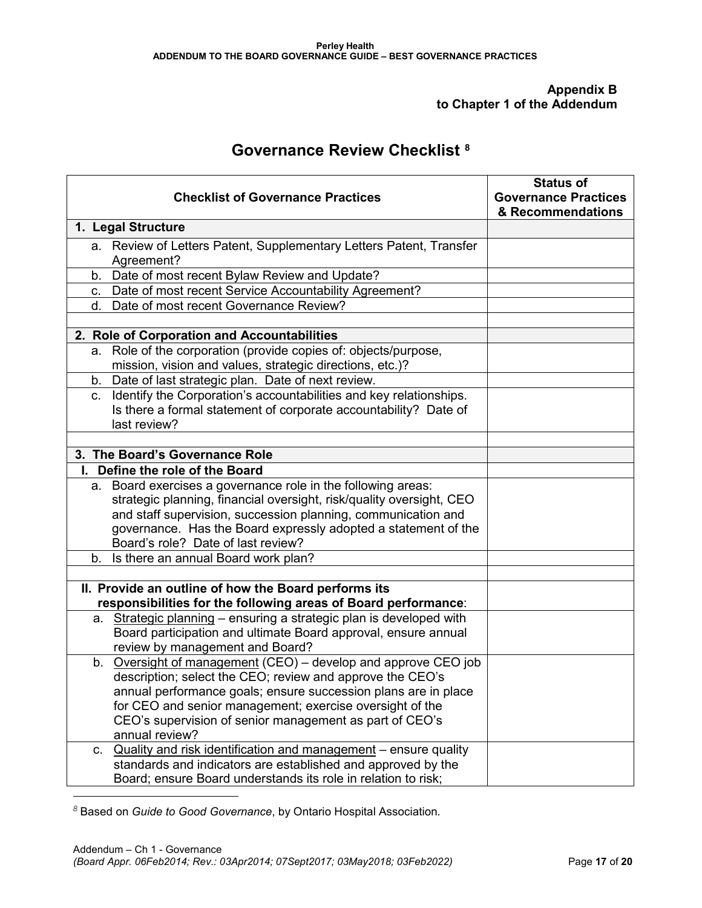**Appendix B**
**to Chapter 1 of the Addendum**

# Governance Review Checklist [8]

| Checklist of Governance Practices | Status of Governance Practices & Recommendations |
|---|---|
| **1. Legal Structure** | |
| a. Review of Letters Patent, Supplementary Letters Patent, Transfer Agreement? | |
| b. Date of most recent Bylaw Review and Update? | |
| c. Date of most recent Service Accountability Agreement? | |
| d. Date of most recent Governance Review? | |
| | |
| **2. Role of Corporation and Accountabilities** | |
| a. Role of the corporation (provide copies of: objects/purpose, mission, vision and values, strategic directions, etc.)? | |
| b. Date of last strategic plan. Date of next review. | |
| c. Identify the Corporation's accountabilities and key relationships. Is there a formal statement of corporate accountability? Date of last review? | |
| | |
| **3. The Board's Governance Role** | |
| **I. Define the role of the Board** | |
| a. Board exercises a governance role in the following areas: strategic planning, financial oversight, risk/quality oversight, CEO and staff supervision, succession planning, communication and governance. Has the Board expressly adopted a statement of the Board's role? Date of last review? | |
| b. Is there an annual Board work plan? | |
| | |
| **II. Provide an outline of how the Board performs its responsibilities for the following areas of Board performance**: | |
| a. Strategic planning – ensuring a strategic plan is developed with Board participation and ultimate Board approval, ensure annual review by management and Board? | |
| b. Oversight of management (CEO) – develop and approve CEO job description; select the CEO; review and approve the CEO's annual performance goals; ensure succession plans are in place for CEO and senior management; exercise oversight of the CEO's supervision of senior management as part of CEO's annual review? | |
| c. Quality and risk identification and management – ensure quality standards and indicators are established and approved by the Board; ensure Board understands its role in relation to risk; | |

[8] Based on *Guide to Good Governance*, by Ontario Hospital Association.

Addendum – Ch 1 - Governance
*(Board Appr. 06Feb2014; Rev.: 03Apr2014; 07Sept2017; 03May2018; 03Feb2022)*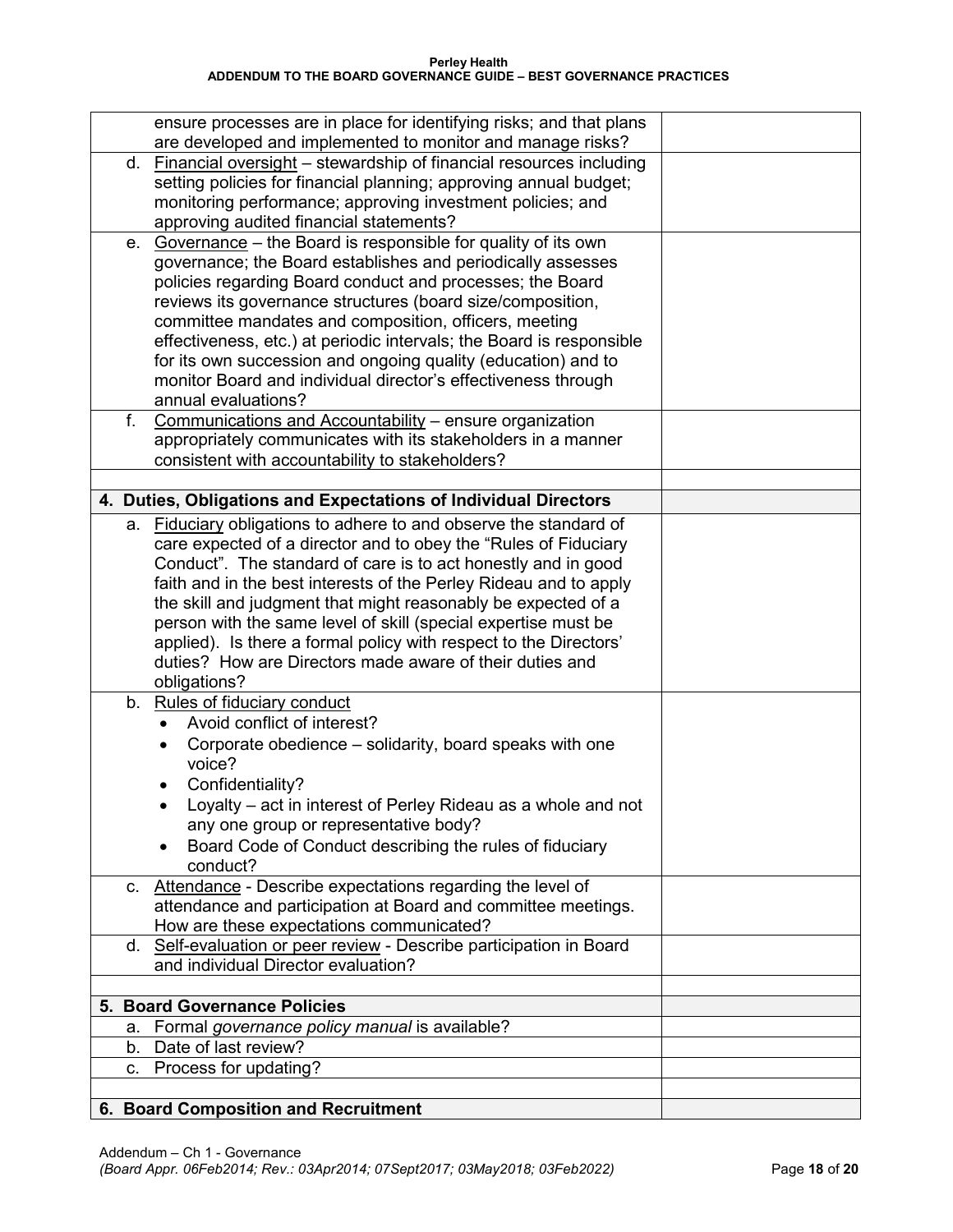| | |
|---|---|
| ensure processes are in place for identifying risks; and that plans are developed and implemented to monitor and manage risks? | |
| d. <u>Financial oversight</u> – stewardship of financial resources including setting policies for financial planning; approving annual budget; monitoring performance; approving investment policies; and approving audited financial statements? | |
| e. <u>Governance</u> – the Board is responsible for quality of its own governance; the Board establishes and periodically assesses policies regarding Board conduct and processes; the Board reviews its governance structures (board size/composition, committee mandates and composition, officers, meeting effectiveness, etc.) at periodic intervals; the Board is responsible for its own succession and ongoing quality (education) and to monitor Board and individual director's effectiveness through annual evaluations? | |
| f. <u>Communications and Accountability</u> – ensure organization appropriately communicates with its stakeholders in a manner consistent with accountability to stakeholders? | |
| | |
| **4. Duties, Obligations and Expectations of Individual Directors** | |
| a. <u>Fiduciary</u> obligations to adhere to and observe the standard of care expected of a director and to obey the "Rules of Fiduciary Conduct". The standard of care is to act honestly and in good faith and in the best interests of the Perley Rideau and to apply the skill and judgment that might reasonably be expected of a person with the same level of skill (special expertise must be applied). Is there a formal policy with respect to the Directors' duties? How are Directors made aware of their duties and obligations? | |
| b. <u>Rules of fiduciary conduct</u><br>• Avoid conflict of interest?<br>• Corporate obedience – solidarity, board speaks with one voice?<br>• Confidentiality?<br>• Loyalty – act in interest of Perley Rideau as a whole and not any one group or representative body?<br>• Board Code of Conduct describing the rules of fiduciary conduct? | |
| c. <u>Attendance</u> - Describe expectations regarding the level of attendance and participation at Board and committee meetings. How are these expectations communicated? | |
| d. <u>Self-evaluation or peer review</u> - Describe participation in Board and individual Director evaluation? | |
| | |
| **5. Board Governance Policies** | |
| a. Formal *governance policy manual* is available? | |
| b. Date of last review? | |
| c. Process for updating? | |
| | |
| **6. Board Composition and Recruitment** | |

Addendum – Ch 1 - Governance
*(Board Appr. 06Feb2014; Rev.: 03Apr2014; 07Sept2017; 03May2018; 03Feb2022)*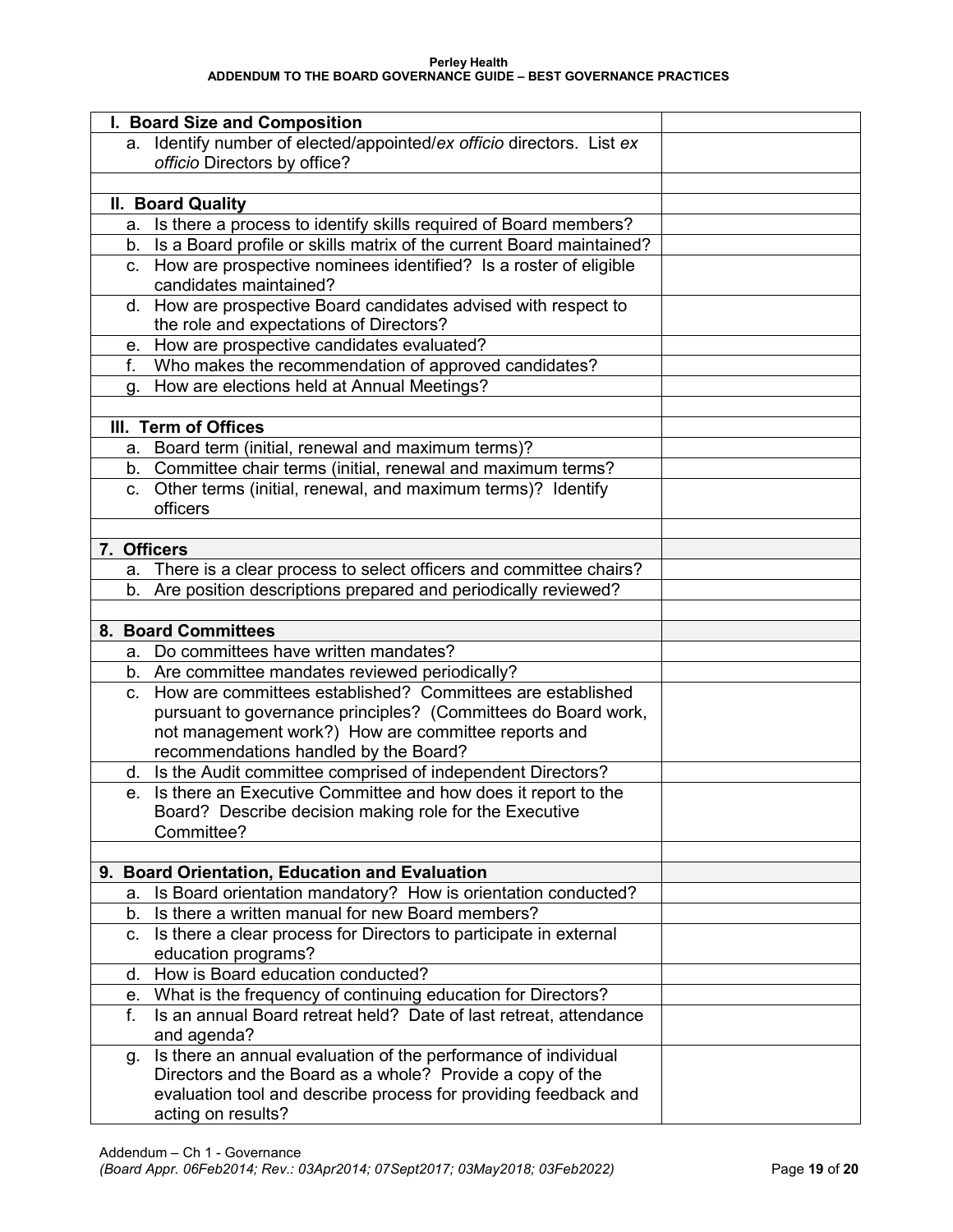| | |
|---|---|
| **I. Board Size and Composition** | |
| a. Identify number of elected/appointed/*ex officio* directors. List *ex officio* Directors by office? | |
| | |
| **II. Board Quality** | |
| a. Is there a process to identify skills required of Board members? | |
| b. Is a Board profile or skills matrix of the current Board maintained? | |
| c. How are prospective nominees identified? Is a roster of eligible candidates maintained? | |
| d. How are prospective Board candidates advised with respect to the role and expectations of Directors? | |
| e. How are prospective candidates evaluated? | |
| f. Who makes the recommendation of approved candidates? | |
| g. How are elections held at Annual Meetings? | |
| | |
| **III. Term of Offices** | |
| a. Board term (initial, renewal and maximum terms)? | |
| b. Committee chair terms (initial, renewal and maximum terms? | |
| c. Other terms (initial, renewal, and maximum terms)? Identify officers | |
| | |
| **7. Officers** | |
| a. There is a clear process to select officers and committee chairs? | |
| b. Are position descriptions prepared and periodically reviewed? | |
| | |
| **8. Board Committees** | |
| a. Do committees have written mandates? | |
| b. Are committee mandates reviewed periodically? | |
| c. How are committees established? Committees are established pursuant to governance principles? (Committees do Board work, not management work?) How are committee reports and recommendations handled by the Board? | |
| d. Is the Audit committee comprised of independent Directors? | |
| e. Is there an Executive Committee and how does it report to the Board? Describe decision making role for the Executive Committee? | |
| | |
| **9. Board Orientation, Education and Evaluation** | |
| a. Is Board orientation mandatory? How is orientation conducted? | |
| b. Is there a written manual for new Board members? | |
| c. Is there a clear process for Directors to participate in external education programs? | |
| d. How is Board education conducted? | |
| e. What is the frequency of continuing education for Directors? | |
| f. Is an annual Board retreat held? Date of last retreat, attendance and agenda? | |
| g. Is there an annual evaluation of the performance of individual Directors and the Board as a whole? Provide a copy of the evaluation tool and describe process for providing feedback and acting on results? | |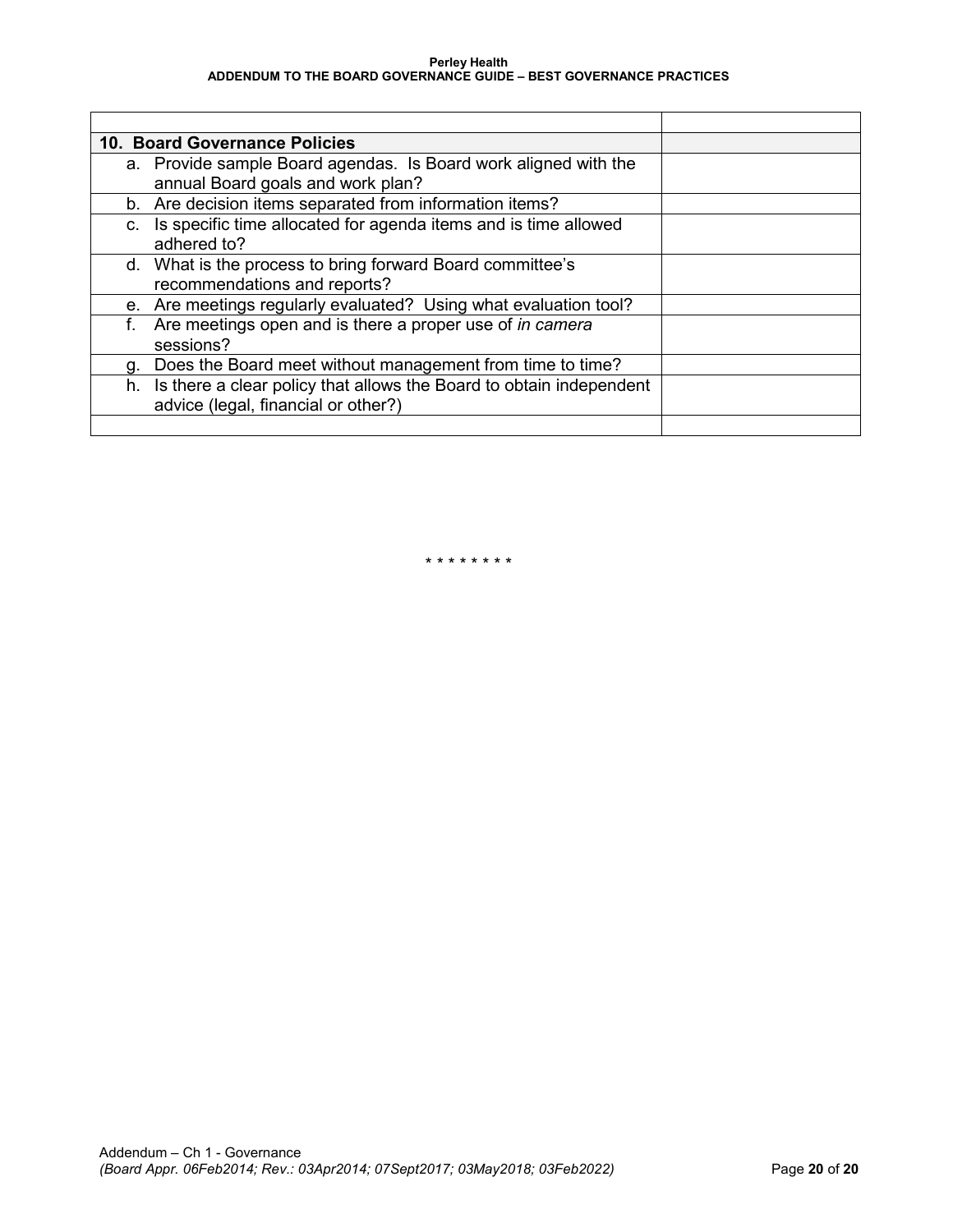| | |
|---|---|
| | |
| **10. Board Governance Policies** | |
| a. Provide sample Board agendas. Is Board work aligned with the annual Board goals and work plan? | |
| b. Are decision items separated from information items? | |
| c. Is specific time allocated for agenda items and is time allowed adhered to? | |
| d. What is the process to bring forward Board committee's recommendations and reports? | |
| e. Are meetings regularly evaluated? Using what evaluation tool? | |
| f. Are meetings open and is there a proper use of *in camera* sessions? | |
| g. Does the Board meet without management from time to time? | |
| h. Is there a clear policy that allows the Board to obtain independent advice (legal, financial or other?) | |
| | |

\* \* \* \* \* \* \* \*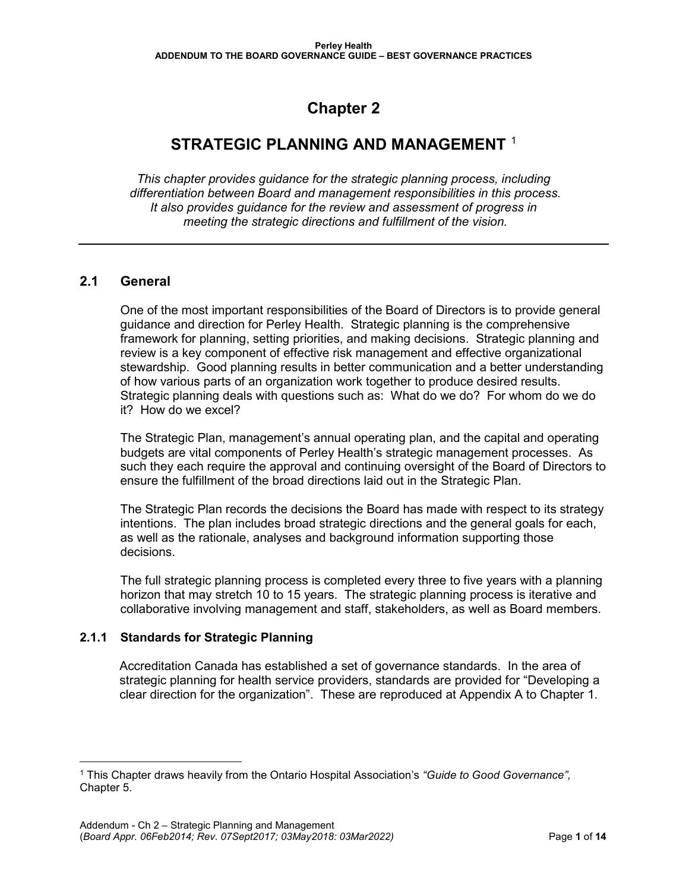# Chapter 2

# STRATEGIC PLANNING AND MANAGEMENT [1]

*This chapter provides guidance for the strategic planning process, including differentiation between Board and management responsibilities in this process. It also provides guidance for the review and assessment of progress in meeting the strategic directions and fulfillment of the vision.*

---

## 2.1 General

One of the most important responsibilities of the Board of Directors is to provide general guidance and direction for Perley Health. Strategic planning is the comprehensive framework for planning, setting priorities, and making decisions. Strategic planning and review is a key component of effective risk management and effective organizational stewardship. Good planning results in better communication and a better understanding of how various parts of an organization work together to produce desired results. Strategic planning deals with questions such as: What do we do? For whom do we do it? How do we excel?

The Strategic Plan, management's annual operating plan, and the capital and operating budgets are vital components of Perley Health's strategic management processes. As such they each require the approval and continuing oversight of the Board of Directors to ensure the fulfillment of the broad directions laid out in the Strategic Plan.

The Strategic Plan records the decisions the Board has made with respect to its strategy intentions. The plan includes broad strategic directions and the general goals for each, as well as the rationale, analyses and background information supporting those decisions.

The full strategic planning process is completed every three to five years with a planning horizon that may stretch 10 to 15 years. The strategic planning process is iterative and collaborative involving management and staff, stakeholders, as well as Board members.

### 2.1.1 Standards for Strategic Planning

Accreditation Canada has established a set of governance standards. In the area of strategic planning for health service providers, standards are provided for "Developing a clear direction for the organization". These are reproduced at Appendix A to Chapter 1.

---

[1] This Chapter draws heavily from the Ontario Hospital Association's *"Guide to Good Governance",* Chapter 5.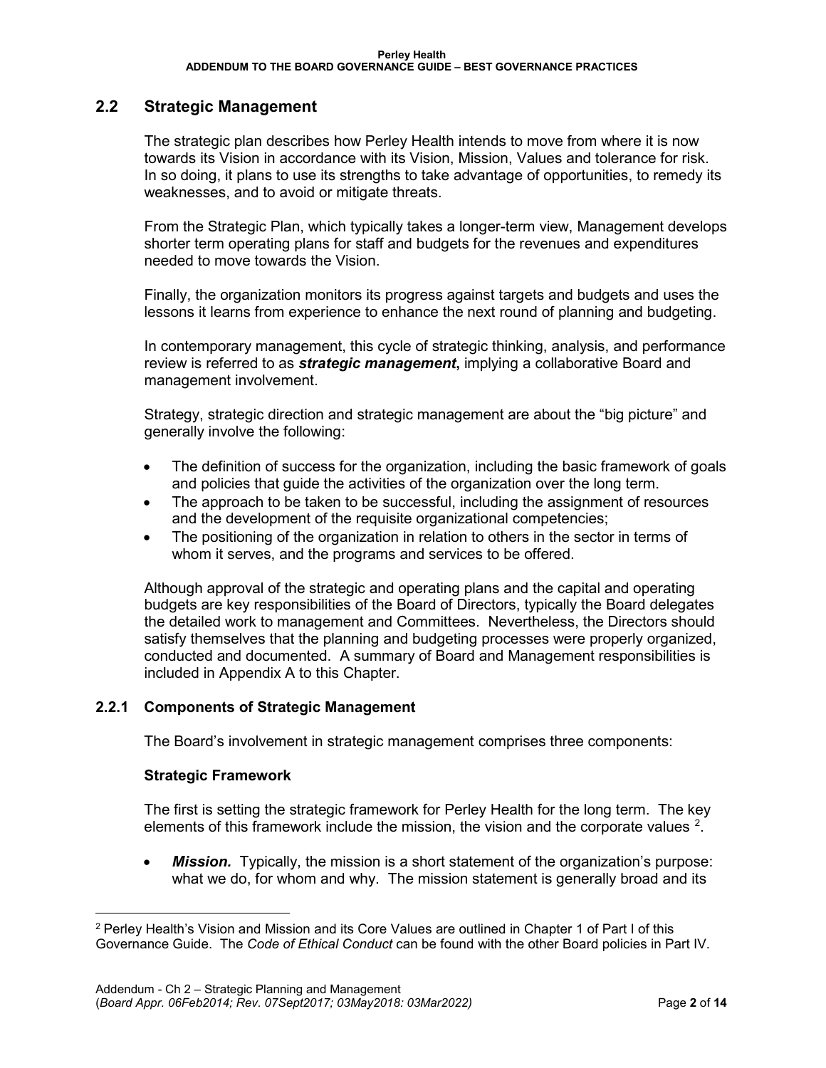## 2.2 Strategic Management

The strategic plan describes how Perley Health intends to move from where it is now towards its Vision in accordance with its Vision, Mission, Values and tolerance for risk. In so doing, it plans to use its strengths to take advantage of opportunities, to remedy its weaknesses, and to avoid or mitigate threats.

From the Strategic Plan, which typically takes a longer-term view, Management develops shorter term operating plans for staff and budgets for the revenues and expenditures needed to move towards the Vision.

Finally, the organization monitors its progress against targets and budgets and uses the lessons it learns from experience to enhance the next round of planning and budgeting.

In contemporary management, this cycle of strategic thinking, analysis, and performance review is referred to as ***strategic management***, implying a collaborative Board and management involvement.

Strategy, strategic direction and strategic management are about the "big picture" and generally involve the following:

- The definition of success for the organization, including the basic framework of goals and policies that guide the activities of the organization over the long term.
- The approach to be taken to be successful, including the assignment of resources and the development of the requisite organizational competencies;
- The positioning of the organization in relation to others in the sector in terms of whom it serves, and the programs and services to be offered.

Although approval of the strategic and operating plans and the capital and operating budgets are key responsibilities of the Board of Directors, typically the Board delegates the detailed work to management and Committees. Nevertheless, the Directors should satisfy themselves that the planning and budgeting processes were properly organized, conducted and documented. A summary of Board and Management responsibilities is included in Appendix A to this Chapter.

### 2.2.1 Components of Strategic Management

The Board's involvement in strategic management comprises three components:

**Strategic Framework**

The first is setting the strategic framework for Perley Health for the long term. The key elements of this framework include the mission, the vision and the corporate values [2].

- ***Mission.*** Typically, the mission is a short statement of the organization's purpose: what we do, for whom and why. The mission statement is generally broad and its

[2] Perley Health's Vision and Mission and its Core Values are outlined in Chapter 1 of Part I of this Governance Guide. The *Code of Ethical Conduct* can be found with the other Board policies in Part IV.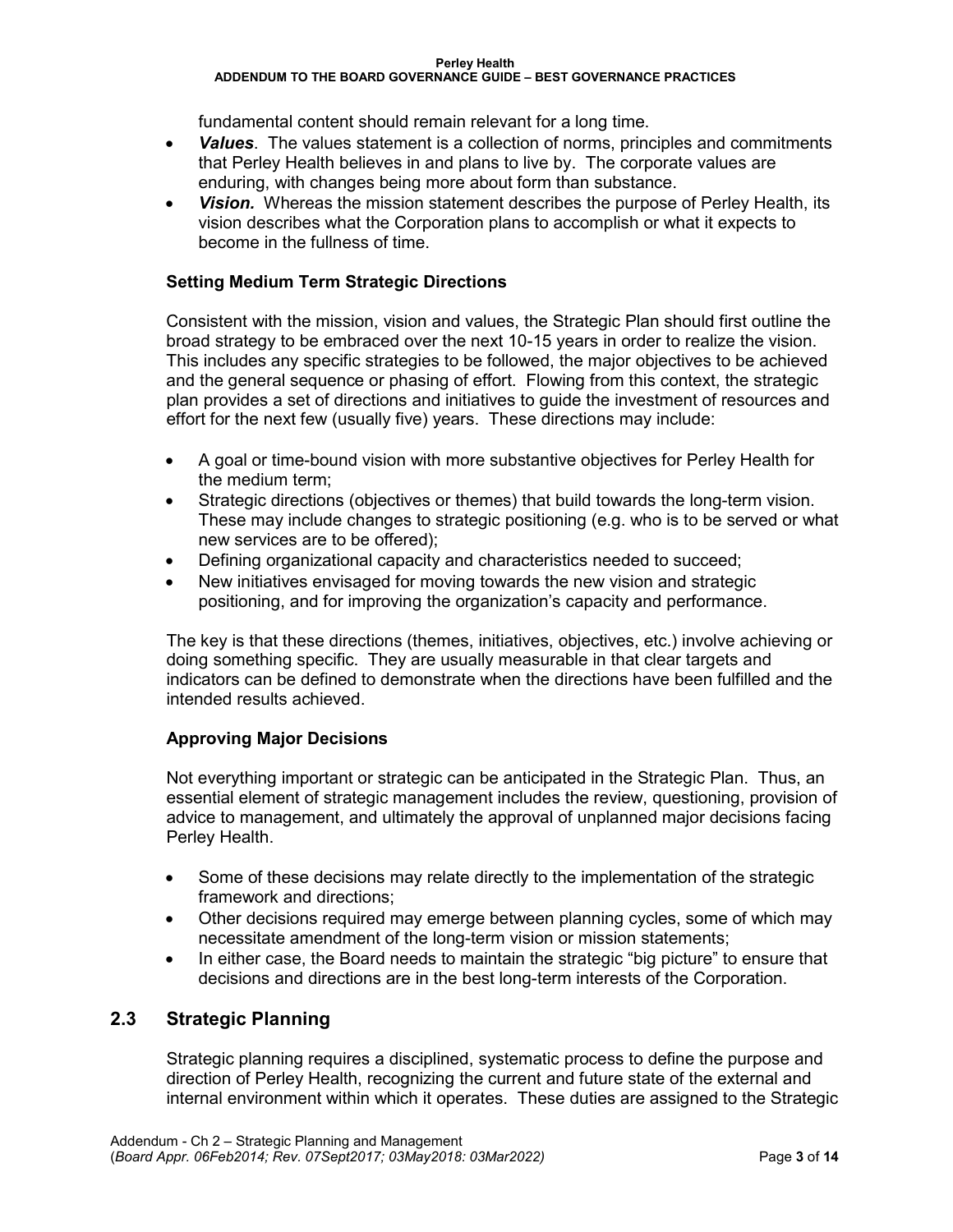fundamental content should remain relevant for a long time.

- ***Values***. The values statement is a collection of norms, principles and commitments that Perley Health believes in and plans to live by. The corporate values are enduring, with changes being more about form than substance.
- ***Vision.*** Whereas the mission statement describes the purpose of Perley Health, its vision describes what the Corporation plans to accomplish or what it expects to become in the fullness of time.

### Setting Medium Term Strategic Directions

Consistent with the mission, vision and values, the Strategic Plan should first outline the broad strategy to be embraced over the next 10-15 years in order to realize the vision. This includes any specific strategies to be followed, the major objectives to be achieved and the general sequence or phasing of effort. Flowing from this context, the strategic plan provides a set of directions and initiatives to guide the investment of resources and effort for the next few (usually five) years. These directions may include:

- A goal or time-bound vision with more substantive objectives for Perley Health for the medium term;
- Strategic directions (objectives or themes) that build towards the long-term vision. These may include changes to strategic positioning (e.g. who is to be served or what new services are to be offered);
- Defining organizational capacity and characteristics needed to succeed;
- New initiatives envisaged for moving towards the new vision and strategic positioning, and for improving the organization's capacity and performance.

The key is that these directions (themes, initiatives, objectives, etc.) involve achieving or doing something specific. They are usually measurable in that clear targets and indicators can be defined to demonstrate when the directions have been fulfilled and the intended results achieved.

### Approving Major Decisions

Not everything important or strategic can be anticipated in the Strategic Plan. Thus, an essential element of strategic management includes the review, questioning, provision of advice to management, and ultimately the approval of unplanned major decisions facing Perley Health.

- Some of these decisions may relate directly to the implementation of the strategic framework and directions;
- Other decisions required may emerge between planning cycles, some of which may necessitate amendment of the long-term vision or mission statements;
- In either case, the Board needs to maintain the strategic "big picture" to ensure that decisions and directions are in the best long-term interests of the Corporation.

## 2.3 Strategic Planning

Strategic planning requires a disciplined, systematic process to define the purpose and direction of Perley Health, recognizing the current and future state of the external and internal environment within which it operates. These duties are assigned to the Strategic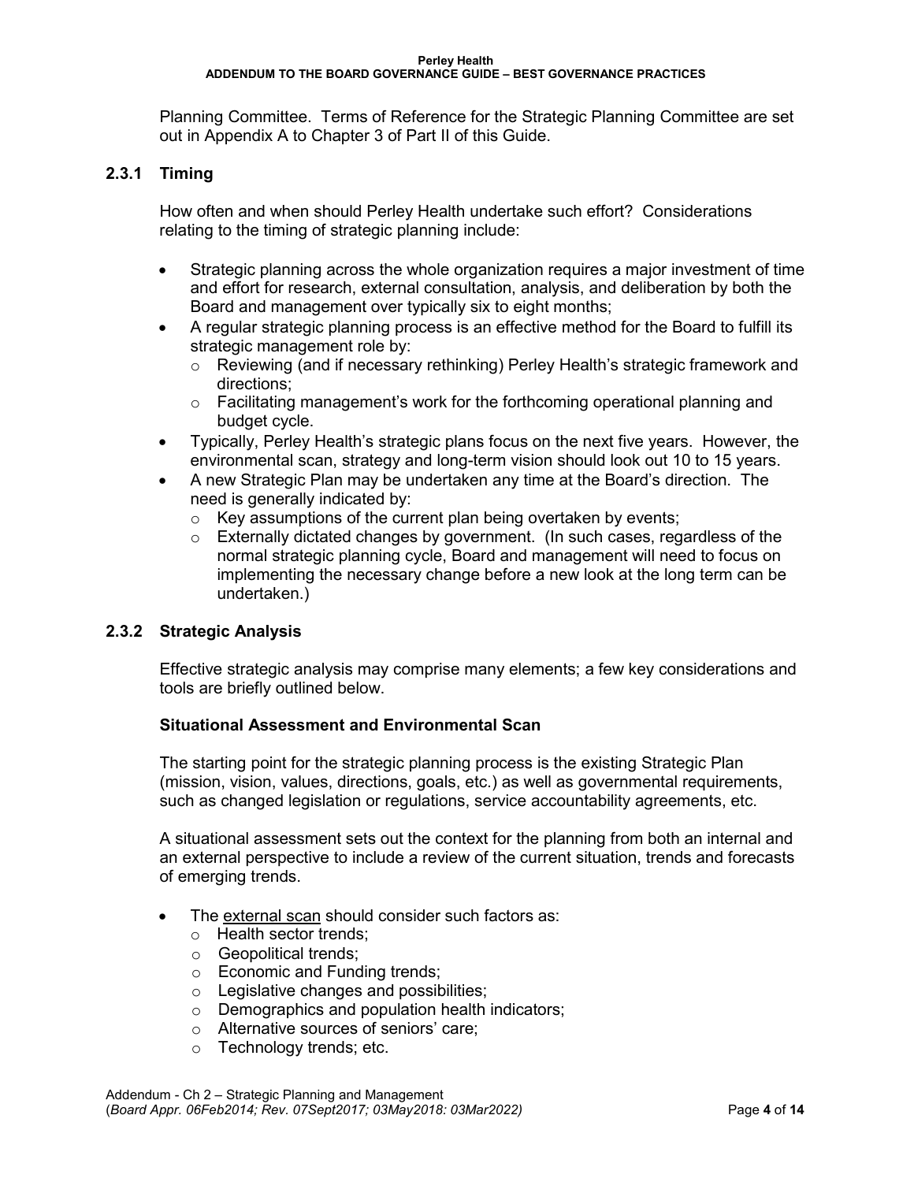Planning Committee. Terms of Reference for the Strategic Planning Committee are set out in Appendix A to Chapter 3 of Part II of this Guide.

### 2.3.1 Timing

How often and when should Perley Health undertake such effort? Considerations relating to the timing of strategic planning include:

- Strategic planning across the whole organization requires a major investment of time and effort for research, external consultation, analysis, and deliberation by both the Board and management over typically six to eight months;
- A regular strategic planning process is an effective method for the Board to fulfill its strategic management role by:
  - Reviewing (and if necessary rethinking) Perley Health's strategic framework and directions;
  - Facilitating management's work for the forthcoming operational planning and budget cycle.
- Typically, Perley Health's strategic plans focus on the next five years. However, the environmental scan, strategy and long-term vision should look out 10 to 15 years.
- A new Strategic Plan may be undertaken any time at the Board's direction. The need is generally indicated by:
  - Key assumptions of the current plan being overtaken by events;
  - Externally dictated changes by government. (In such cases, regardless of the normal strategic planning cycle, Board and management will need to focus on implementing the necessary change before a new look at the long term can be undertaken.)

### 2.3.2 Strategic Analysis

Effective strategic analysis may comprise many elements; a few key considerations and tools are briefly outlined below.

**Situational Assessment and Environmental Scan**

The starting point for the strategic planning process is the existing Strategic Plan (mission, vision, values, directions, goals, etc.) as well as governmental requirements, such as changed legislation or regulations, service accountability agreements, etc.

A situational assessment sets out the context for the planning from both an internal and an external perspective to include a review of the current situation, trends and forecasts of emerging trends.

- The <u>external scan</u> should consider such factors as:
  - Health sector trends;
  - Geopolitical trends;
  - Economic and Funding trends;
  - Legislative changes and possibilities;
  - Demographics and population health indicators;
  - Alternative sources of seniors' care;
  - Technology trends; etc.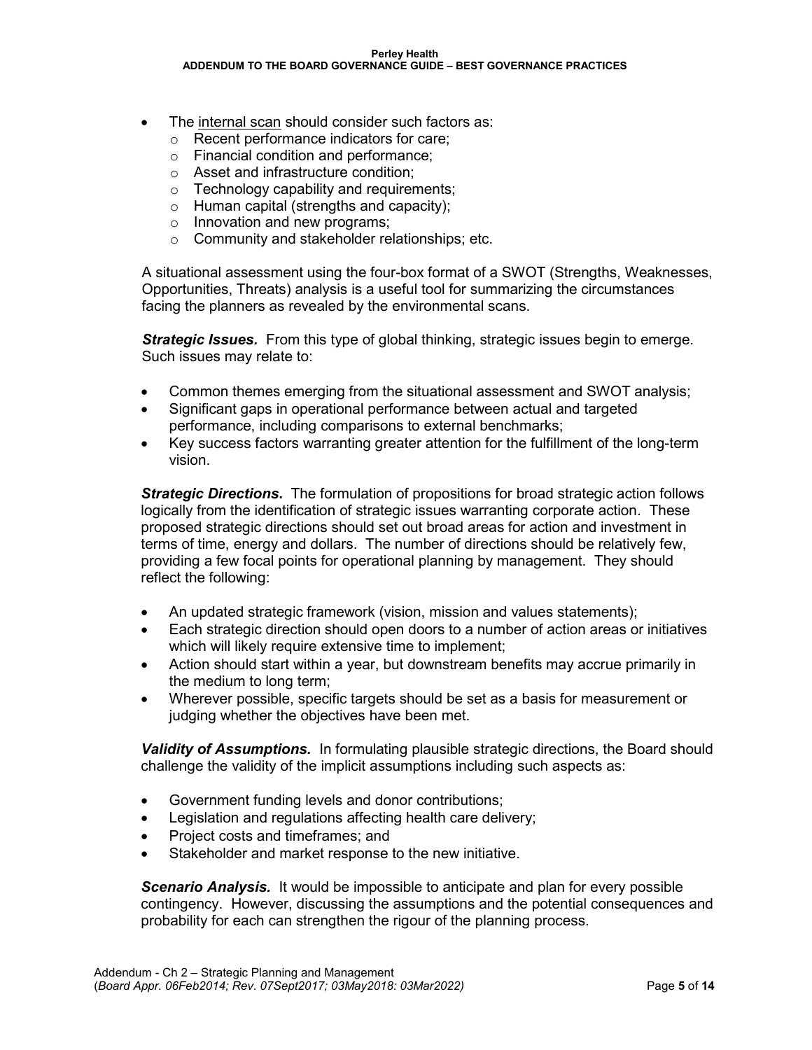- The internal scan should consider such factors as:
  - Recent performance indicators for care;
  - Financial condition and performance;
  - Asset and infrastructure condition;
  - Technology capability and requirements;
  - Human capital (strengths and capacity);
  - Innovation and new programs;
  - Community and stakeholder relationships; etc.

A situational assessment using the four-box format of a SWOT (Strengths, Weaknesses, Opportunities, Threats) analysis is a useful tool for summarizing the circumstances facing the planners as revealed by the environmental scans.

***Strategic Issues.*** From this type of global thinking, strategic issues begin to emerge. Such issues may relate to:

- Common themes emerging from the situational assessment and SWOT analysis;
- Significant gaps in operational performance between actual and targeted performance, including comparisons to external benchmarks;
- Key success factors warranting greater attention for the fulfillment of the long-term vision.

***Strategic Directions.*** The formulation of propositions for broad strategic action follows logically from the identification of strategic issues warranting corporate action. These proposed strategic directions should set out broad areas for action and investment in terms of time, energy and dollars. The number of directions should be relatively few, providing a few focal points for operational planning by management. They should reflect the following:

- An updated strategic framework (vision, mission and values statements);
- Each strategic direction should open doors to a number of action areas or initiatives which will likely require extensive time to implement;
- Action should start within a year, but downstream benefits may accrue primarily in the medium to long term;
- Wherever possible, specific targets should be set as a basis for measurement or judging whether the objectives have been met.

***Validity of Assumptions.*** In formulating plausible strategic directions, the Board should challenge the validity of the implicit assumptions including such aspects as:

- Government funding levels and donor contributions;
- Legislation and regulations affecting health care delivery;
- Project costs and timeframes; and
- Stakeholder and market response to the new initiative.

***Scenario Analysis.*** It would be impossible to anticipate and plan for every possible contingency. However, discussing the assumptions and the potential consequences and probability for each can strengthen the rigour of the planning process.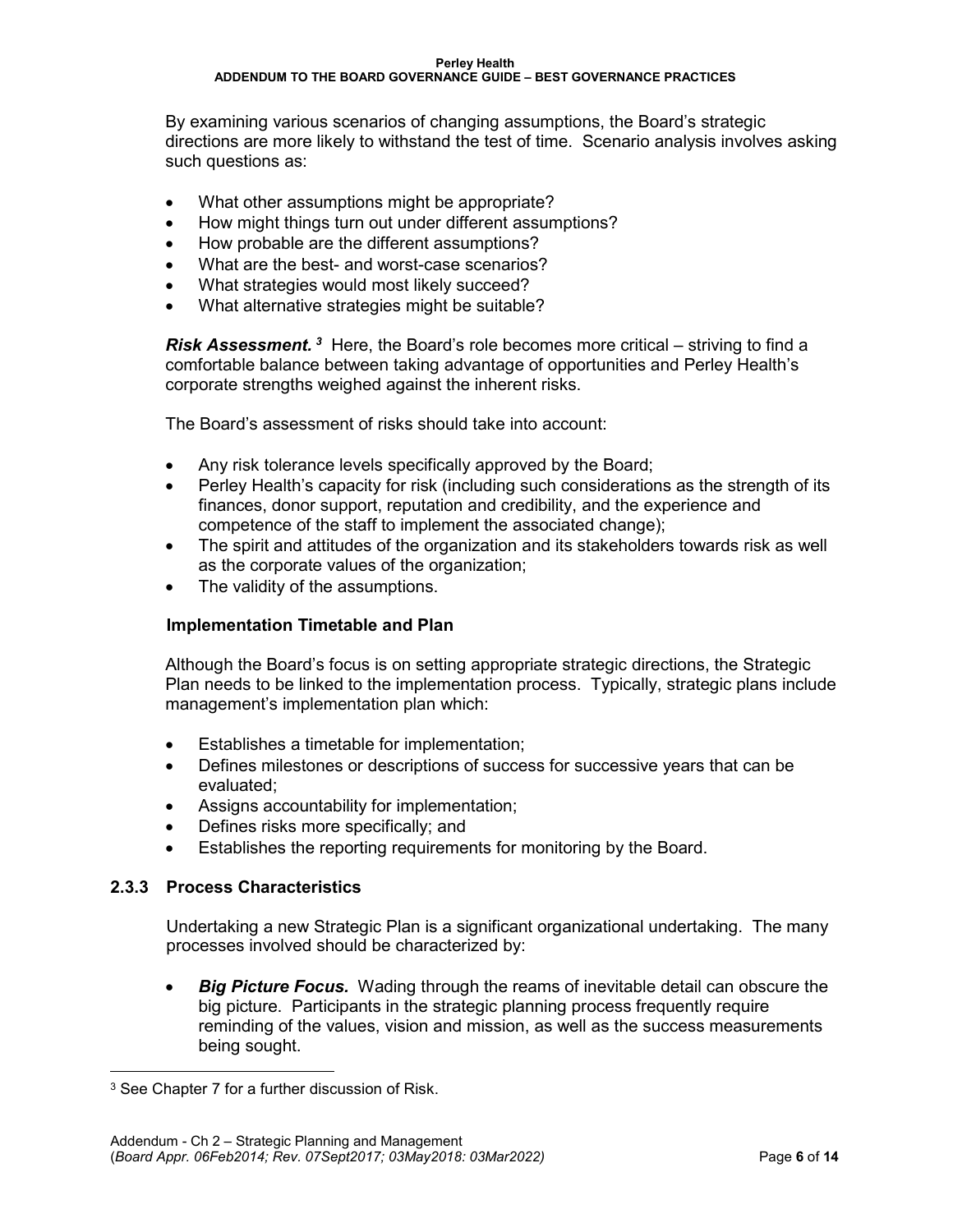By examining various scenarios of changing assumptions, the Board's strategic directions are more likely to withstand the test of time. Scenario analysis involves asking such questions as:

- What other assumptions might be appropriate?
- How might things turn out under different assumptions?
- How probable are the different assumptions?
- What are the best- and worst-case scenarios?
- What strategies would most likely succeed?
- What alternative strategies might be suitable?

***Risk Assessment.*** [3] Here, the Board's role becomes more critical – striving to find a comfortable balance between taking advantage of opportunities and Perley Health's corporate strengths weighed against the inherent risks.

The Board's assessment of risks should take into account:

- Any risk tolerance levels specifically approved by the Board;
- Perley Health's capacity for risk (including such considerations as the strength of its finances, donor support, reputation and credibility, and the experience and competence of the staff to implement the associated change);
- The spirit and attitudes of the organization and its stakeholders towards risk as well as the corporate values of the organization;
- The validity of the assumptions.

**Implementation Timetable and Plan**

Although the Board's focus is on setting appropriate strategic directions, the Strategic Plan needs to be linked to the implementation process. Typically, strategic plans include management's implementation plan which:

- Establishes a timetable for implementation;
- Defines milestones or descriptions of success for successive years that can be evaluated;
- Assigns accountability for implementation;
- Defines risks more specifically; and
- Establishes the reporting requirements for monitoring by the Board.

### 2.3.3 Process Characteristics

Undertaking a new Strategic Plan is a significant organizational undertaking. The many processes involved should be characterized by:

- ***Big Picture Focus.*** Wading through the reams of inevitable detail can obscure the big picture. Participants in the strategic planning process frequently require reminding of the values, vision and mission, as well as the success measurements being sought.

[3] See Chapter 7 for a further discussion of Risk.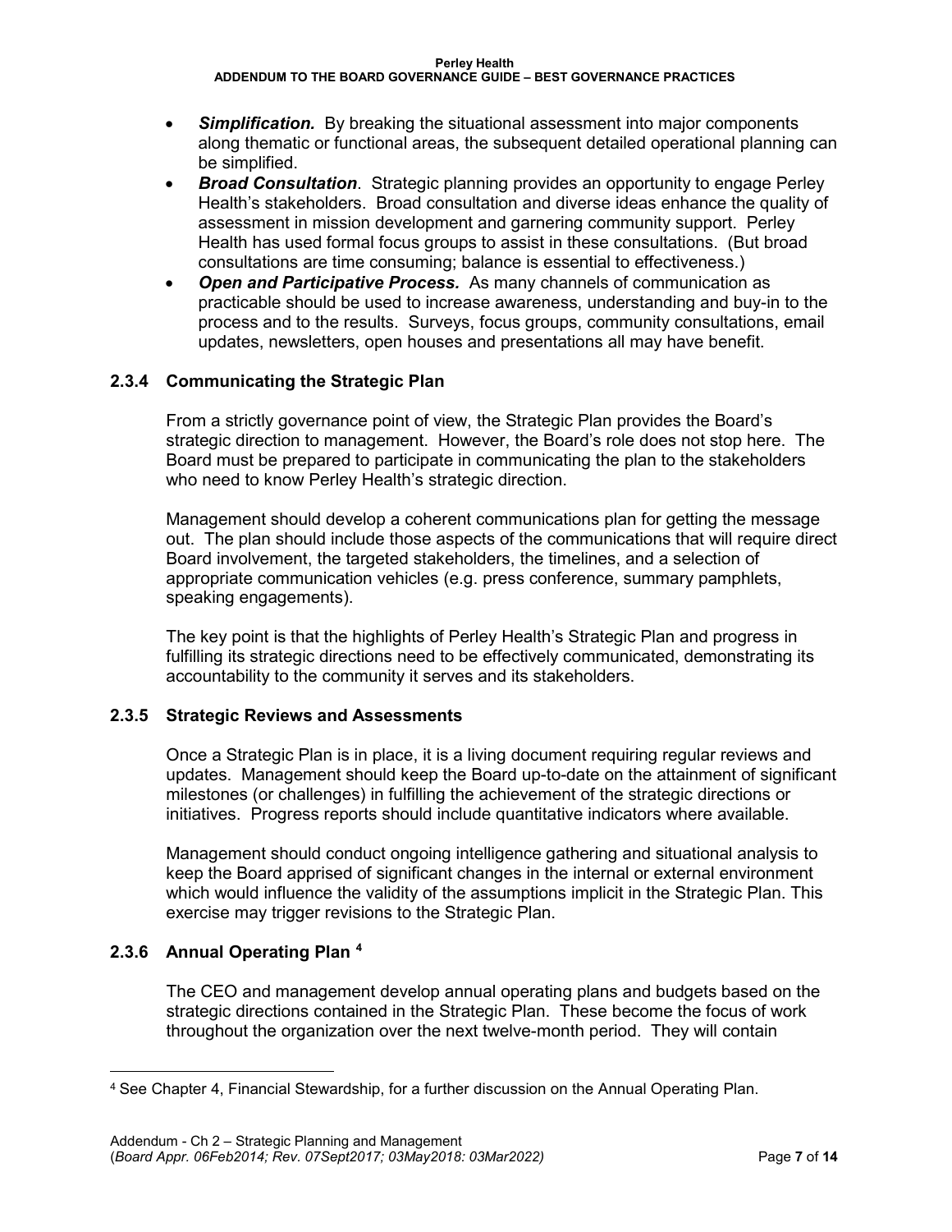- ***Simplification.*** By breaking the situational assessment into major components along thematic or functional areas, the subsequent detailed operational planning can be simplified.
- ***Broad Consultation***. Strategic planning provides an opportunity to engage Perley Health's stakeholders. Broad consultation and diverse ideas enhance the quality of assessment in mission development and garnering community support. Perley Health has used formal focus groups to assist in these consultations. (But broad consultations are time consuming; balance is essential to effectiveness.)
- ***Open and Participative Process.*** As many channels of communication as practicable should be used to increase awareness, understanding and buy-in to the process and to the results. Surveys, focus groups, community consultations, email updates, newsletters, open houses and presentations all may have benefit.

### 2.3.4 Communicating the Strategic Plan

From a strictly governance point of view, the Strategic Plan provides the Board's strategic direction to management. However, the Board's role does not stop here. The Board must be prepared to participate in communicating the plan to the stakeholders who need to know Perley Health's strategic direction.

Management should develop a coherent communications plan for getting the message out. The plan should include those aspects of the communications that will require direct Board involvement, the targeted stakeholders, the timelines, and a selection of appropriate communication vehicles (e.g. press conference, summary pamphlets, speaking engagements).

The key point is that the highlights of Perley Health's Strategic Plan and progress in fulfilling its strategic directions need to be effectively communicated, demonstrating its accountability to the community it serves and its stakeholders.

### 2.3.5 Strategic Reviews and Assessments

Once a Strategic Plan is in place, it is a living document requiring regular reviews and updates. Management should keep the Board up-to-date on the attainment of significant milestones (or challenges) in fulfilling the achievement of the strategic directions or initiatives. Progress reports should include quantitative indicators where available.

Management should conduct ongoing intelligence gathering and situational analysis to keep the Board apprised of significant changes in the internal or external environment which would influence the validity of the assumptions implicit in the Strategic Plan. This exercise may trigger revisions to the Strategic Plan.

### 2.3.6 Annual Operating Plan [4]

The CEO and management develop annual operating plans and budgets based on the strategic directions contained in the Strategic Plan. These become the focus of work throughout the organization over the next twelve-month period. They will contain

[4] See Chapter 4, Financial Stewardship, for a further discussion on the Annual Operating Plan.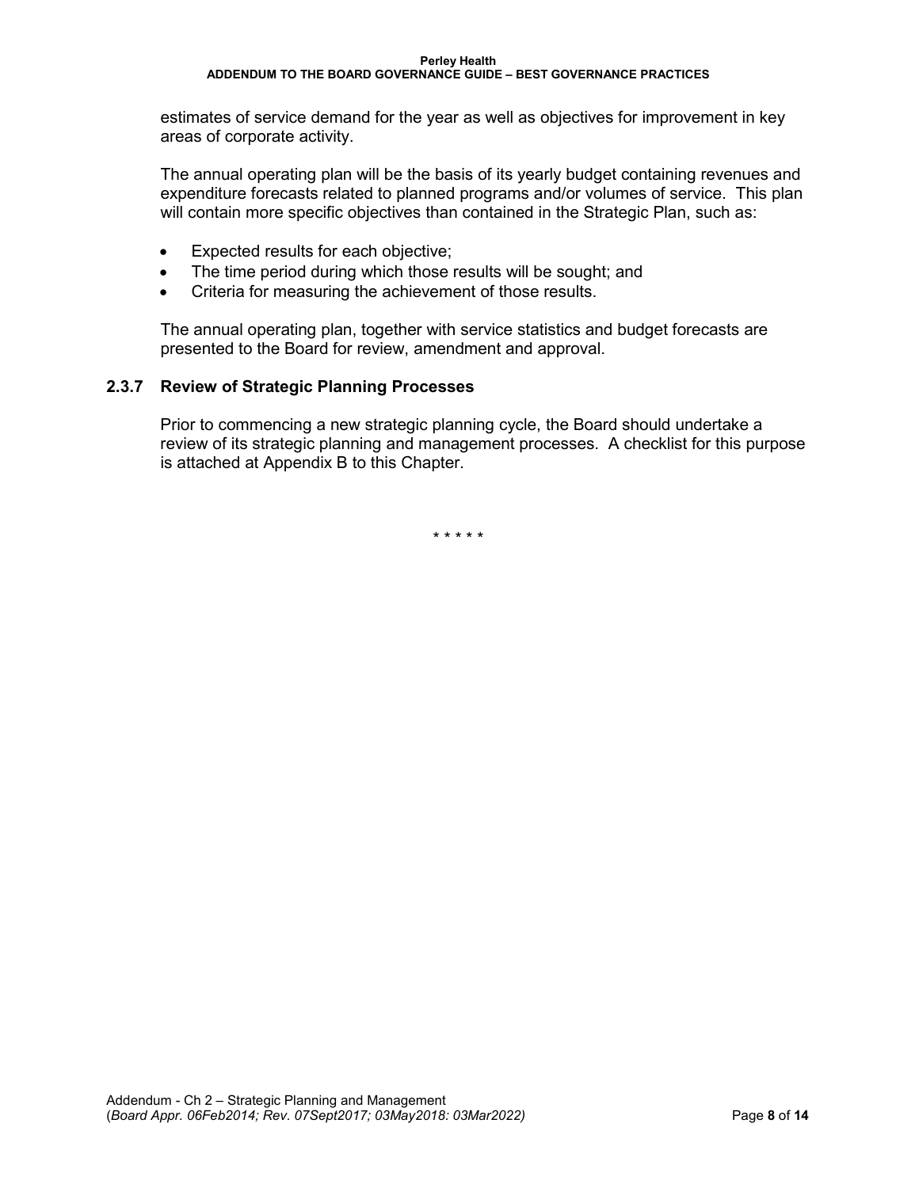estimates of service demand for the year as well as objectives for improvement in key areas of corporate activity.

The annual operating plan will be the basis of its yearly budget containing revenues and expenditure forecasts related to planned programs and/or volumes of service. This plan will contain more specific objectives than contained in the Strategic Plan, such as:

- Expected results for each objective;
- The time period during which those results will be sought; and
- Criteria for measuring the achievement of those results.

The annual operating plan, together with service statistics and budget forecasts are presented to the Board for review, amendment and approval.

### 2.3.7 Review of Strategic Planning Processes

Prior to commencing a new strategic planning cycle, the Board should undertake a review of its strategic planning and management processes. A checklist for this purpose is attached at Appendix B to this Chapter.

\* \* \* \* \*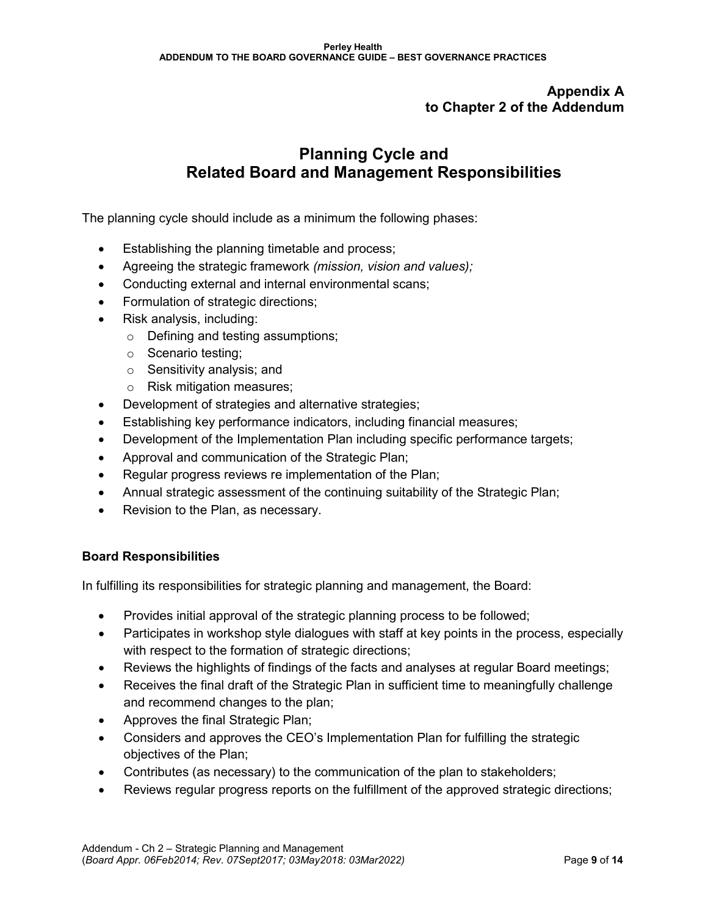**Appendix A**
**to Chapter 2 of the Addendum**

# Planning Cycle and Related Board and Management Responsibilities

The planning cycle should include as a minimum the following phases:

- Establishing the planning timetable and process;
- Agreeing the strategic framework *(mission, vision and values);*
- Conducting external and internal environmental scans;
- Formulation of strategic directions;
- Risk analysis, including:
  - Defining and testing assumptions;
  - Scenario testing;
  - Sensitivity analysis; and
  - Risk mitigation measures;
- Development of strategies and alternative strategies;
- Establishing key performance indicators, including financial measures;
- Development of the Implementation Plan including specific performance targets;
- Approval and communication of the Strategic Plan;
- Regular progress reviews re implementation of the Plan;
- Annual strategic assessment of the continuing suitability of the Strategic Plan;
- Revision to the Plan, as necessary.

### Board Responsibilities

In fulfilling its responsibilities for strategic planning and management, the Board:

- Provides initial approval of the strategic planning process to be followed;
- Participates in workshop style dialogues with staff at key points in the process, especially with respect to the formation of strategic directions;
- Reviews the highlights of findings of the facts and analyses at regular Board meetings;
- Receives the final draft of the Strategic Plan in sufficient time to meaningfully challenge and recommend changes to the plan;
- Approves the final Strategic Plan;
- Considers and approves the CEO's Implementation Plan for fulfilling the strategic objectives of the Plan;
- Contributes (as necessary) to the communication of the plan to stakeholders;
- Reviews regular progress reports on the fulfillment of the approved strategic directions;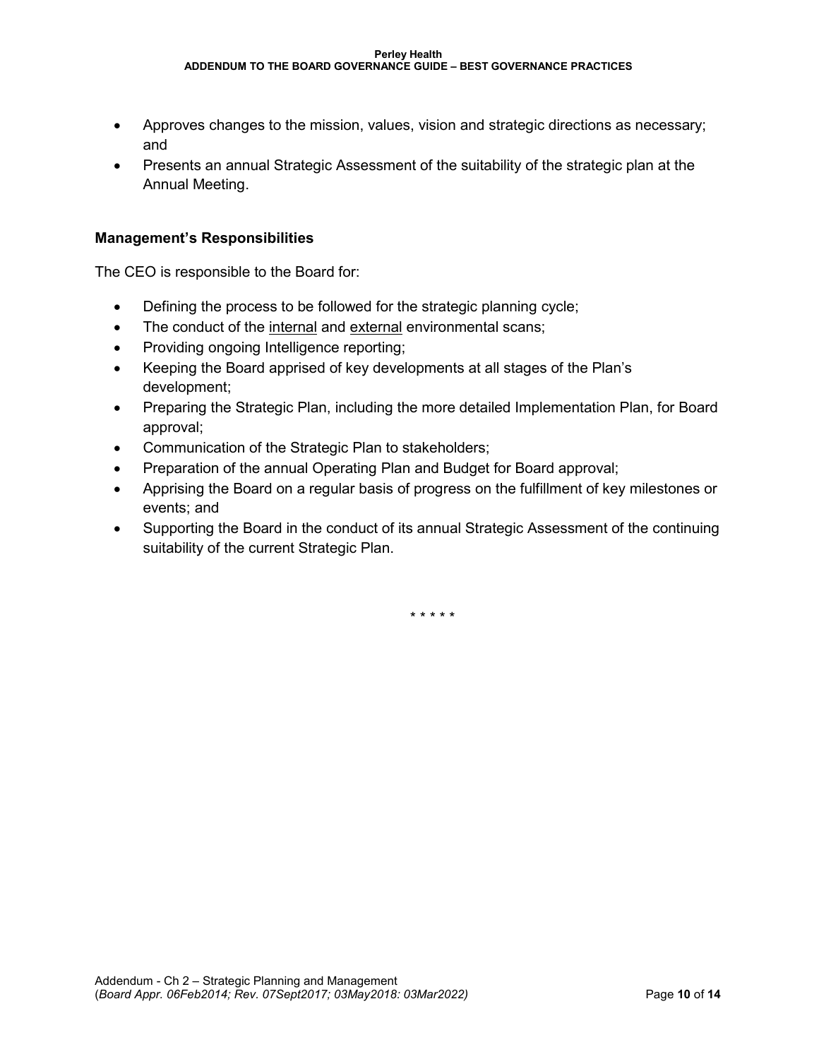- Approves changes to the mission, values, vision and strategic directions as necessary; and
- Presents an annual Strategic Assessment of the suitability of the strategic plan at the Annual Meeting.

### Management's Responsibilities

The CEO is responsible to the Board for:

- Defining the process to be followed for the strategic planning cycle;
- The conduct of the <u>internal</u> and <u>external</u> environmental scans;
- Providing ongoing Intelligence reporting;
- Keeping the Board apprised of key developments at all stages of the Plan's development;
- Preparing the Strategic Plan, including the more detailed Implementation Plan, for Board approval;
- Communication of the Strategic Plan to stakeholders;
- Preparation of the annual Operating Plan and Budget for Board approval;
- Apprising the Board on a regular basis of progress on the fulfillment of key milestones or events; and
- Supporting the Board in the conduct of its annual Strategic Assessment of the continuing suitability of the current Strategic Plan.

\* \* \* \* \*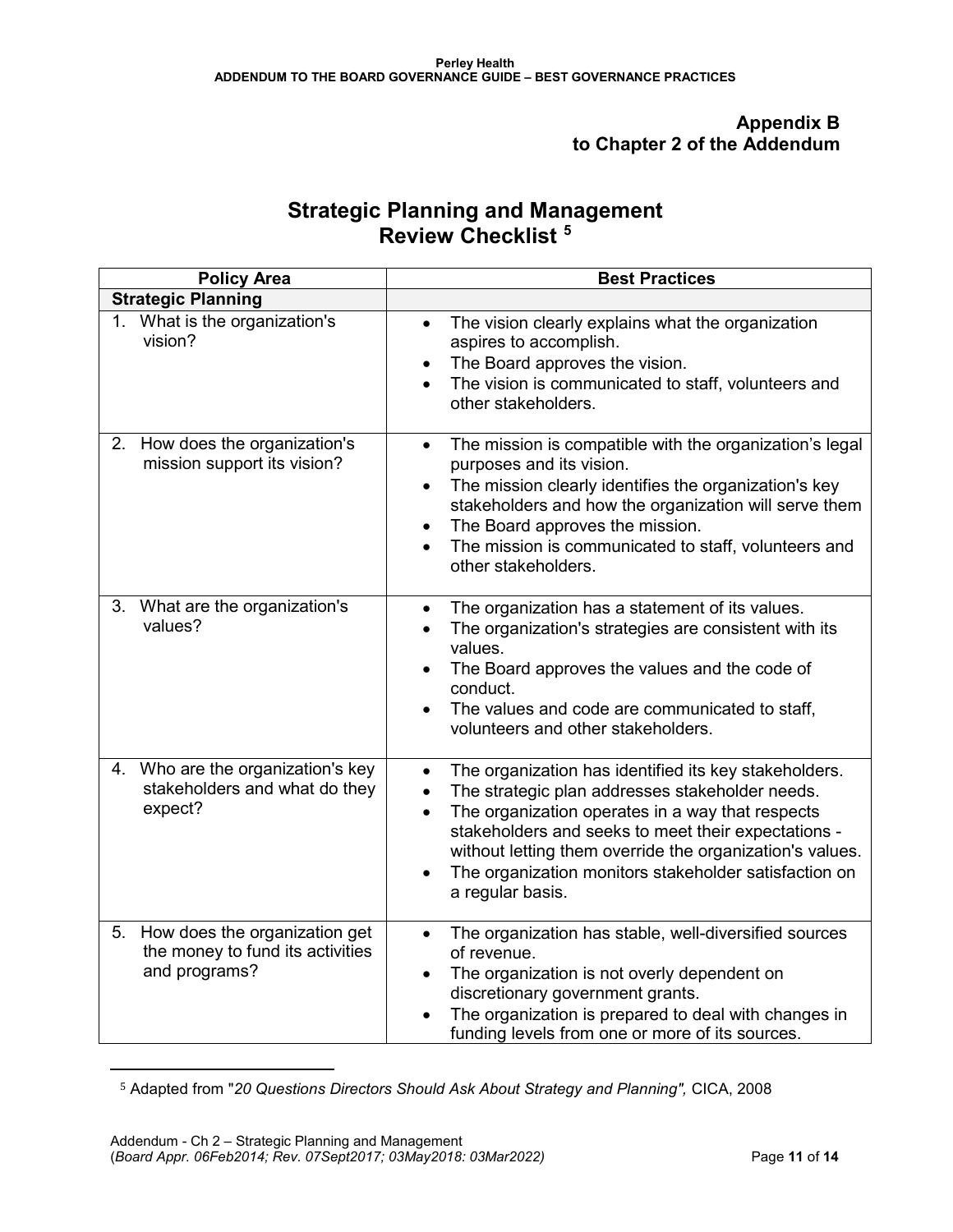**Appendix B**
**to Chapter 2 of the Addendum**

# Strategic Planning and Management Review Checklist [5]

| Policy Area | Best Practices |
|---|---|
| **Strategic Planning** | |
| 1. What is the organization's vision? | • The vision clearly explains what the organization aspires to accomplish.<br>• The Board approves the vision.<br>• The vision is communicated to staff, volunteers and other stakeholders. |
| 2. How does the organization's mission support its vision? | • The mission is compatible with the organization's legal purposes and its vision.<br>• The mission clearly identifies the organization's key stakeholders and how the organization will serve them<br>• The Board approves the mission.<br>• The mission is communicated to staff, volunteers and other stakeholders. |
| 3. What are the organization's values? | • The organization has a statement of its values.<br>• The organization's strategies are consistent with its values.<br>• The Board approves the values and the code of conduct.<br>• The values and code are communicated to staff, volunteers and other stakeholders. |
| 4. Who are the organization's key stakeholders and what do they expect? | • The organization has identified its key stakeholders.<br>• The strategic plan addresses stakeholder needs.<br>• The organization operates in a way that respects stakeholders and seeks to meet their expectations - without letting them override the organization's values.<br>• The organization monitors stakeholder satisfaction on a regular basis. |
| 5. How does the organization get the money to fund its activities and programs? | • The organization has stable, well-diversified sources of revenue.<br>• The organization is not overly dependent on discretionary government grants.<br>• The organization is prepared to deal with changes in funding levels from one or more of its sources. |

[5] Adapted from "*20 Questions Directors Should Ask About Strategy and Planning",* CICA, 2008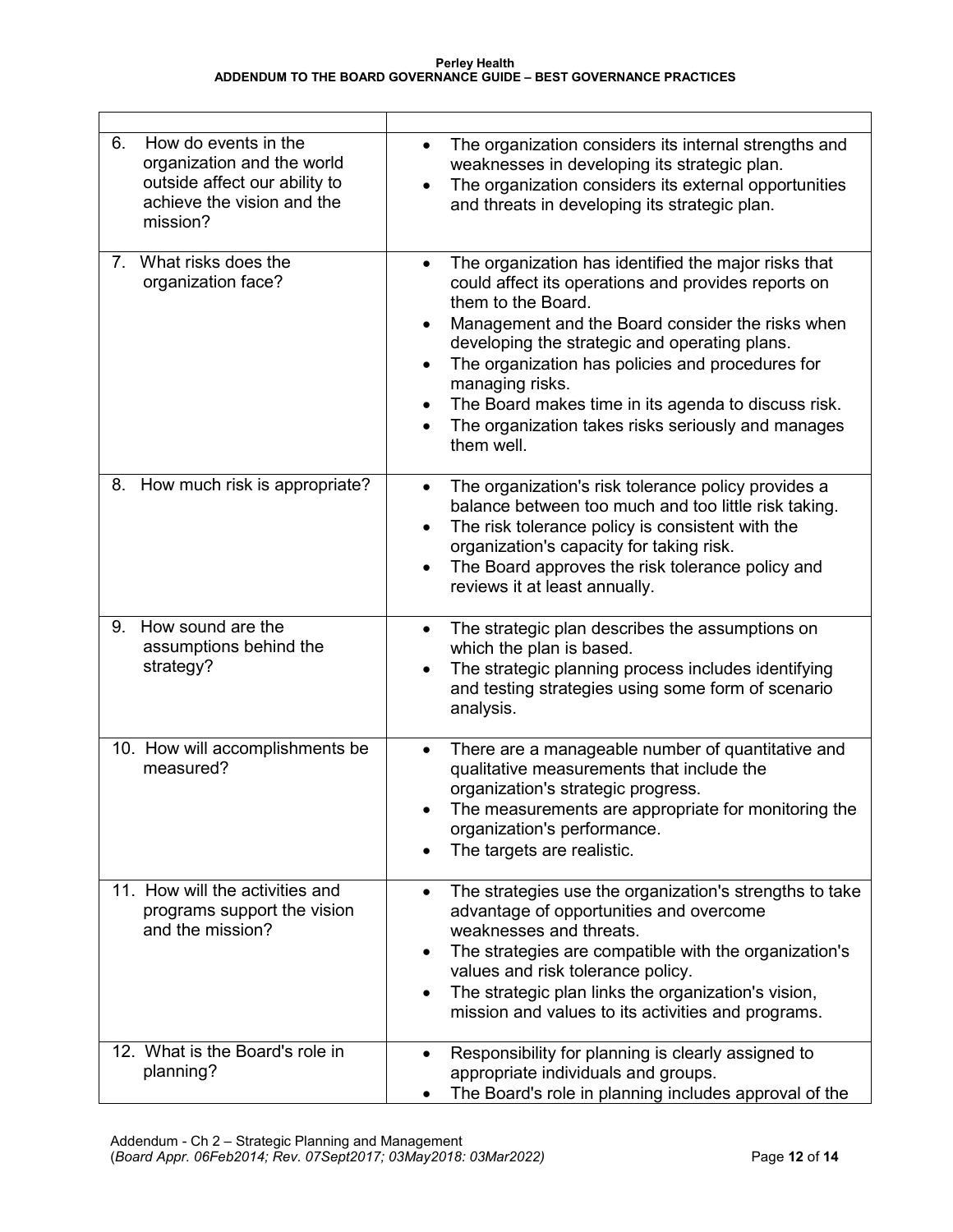| | |
|---|---|
| 6. How do events in the organization and the world outside affect our ability to achieve the vision and the mission? | • The organization considers its internal strengths and weaknesses in developing its strategic plan.<br>• The organization considers its external opportunities and threats in developing its strategic plan. |
| 7. What risks does the organization face? | • The organization has identified the major risks that could affect its operations and provides reports on them to the Board.<br>• Management and the Board consider the risks when developing the strategic and operating plans.<br>• The organization has policies and procedures for managing risks.<br>• The Board makes time in its agenda to discuss risk.<br>• The organization takes risks seriously and manages them well. |
| 8. How much risk is appropriate? | • The organization's risk tolerance policy provides a balance between too much and too little risk taking.<br>• The risk tolerance policy is consistent with the organization's capacity for taking risk.<br>• The Board approves the risk tolerance policy and reviews it at least annually. |
| 9. How sound are the assumptions behind the strategy? | • The strategic plan describes the assumptions on which the plan is based.<br>• The strategic planning process includes identifying and testing strategies using some form of scenario analysis. |
| 10. How will accomplishments be measured? | • There are a manageable number of quantitative and qualitative measurements that include the organization's strategic progress.<br>• The measurements are appropriate for monitoring the organization's performance.<br>• The targets are realistic. |
| 11. How will the activities and programs support the vision and the mission? | • The strategies use the organization's strengths to take advantage of opportunities and overcome weaknesses and threats.<br>• The strategies are compatible with the organization's values and risk tolerance policy.<br>• The strategic plan links the organization's vision, mission and values to its activities and programs. |
| 12. What is the Board's role in planning? | • Responsibility for planning is clearly assigned to appropriate individuals and groups.<br>• The Board's role in planning includes approval of the |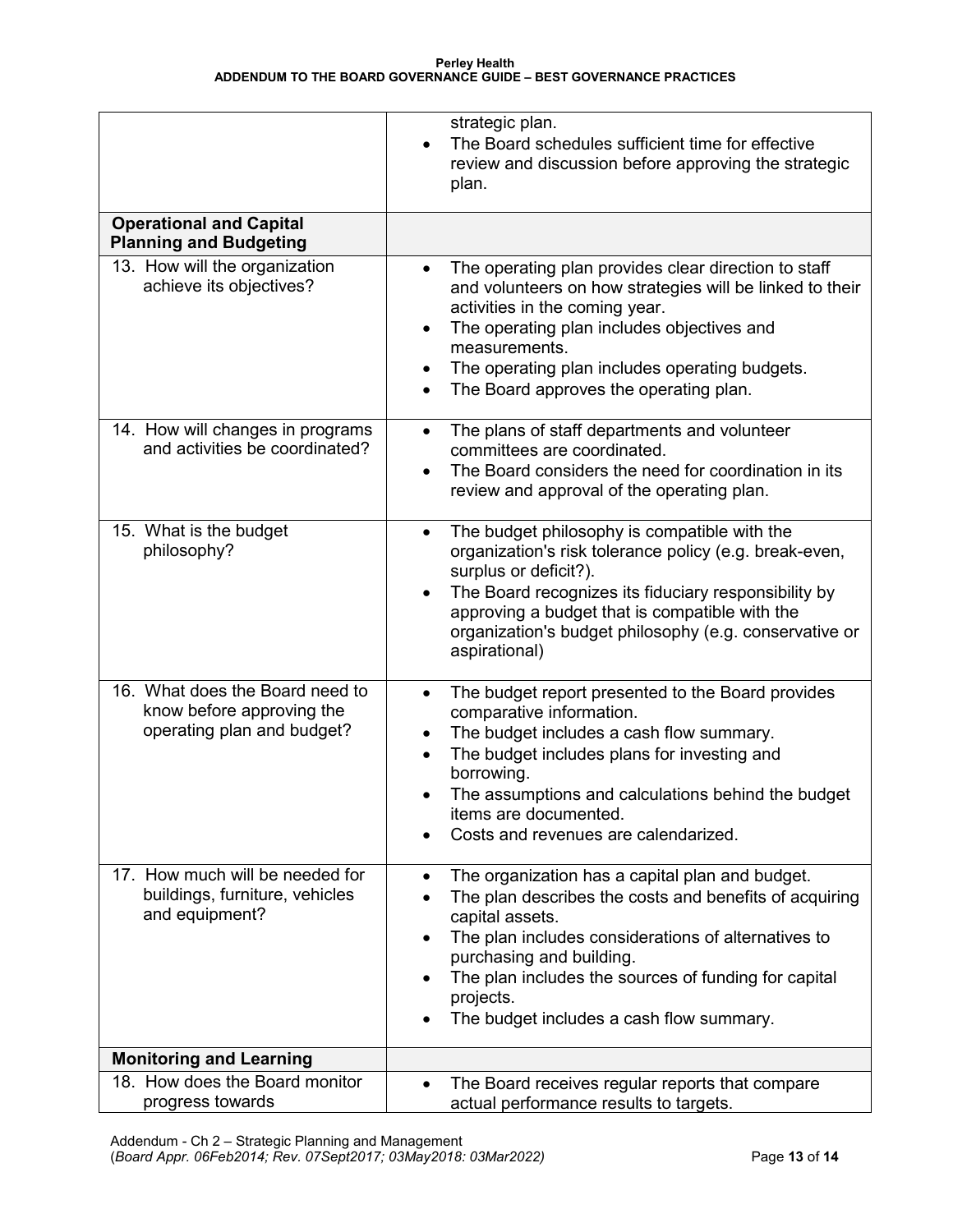| | |
|---|---|
| | strategic plan.<br>• The Board schedules sufficient time for effective review and discussion before approving the strategic plan. |
| **Operational and Capital Planning and Budgeting** | |
| 13. How will the organization achieve its objectives? | • The operating plan provides clear direction to staff and volunteers on how strategies will be linked to their activities in the coming year.<br>• The operating plan includes objectives and measurements.<br>• The operating plan includes operating budgets.<br>• The Board approves the operating plan. |
| 14. How will changes in programs and activities be coordinated? | • The plans of staff departments and volunteer committees are coordinated.<br>• The Board considers the need for coordination in its review and approval of the operating plan. |
| 15. What is the budget philosophy? | • The budget philosophy is compatible with the organization's risk tolerance policy (e.g. break-even, surplus or deficit?).<br>• The Board recognizes its fiduciary responsibility by approving a budget that is compatible with the organization's budget philosophy (e.g. conservative or aspirational) |
| 16. What does the Board need to know before approving the operating plan and budget? | • The budget report presented to the Board provides comparative information.<br>• The budget includes a cash flow summary.<br>• The budget includes plans for investing and borrowing.<br>• The assumptions and calculations behind the budget items are documented.<br>• Costs and revenues are calendarized. |
| 17. How much will be needed for buildings, furniture, vehicles and equipment? | • The organization has a capital plan and budget.<br>• The plan describes the costs and benefits of acquiring capital assets.<br>• The plan includes considerations of alternatives to purchasing and building.<br>• The plan includes the sources of funding for capital projects.<br>• The budget includes a cash flow summary. |
| **Monitoring and Learning** | |
| 18. How does the Board monitor progress towards | • The Board receives regular reports that compare actual performance results to targets. |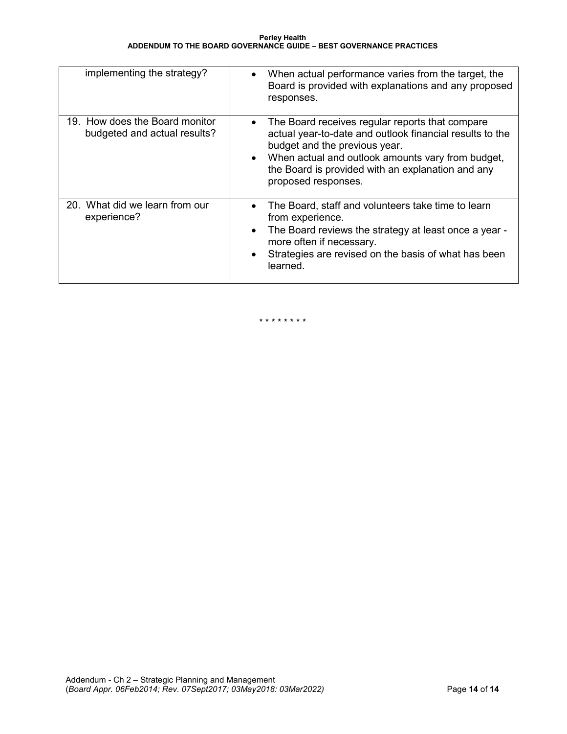| | |
|---|---|
| implementing the strategy? | • When actual performance varies from the target, the Board is provided with explanations and any proposed responses. |
| 19. How does the Board monitor budgeted and actual results? | • The Board receives regular reports that compare actual year-to-date and outlook financial results to the budget and the previous year.<br>• When actual and outlook amounts vary from budget, the Board is provided with an explanation and any proposed responses. |
| 20. What did we learn from our experience? | • The Board, staff and volunteers take time to learn from experience.<br>• The Board reviews the strategy at least once a year - more often if necessary.<br>• Strategies are revised on the basis of what has been learned. |

* * * * * * * *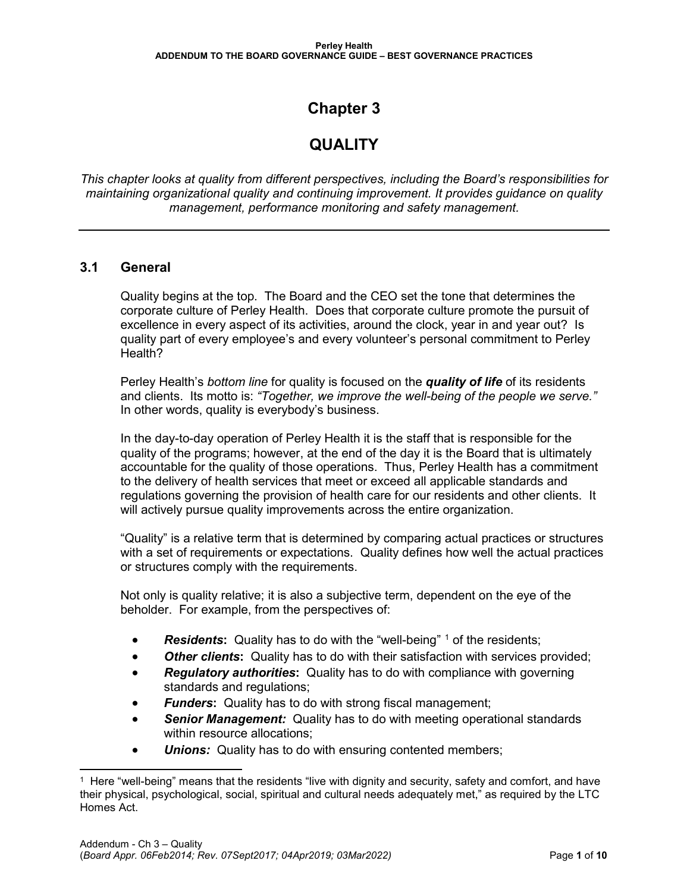# Chapter 3

# QUALITY

*This chapter looks at quality from different perspectives, including the Board's responsibilities for maintaining organizational quality and continuing improvement. It provides guidance on quality management, performance monitoring and safety management.*

---

## 3.1 General

Quality begins at the top. The Board and the CEO set the tone that determines the corporate culture of Perley Health. Does that corporate culture promote the pursuit of excellence in every aspect of its activities, around the clock, year in and year out? Is quality part of every employee's and every volunteer's personal commitment to Perley Health?

Perley Health's *bottom line* for quality is focused on the ***quality of life*** of its residents and clients. Its motto is: *"Together, we improve the well-being of the people we serve."* In other words, quality is everybody's business.

In the day-to-day operation of Perley Health it is the staff that is responsible for the quality of the programs; however, at the end of the day it is the Board that is ultimately accountable for the quality of those operations. Thus, Perley Health has a commitment to the delivery of health services that meet or exceed all applicable standards and regulations governing the provision of health care for our residents and other clients. It will actively pursue quality improvements across the entire organization.

"Quality" is a relative term that is determined by comparing actual practices or structures with a set of requirements or expectations. Quality defines how well the actual practices or structures comply with the requirements.

Not only is quality relative; it is also a subjective term, dependent on the eye of the beholder. For example, from the perspectives of:

- ***Residents*****:** Quality has to do with the "well-being" [1] of the residents;
- ***Other clients*****:** Quality has to do with their satisfaction with services provided;
- ***Regulatory authorities*****:** Quality has to do with compliance with governing standards and regulations;
- ***Funders*****:** Quality has to do with strong fiscal management;
- ***Senior Management:*** Quality has to do with meeting operational standards within resource allocations;
- ***Unions:*** Quality has to do with ensuring contented members;

---

[1] Here "well-being" means that the residents "live with dignity and security, safety and comfort, and have their physical, psychological, social, spiritual and cultural needs adequately met," as required by the LTC Homes Act.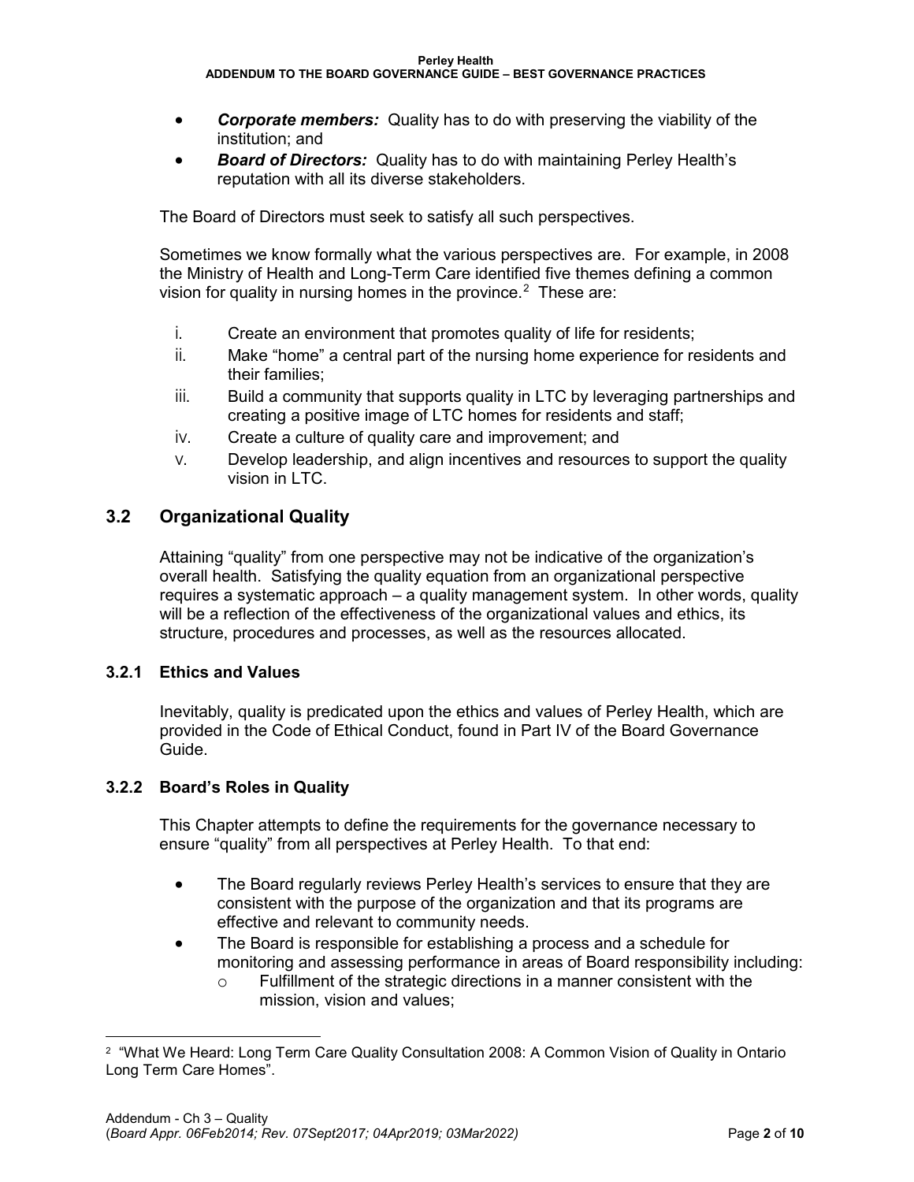- ***Corporate members:*** Quality has to do with preserving the viability of the institution; and
- ***Board of Directors:*** Quality has to do with maintaining Perley Health's reputation with all its diverse stakeholders.

The Board of Directors must seek to satisfy all such perspectives.

Sometimes we know formally what the various perspectives are. For example, in 2008 the Ministry of Health and Long-Term Care identified five themes defining a common vision for quality in nursing homes in the province.[2] These are:

i. Create an environment that promotes quality of life for residents;
ii. Make "home" a central part of the nursing home experience for residents and their families;
iii. Build a community that supports quality in LTC by leveraging partnerships and creating a positive image of LTC homes for residents and staff;
iv. Create a culture of quality care and improvement; and
v. Develop leadership, and align incentives and resources to support the quality vision in LTC.

## 3.2 Organizational Quality

Attaining "quality" from one perspective may not be indicative of the organization's overall health. Satisfying the quality equation from an organizational perspective requires a systematic approach – a quality management system. In other words, quality will be a reflection of the effectiveness of the organizational values and ethics, its structure, procedures and processes, as well as the resources allocated.

### 3.2.1 Ethics and Values

Inevitably, quality is predicated upon the ethics and values of Perley Health, which are provided in the Code of Ethical Conduct, found in Part IV of the Board Governance Guide.

### 3.2.2 Board's Roles in Quality

This Chapter attempts to define the requirements for the governance necessary to ensure "quality" from all perspectives at Perley Health. To that end:

- The Board regularly reviews Perley Health's services to ensure that they are consistent with the purpose of the organization and that its programs are effective and relevant to community needs.
- The Board is responsible for establishing a process and a schedule for monitoring and assessing performance in areas of Board responsibility including:
  - Fulfillment of the strategic directions in a manner consistent with the mission, vision and values;

---

[2] "What We Heard: Long Term Care Quality Consultation 2008: A Common Vision of Quality in Ontario Long Term Care Homes".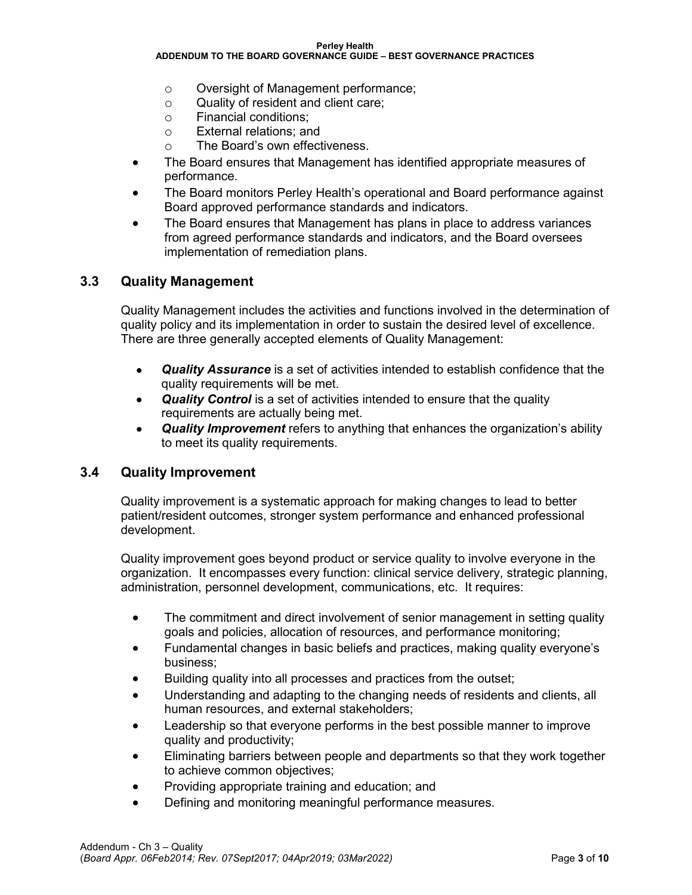- Oversight of Management performance;
- Quality of resident and client care;
- Financial conditions;
- External relations; and
- The Board's own effectiveness.

- The Board ensures that Management has identified appropriate measures of performance.
- The Board monitors Perley Health's operational and Board performance against Board approved performance standards and indicators.
- The Board ensures that Management has plans in place to address variances from agreed performance standards and indicators, and the Board oversees implementation of remediation plans.

## 3.3 Quality Management

Quality Management includes the activities and functions involved in the determination of quality policy and its implementation in order to sustain the desired level of excellence. There are three generally accepted elements of Quality Management:

- ***Quality Assurance*** is a set of activities intended to establish confidence that the quality requirements will be met.
- ***Quality Control*** is a set of activities intended to ensure that the quality requirements are actually being met.
- ***Quality Improvement*** refers to anything that enhances the organization's ability to meet its quality requirements.

## 3.4 Quality Improvement

Quality improvement is a systematic approach for making changes to lead to better patient/resident outcomes, stronger system performance and enhanced professional development.

Quality improvement goes beyond product or service quality to involve everyone in the organization. It encompasses every function: clinical service delivery, strategic planning, administration, personnel development, communications, etc. It requires:

- The commitment and direct involvement of senior management in setting quality goals and policies, allocation of resources, and performance monitoring;
- Fundamental changes in basic beliefs and practices, making quality everyone's business;
- Building quality into all processes and practices from the outset;
- Understanding and adapting to the changing needs of residents and clients, all human resources, and external stakeholders;
- Leadership so that everyone performs in the best possible manner to improve quality and productivity;
- Eliminating barriers between people and departments so that they work together to achieve common objectives;
- Providing appropriate training and education; and
- Defining and monitoring meaningful performance measures.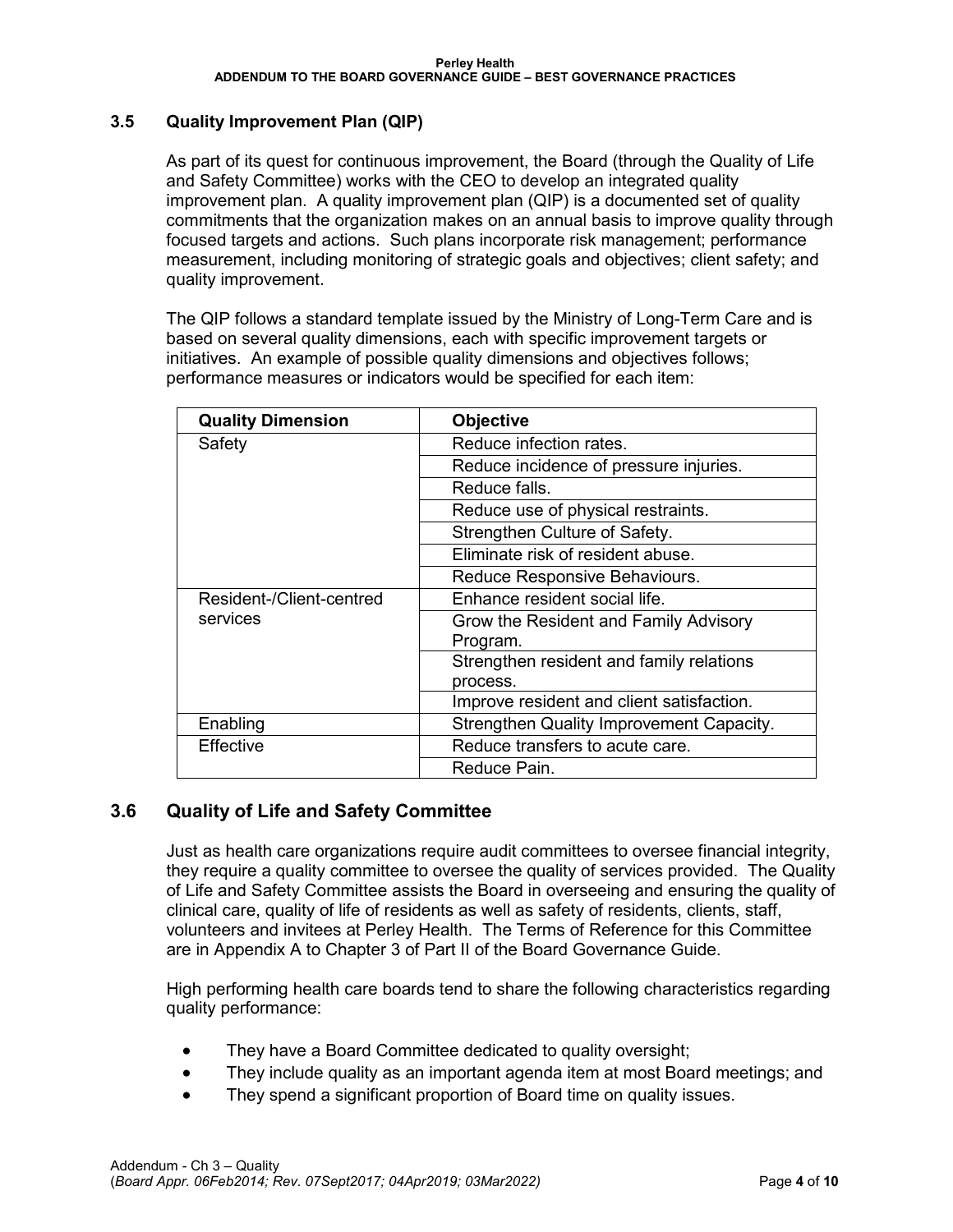### 3.5 Quality Improvement Plan (QIP)

As part of its quest for continuous improvement, the Board (through the Quality of Life and Safety Committee) works with the CEO to develop an integrated quality improvement plan. A quality improvement plan (QIP) is a documented set of quality commitments that the organization makes on an annual basis to improve quality through focused targets and actions. Such plans incorporate risk management; performance measurement, including monitoring of strategic goals and objectives; client safety; and quality improvement.

The QIP follows a standard template issued by the Ministry of Long-Term Care and is based on several quality dimensions, each with specific improvement targets or initiatives. An example of possible quality dimensions and objectives follows; performance measures or indicators would be specified for each item:

| Quality Dimension | Objective |
|---|---|
| Safety | Reduce infection rates. |
| | Reduce incidence of pressure injuries. |
| | Reduce falls. |
| | Reduce use of physical restraints. |
| | Strengthen Culture of Safety. |
| | Eliminate risk of resident abuse. |
| | Reduce Responsive Behaviours. |
| Resident-/Client-centred services | Enhance resident social life. |
| | Grow the Resident and Family Advisory Program. |
| | Strengthen resident and family relations process. |
| | Improve resident and client satisfaction. |
| Enabling | Strengthen Quality Improvement Capacity. |
| Effective | Reduce transfers to acute care. |
| | Reduce Pain. |

### 3.6 Quality of Life and Safety Committee

Just as health care organizations require audit committees to oversee financial integrity, they require a quality committee to oversee the quality of services provided. The Quality of Life and Safety Committee assists the Board in overseeing and ensuring the quality of clinical care, quality of life of residents as well as safety of residents, clients, staff, volunteers and invitees at Perley Health. The Terms of Reference for this Committee are in Appendix A to Chapter 3 of Part II of the Board Governance Guide.

High performing health care boards tend to share the following characteristics regarding quality performance:

- They have a Board Committee dedicated to quality oversight;
- They include quality as an important agenda item at most Board meetings; and
- They spend a significant proportion of Board time on quality issues.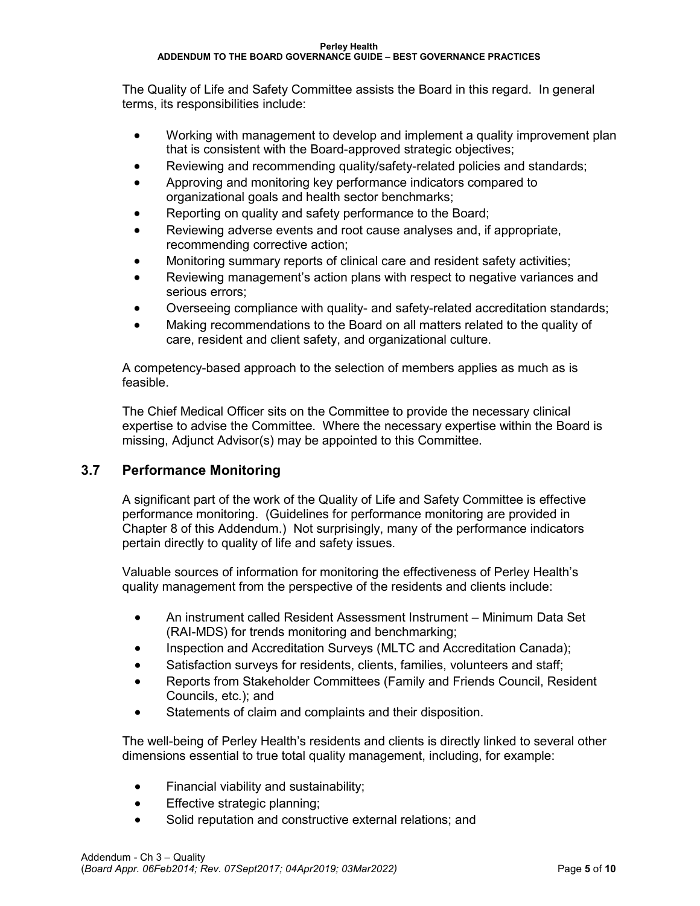The Quality of Life and Safety Committee assists the Board in this regard. In general terms, its responsibilities include:

- Working with management to develop and implement a quality improvement plan that is consistent with the Board-approved strategic objectives;
- Reviewing and recommending quality/safety-related policies and standards;
- Approving and monitoring key performance indicators compared to organizational goals and health sector benchmarks;
- Reporting on quality and safety performance to the Board;
- Reviewing adverse events and root cause analyses and, if appropriate, recommending corrective action;
- Monitoring summary reports of clinical care and resident safety activities;
- Reviewing management's action plans with respect to negative variances and serious errors;
- Overseeing compliance with quality- and safety-related accreditation standards;
- Making recommendations to the Board on all matters related to the quality of care, resident and client safety, and organizational culture.

A competency-based approach to the selection of members applies as much as is feasible.

The Chief Medical Officer sits on the Committee to provide the necessary clinical expertise to advise the Committee. Where the necessary expertise within the Board is missing, Adjunct Advisor(s) may be appointed to this Committee.

## 3.7 Performance Monitoring

A significant part of the work of the Quality of Life and Safety Committee is effective performance monitoring. (Guidelines for performance monitoring are provided in Chapter 8 of this Addendum.) Not surprisingly, many of the performance indicators pertain directly to quality of life and safety issues.

Valuable sources of information for monitoring the effectiveness of Perley Health's quality management from the perspective of the residents and clients include:

- An instrument called Resident Assessment Instrument – Minimum Data Set (RAI-MDS) for trends monitoring and benchmarking;
- Inspection and Accreditation Surveys (MLTC and Accreditation Canada);
- Satisfaction surveys for residents, clients, families, volunteers and staff;
- Reports from Stakeholder Committees (Family and Friends Council, Resident Councils, etc.); and
- Statements of claim and complaints and their disposition.

The well-being of Perley Health's residents and clients is directly linked to several other dimensions essential to true total quality management, including, for example:

- Financial viability and sustainability;
- Effective strategic planning;
- Solid reputation and constructive external relations; and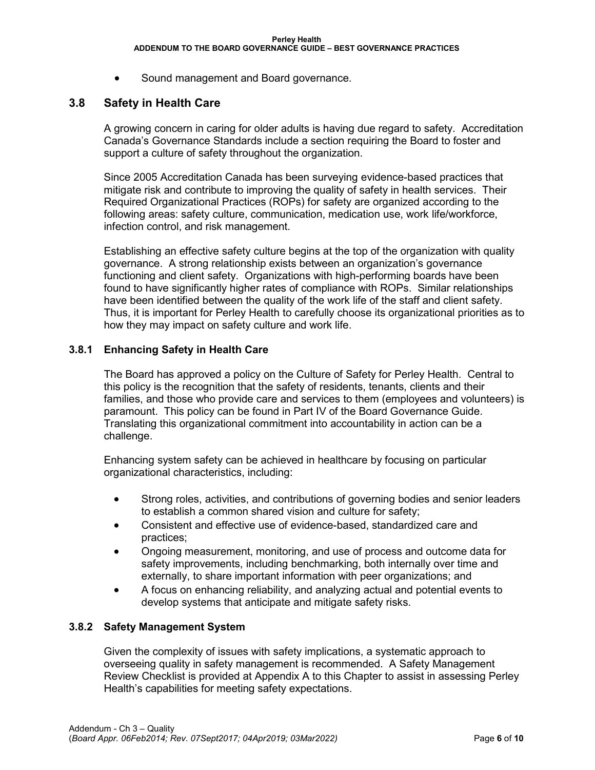- Sound management and Board governance.

## 3.8 Safety in Health Care

A growing concern in caring for older adults is having due regard to safety. Accreditation Canada's Governance Standards include a section requiring the Board to foster and support a culture of safety throughout the organization.

Since 2005 Accreditation Canada has been surveying evidence-based practices that mitigate risk and contribute to improving the quality of safety in health services. Their Required Organizational Practices (ROPs) for safety are organized according to the following areas: safety culture, communication, medication use, work life/workforce, infection control, and risk management.

Establishing an effective safety culture begins at the top of the organization with quality governance. A strong relationship exists between an organization's governance functioning and client safety. Organizations with high-performing boards have been found to have significantly higher rates of compliance with ROPs. Similar relationships have been identified between the quality of the work life of the staff and client safety. Thus, it is important for Perley Health to carefully choose its organizational priorities as to how they may impact on safety culture and work life.

### 3.8.1 Enhancing Safety in Health Care

The Board has approved a policy on the Culture of Safety for Perley Health. Central to this policy is the recognition that the safety of residents, tenants, clients and their families, and those who provide care and services to them (employees and volunteers) is paramount. This policy can be found in Part IV of the Board Governance Guide. Translating this organizational commitment into accountability in action can be a challenge.

Enhancing system safety can be achieved in healthcare by focusing on particular organizational characteristics, including:

- Strong roles, activities, and contributions of governing bodies and senior leaders to establish a common shared vision and culture for safety;
- Consistent and effective use of evidence-based, standardized care and practices;
- Ongoing measurement, monitoring, and use of process and outcome data for safety improvements, including benchmarking, both internally over time and externally, to share important information with peer organizations; and
- A focus on enhancing reliability, and analyzing actual and potential events to develop systems that anticipate and mitigate safety risks.

### 3.8.2 Safety Management System

Given the complexity of issues with safety implications, a systematic approach to overseeing quality in safety management is recommended. A Safety Management Review Checklist is provided at Appendix A to this Chapter to assist in assessing Perley Health's capabilities for meeting safety expectations.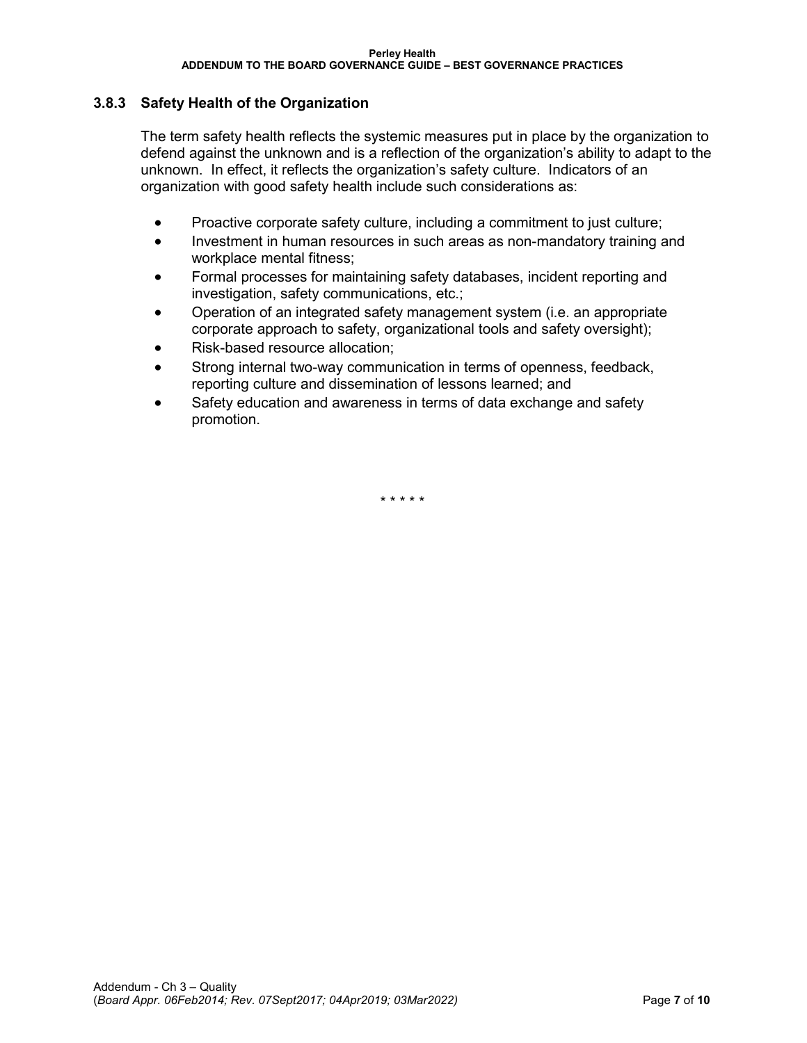### 3.8.3 Safety Health of the Organization

The term safety health reflects the systemic measures put in place by the organization to defend against the unknown and is a reflection of the organization's ability to adapt to the unknown. In effect, it reflects the organization's safety culture. Indicators of an organization with good safety health include such considerations as:

- Proactive corporate safety culture, including a commitment to just culture;
- Investment in human resources in such areas as non-mandatory training and workplace mental fitness;
- Formal processes for maintaining safety databases, incident reporting and investigation, safety communications, etc.;
- Operation of an integrated safety management system (i.e. an appropriate corporate approach to safety, organizational tools and safety oversight);
- Risk-based resource allocation;
- Strong internal two-way communication in terms of openness, feedback, reporting culture and dissemination of lessons learned; and
- Safety education and awareness in terms of data exchange and safety promotion.

\* \* \* \* \*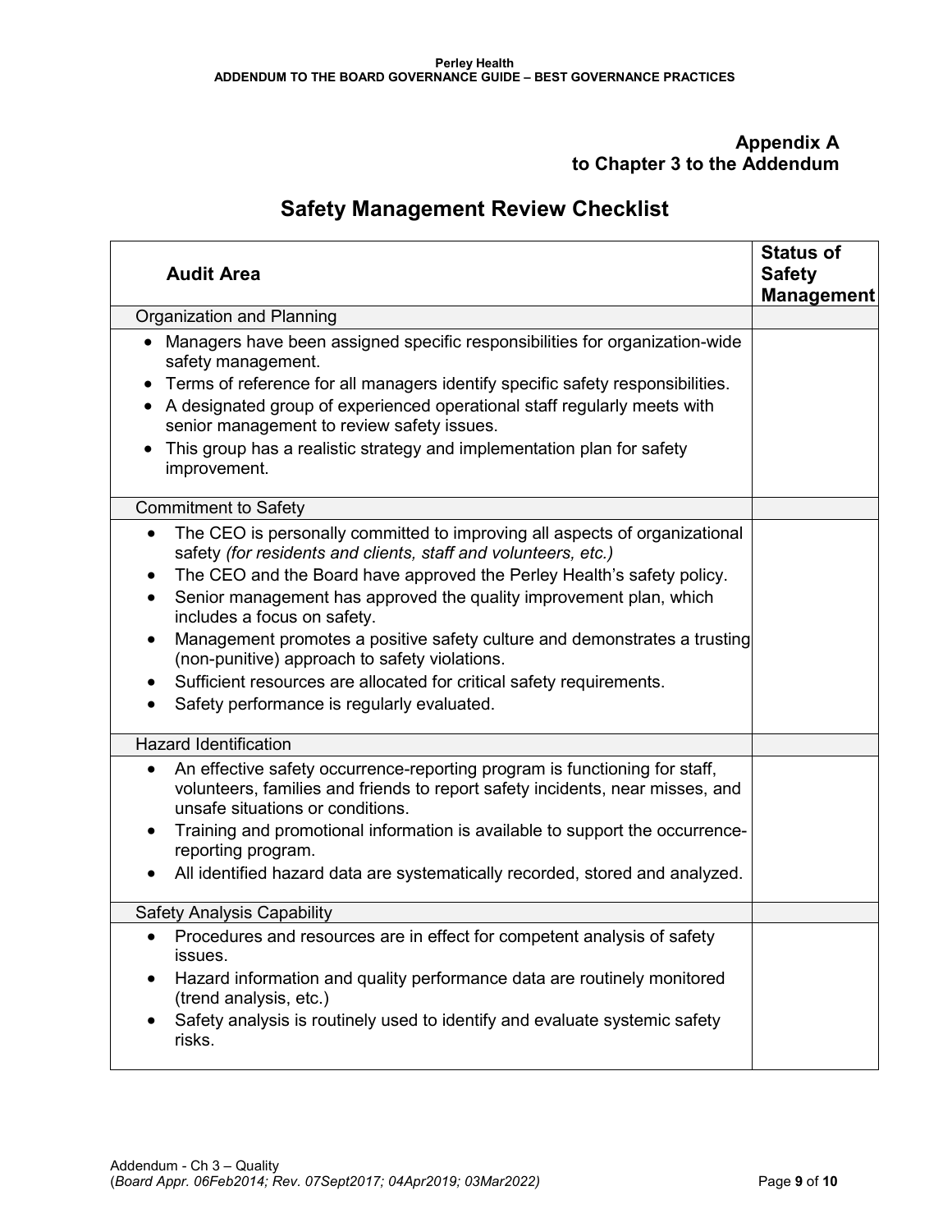**Appendix A**
**to Chapter 3 to the Addendum**

# Safety Management Review Checklist

| **Audit Area** | **Status of Safety Management** |
|---|---|
| Organization and Planning | |
| • Managers have been assigned specific responsibilities for organization-wide safety management.<br>• Terms of reference for all managers identify specific safety responsibilities.<br>• A designated group of experienced operational staff regularly meets with senior management to review safety issues.<br>• This group has a realistic strategy and implementation plan for safety improvement. | |
| Commitment to Safety | |
| • The CEO is personally committed to improving all aspects of organizational safety *(for residents and clients, staff and volunteers, etc.)*<br>• The CEO and the Board have approved the Perley Health's safety policy.<br>• Senior management has approved the quality improvement plan, which includes a focus on safety.<br>• Management promotes a positive safety culture and demonstrates a trusting (non-punitive) approach to safety violations.<br>• Sufficient resources are allocated for critical safety requirements.<br>• Safety performance is regularly evaluated. | |
| Hazard Identification | |
| • An effective safety occurrence-reporting program is functioning for staff, volunteers, families and friends to report safety incidents, near misses, and unsafe situations or conditions.<br>• Training and promotional information is available to support the occurrence-reporting program.<br>• All identified hazard data are systematically recorded, stored and analyzed. | |
| Safety Analysis Capability | |
| • Procedures and resources are in effect for competent analysis of safety issues.<br>• Hazard information and quality performance data are routinely monitored (trend analysis, etc.)<br>• Safety analysis is routinely used to identify and evaluate systemic safety risks. | |

Addendum - Ch 3 – Quality
(*Board Appr. 06Feb2014; Rev. 07Sept2017; 04Apr2019; 03Mar2022)*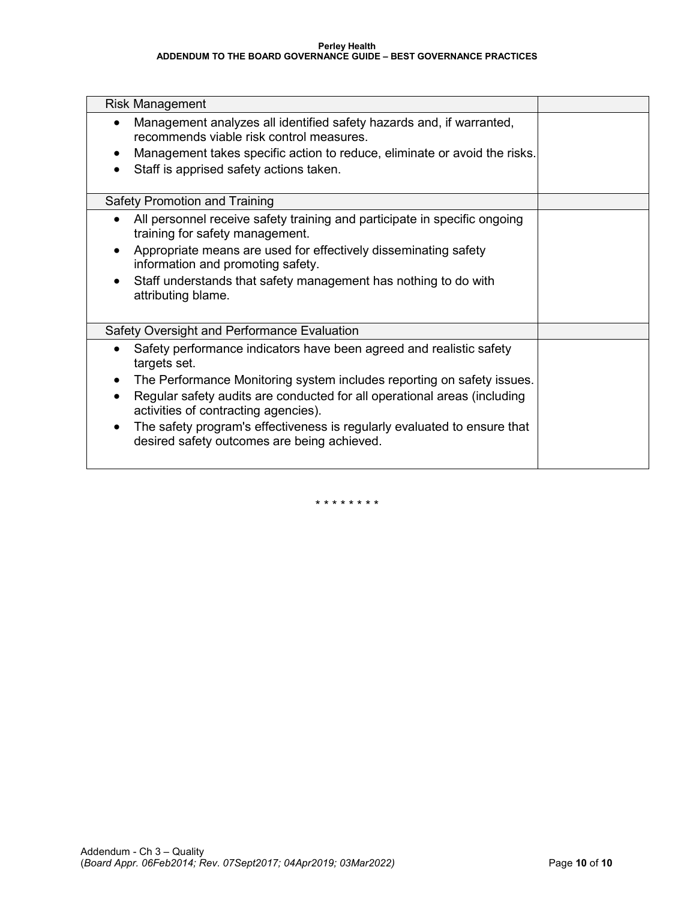| | |
|---|---|
| Risk Management | |
| • Management analyzes all identified safety hazards and, if warranted, recommends viable risk control measures.<br>• Management takes specific action to reduce, eliminate or avoid the risks.<br>• Staff is apprised safety actions taken. | |
| Safety Promotion and Training | |
| • All personnel receive safety training and participate in specific ongoing training for safety management.<br>• Appropriate means are used for effectively disseminating safety information and promoting safety.<br>• Staff understands that safety management has nothing to do with attributing blame. | |
| Safety Oversight and Performance Evaluation | |
| • Safety performance indicators have been agreed and realistic safety targets set.<br>• The Performance Monitoring system includes reporting on safety issues.<br>• Regular safety audits are conducted for all operational areas (including activities of contracting agencies).<br>• The safety program's effectiveness is regularly evaluated to ensure that desired safety outcomes are being achieved. | |

\* \* \* \* \* \* \* \*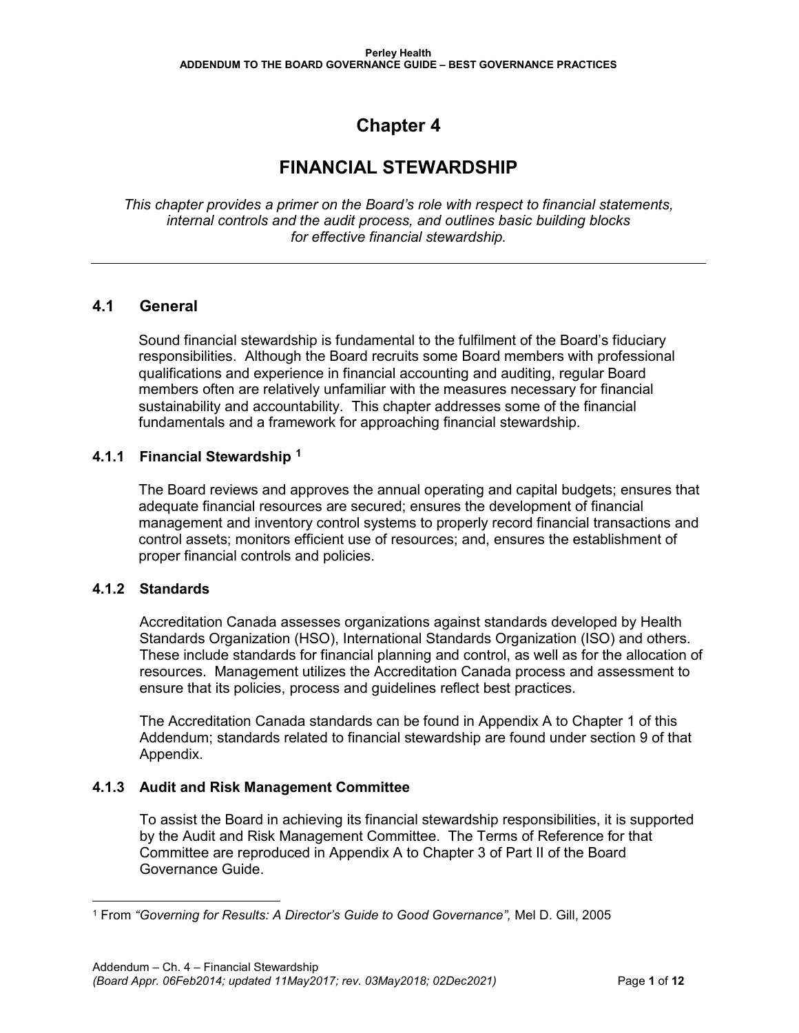# Chapter 4

# FINANCIAL STEWARDSHIP

*This chapter provides a primer on the Board's role with respect to financial statements, internal controls and the audit process, and outlines basic building blocks for effective financial stewardship.*

---

## 4.1 General

Sound financial stewardship is fundamental to the fulfilment of the Board's fiduciary responsibilities. Although the Board recruits some Board members with professional qualifications and experience in financial accounting and auditing, regular Board members often are relatively unfamiliar with the measures necessary for financial sustainability and accountability. This chapter addresses some of the financial fundamentals and a framework for approaching financial stewardship.

### 4.1.1 Financial Stewardship [1]

The Board reviews and approves the annual operating and capital budgets; ensures that adequate financial resources are secured; ensures the development of financial management and inventory control systems to properly record financial transactions and control assets; monitors efficient use of resources; and, ensures the establishment of proper financial controls and policies.

### 4.1.2 Standards

Accreditation Canada assesses organizations against standards developed by Health Standards Organization (HSO), International Standards Organization (ISO) and others. These include standards for financial planning and control, as well as for the allocation of resources. Management utilizes the Accreditation Canada process and assessment to ensure that its policies, process and guidelines reflect best practices.

The Accreditation Canada standards can be found in Appendix A to Chapter 1 of this Addendum; standards related to financial stewardship are found under section 9 of that Appendix.

### 4.1.3 Audit and Risk Management Committee

To assist the Board in achieving its financial stewardship responsibilities, it is supported by the Audit and Risk Management Committee. The Terms of Reference for that Committee are reproduced in Appendix A to Chapter 3 of Part II of the Board Governance Guide.

---

[1] From *"Governing for Results: A Director's Guide to Good Governance",* Mel D. Gill, 2005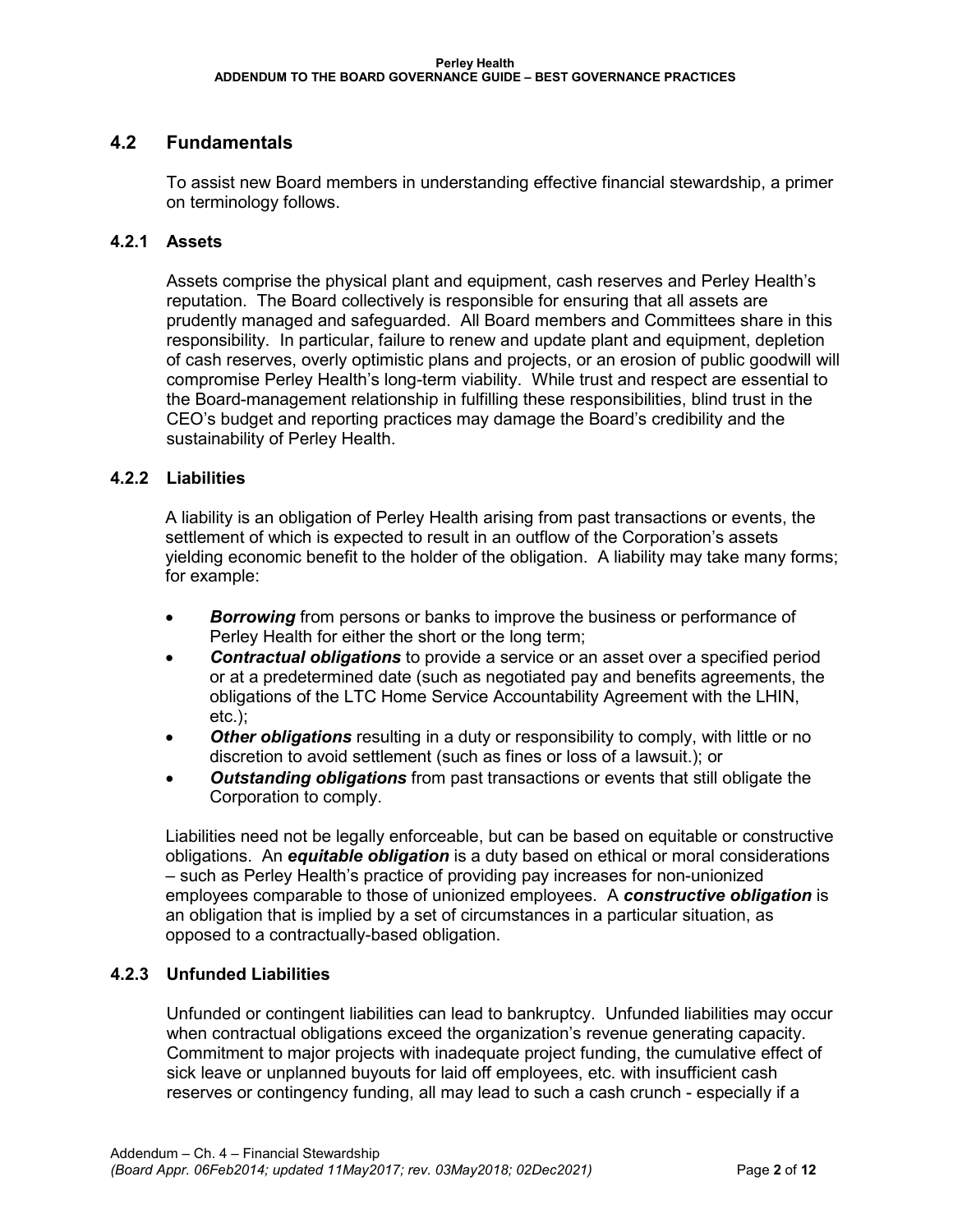## 4.2 Fundamentals

To assist new Board members in understanding effective financial stewardship, a primer on terminology follows.

### 4.2.1 Assets

Assets comprise the physical plant and equipment, cash reserves and Perley Health's reputation. The Board collectively is responsible for ensuring that all assets are prudently managed and safeguarded. All Board members and Committees share in this responsibility. In particular, failure to renew and update plant and equipment, depletion of cash reserves, overly optimistic plans and projects, or an erosion of public goodwill will compromise Perley Health's long-term viability. While trust and respect are essential to the Board-management relationship in fulfilling these responsibilities, blind trust in the CEO's budget and reporting practices may damage the Board's credibility and the sustainability of Perley Health.

### 4.2.2 Liabilities

A liability is an obligation of Perley Health arising from past transactions or events, the settlement of which is expected to result in an outflow of the Corporation's assets yielding economic benefit to the holder of the obligation. A liability may take many forms; for example:

- ***Borrowing*** from persons or banks to improve the business or performance of Perley Health for either the short or the long term;
- ***Contractual obligations*** to provide a service or an asset over a specified period or at a predetermined date (such as negotiated pay and benefits agreements, the obligations of the LTC Home Service Accountability Agreement with the LHIN, etc.);
- ***Other obligations*** resulting in a duty or responsibility to comply, with little or no discretion to avoid settlement (such as fines or loss of a lawsuit.); or
- ***Outstanding obligations*** from past transactions or events that still obligate the Corporation to comply.

Liabilities need not be legally enforceable, but can be based on equitable or constructive obligations. An ***equitable obligation*** is a duty based on ethical or moral considerations – such as Perley Health's practice of providing pay increases for non-unionized employees comparable to those of unionized employees. A ***constructive obligation*** is an obligation that is implied by a set of circumstances in a particular situation, as opposed to a contractually-based obligation.

### 4.2.3 Unfunded Liabilities

Unfunded or contingent liabilities can lead to bankruptcy. Unfunded liabilities may occur when contractual obligations exceed the organization's revenue generating capacity. Commitment to major projects with inadequate project funding, the cumulative effect of sick leave or unplanned buyouts for laid off employees, etc. with insufficient cash reserves or contingency funding, all may lead to such a cash crunch - especially if a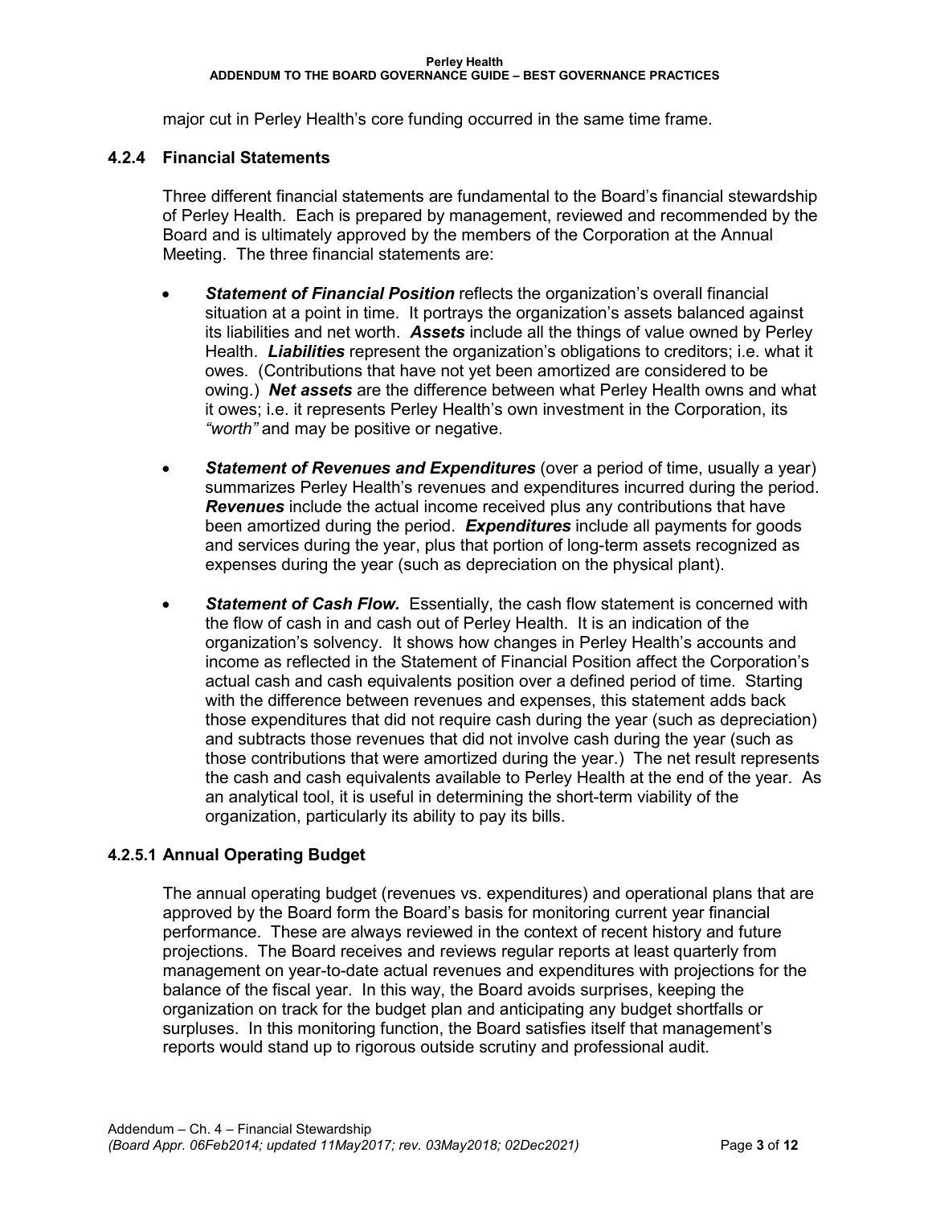major cut in Perley Health's core funding occurred in the same time frame.

### 4.2.4 Financial Statements

Three different financial statements are fundamental to the Board's financial stewardship of Perley Health. Each is prepared by management, reviewed and recommended by the Board and is ultimately approved by the members of the Corporation at the Annual Meeting. The three financial statements are:

- ***Statement of Financial Position*** reflects the organization's overall financial situation at a point in time. It portrays the organization's assets balanced against its liabilities and net worth. ***Assets*** include all the things of value owned by Perley Health. ***Liabilities*** represent the organization's obligations to creditors; i.e. what it owes. (Contributions that have not yet been amortized are considered to be owing.) ***Net assets*** are the difference between what Perley Health owns and what it owes; i.e. it represents Perley Health's own investment in the Corporation, its *"worth"* and may be positive or negative.

- ***Statement of Revenues and Expenditures*** (over a period of time, usually a year) summarizes Perley Health's revenues and expenditures incurred during the period. ***Revenues*** include the actual income received plus any contributions that have been amortized during the period. ***Expenditures*** include all payments for goods and services during the year, plus that portion of long-term assets recognized as expenses during the year (such as depreciation on the physical plant).

- ***Statement of Cash Flow.*** Essentially, the cash flow statement is concerned with the flow of cash in and cash out of Perley Health. It is an indication of the organization's solvency. It shows how changes in Perley Health's accounts and income as reflected in the Statement of Financial Position affect the Corporation's actual cash and cash equivalents position over a defined period of time. Starting with the difference between revenues and expenses, this statement adds back those expenditures that did not require cash during the year (such as depreciation) and subtracts those revenues that did not involve cash during the year (such as those contributions that were amortized during the year.) The net result represents the cash and cash equivalents available to Perley Health at the end of the year. As an analytical tool, it is useful in determining the short-term viability of the organization, particularly its ability to pay its bills.

#### 4.2.5.1 Annual Operating Budget

The annual operating budget (revenues vs. expenditures) and operational plans that are approved by the Board form the Board's basis for monitoring current year financial performance. These are always reviewed in the context of recent history and future projections. The Board receives and reviews regular reports at least quarterly from management on year-to-date actual revenues and expenditures with projections for the balance of the fiscal year. In this way, the Board avoids surprises, keeping the organization on track for the budget plan and anticipating any budget shortfalls or surpluses. In this monitoring function, the Board satisfies itself that management's reports would stand up to rigorous outside scrutiny and professional audit.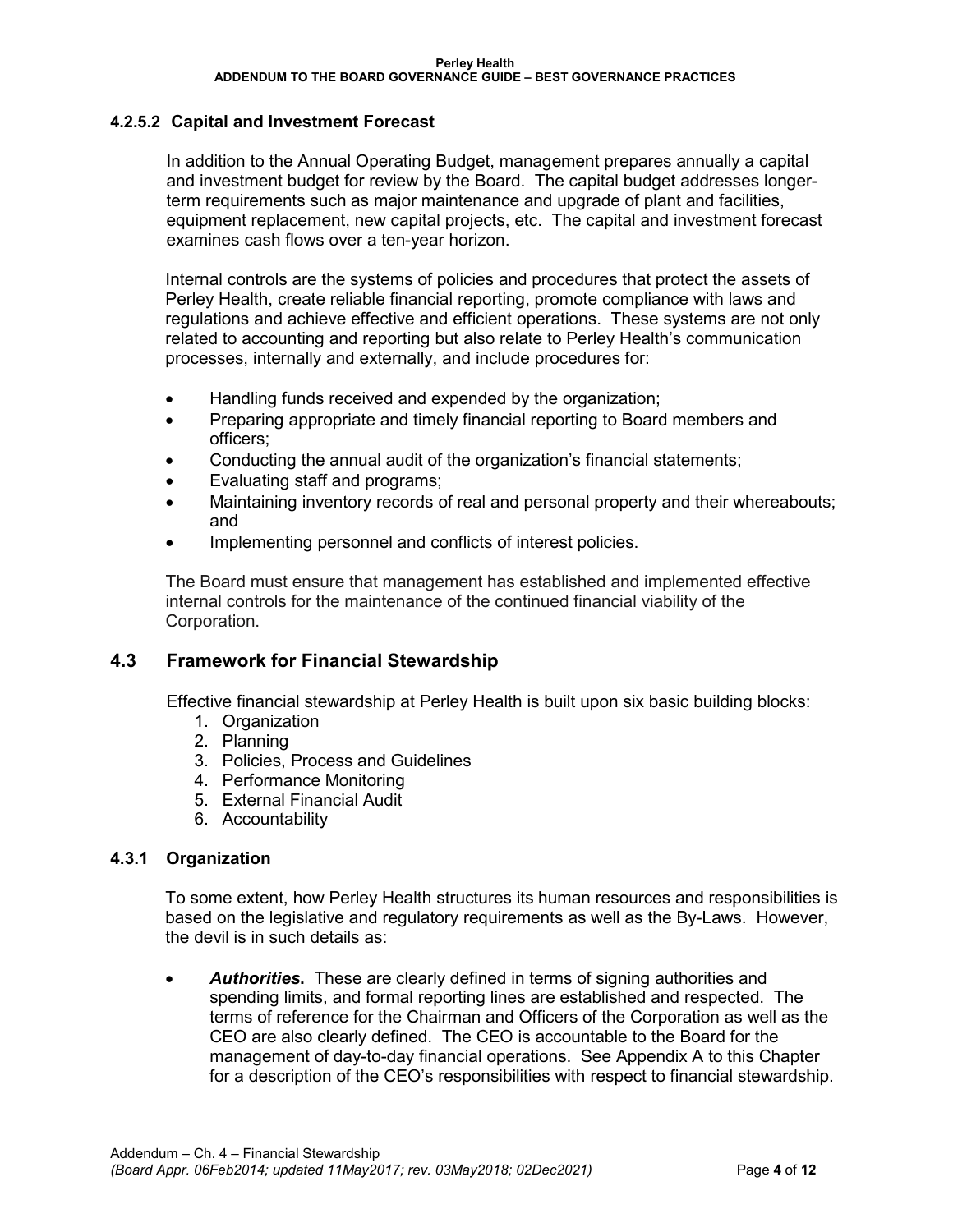#### 4.2.5.2 Capital and Investment Forecast

In addition to the Annual Operating Budget, management prepares annually a capital and investment budget for review by the Board. The capital budget addresses longer-term requirements such as major maintenance and upgrade of plant and facilities, equipment replacement, new capital projects, etc. The capital and investment forecast examines cash flows over a ten-year horizon.

Internal controls are the systems of policies and procedures that protect the assets of Perley Health, create reliable financial reporting, promote compliance with laws and regulations and achieve effective and efficient operations. These systems are not only related to accounting and reporting but also relate to Perley Health's communication processes, internally and externally, and include procedures for:

- Handling funds received and expended by the organization;
- Preparing appropriate and timely financial reporting to Board members and officers;
- Conducting the annual audit of the organization's financial statements;
- Evaluating staff and programs;
- Maintaining inventory records of real and personal property and their whereabouts; and
- Implementing personnel and conflicts of interest policies.

The Board must ensure that management has established and implemented effective internal controls for the maintenance of the continued financial viability of the Corporation.

## 4.3 Framework for Financial Stewardship

Effective financial stewardship at Perley Health is built upon six basic building blocks:

1. Organization
2. Planning
3. Policies, Process and Guidelines
4. Performance Monitoring
5. External Financial Audit
6. Accountability

### 4.3.1 Organization

To some extent, how Perley Health structures its human resources and responsibilities is based on the legislative and regulatory requirements as well as the By-Laws. However, the devil is in such details as:

- ***Authorities*.** These are clearly defined in terms of signing authorities and spending limits, and formal reporting lines are established and respected. The terms of reference for the Chairman and Officers of the Corporation as well as the CEO are also clearly defined. The CEO is accountable to the Board for the management of day-to-day financial operations. See Appendix A to this Chapter for a description of the CEO's responsibilities with respect to financial stewardship.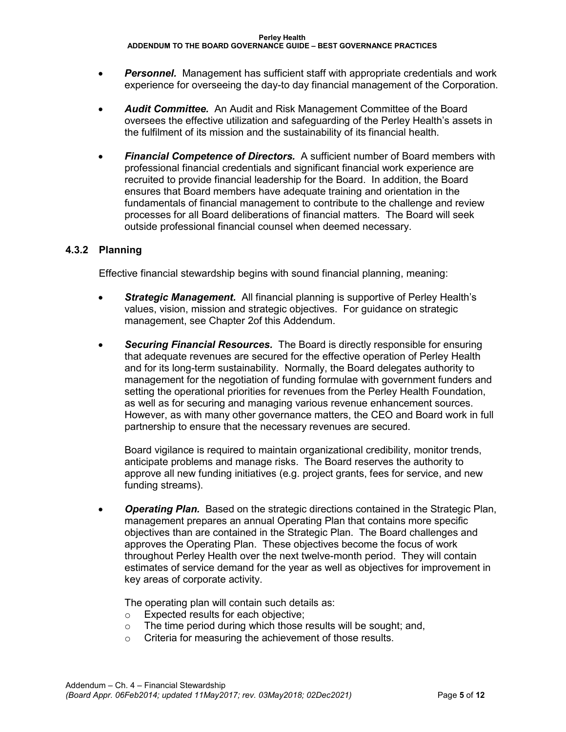- ***Personnel.*** Management has sufficient staff with appropriate credentials and work experience for overseeing the day-to day financial management of the Corporation.

- ***Audit Committee.*** An Audit and Risk Management Committee of the Board oversees the effective utilization and safeguarding of the Perley Health's assets in the fulfilment of its mission and the sustainability of its financial health.

- ***Financial Competence of Directors.*** A sufficient number of Board members with professional financial credentials and significant financial work experience are recruited to provide financial leadership for the Board. In addition, the Board ensures that Board members have adequate training and orientation in the fundamentals of financial management to contribute to the challenge and review processes for all Board deliberations of financial matters. The Board will seek outside professional financial counsel when deemed necessary.

### 4.3.2 Planning

Effective financial stewardship begins with sound financial planning, meaning:

- ***Strategic Management.*** All financial planning is supportive of Perley Health's values, vision, mission and strategic objectives. For guidance on strategic management, see Chapter 2of this Addendum.

- ***Securing Financial Resources.*** The Board is directly responsible for ensuring that adequate revenues are secured for the effective operation of Perley Health and for its long-term sustainability. Normally, the Board delegates authority to management for the negotiation of funding formulae with government funders and setting the operational priorities for revenues from the Perley Health Foundation, as well as for securing and managing various revenue enhancement sources. However, as with many other governance matters, the CEO and Board work in full partnership to ensure that the necessary revenues are secured.

  Board vigilance is required to maintain organizational credibility, monitor trends, anticipate problems and manage risks. The Board reserves the authority to approve all new funding initiatives (e.g. project grants, fees for service, and new funding streams).

- ***Operating Plan.*** Based on the strategic directions contained in the Strategic Plan, management prepares an annual Operating Plan that contains more specific objectives than are contained in the Strategic Plan. The Board challenges and approves the Operating Plan. These objectives become the focus of work throughout Perley Health over the next twelve-month period. They will contain estimates of service demand for the year as well as objectives for improvement in key areas of corporate activity.

  The operating plan will contain such details as:
  - Expected results for each objective;
  - The time period during which those results will be sought; and,
  - Criteria for measuring the achievement of those results.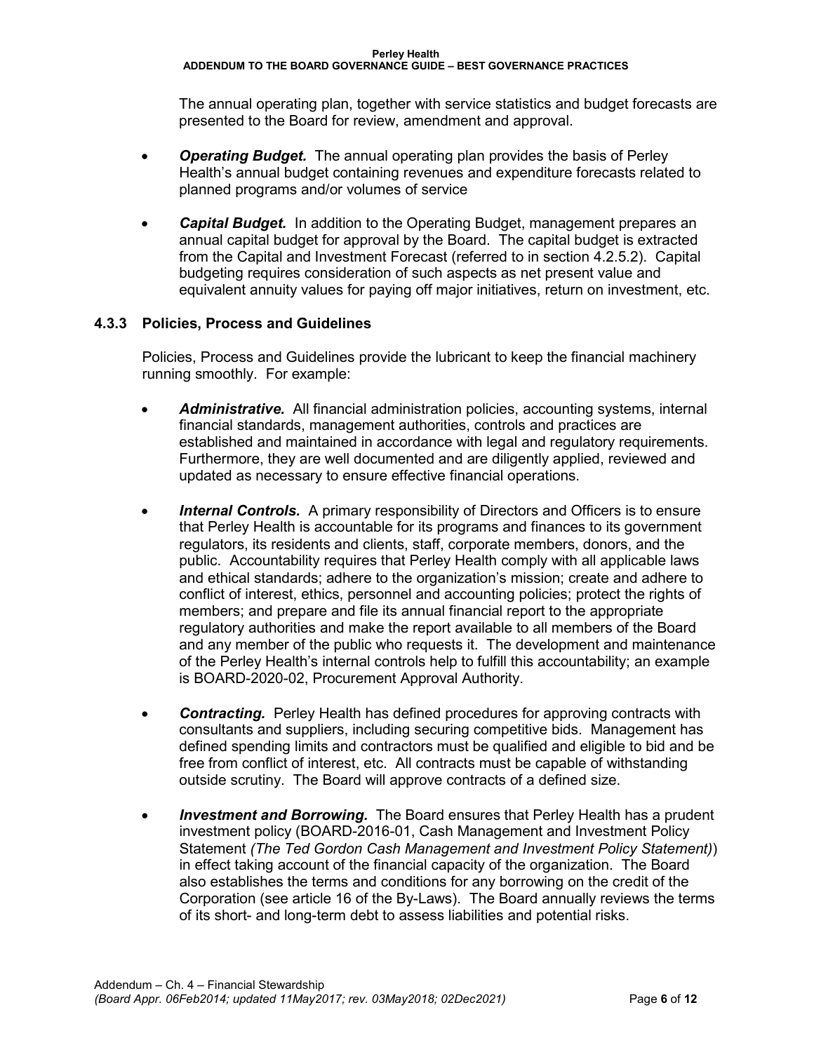The annual operating plan, together with service statistics and budget forecasts are presented to the Board for review, amendment and approval.

- ***Operating Budget.*** The annual operating plan provides the basis of Perley Health's annual budget containing revenues and expenditure forecasts related to planned programs and/or volumes of service
- ***Capital Budget.*** In addition to the Operating Budget, management prepares an annual capital budget for approval by the Board. The capital budget is extracted from the Capital and Investment Forecast (referred to in section 4.2.5.2). Capital budgeting requires consideration of such aspects as net present value and equivalent annuity values for paying off major initiatives, return on investment, etc.

### 4.3.3 Policies, Process and Guidelines

Policies, Process and Guidelines provide the lubricant to keep the financial machinery running smoothly. For example:

- ***Administrative.*** All financial administration policies, accounting systems, internal financial standards, management authorities, controls and practices are established and maintained in accordance with legal and regulatory requirements. Furthermore, they are well documented and are diligently applied, reviewed and updated as necessary to ensure effective financial operations.
- ***Internal Controls.*** A primary responsibility of Directors and Officers is to ensure that Perley Health is accountable for its programs and finances to its government regulators, its residents and clients, staff, corporate members, donors, and the public. Accountability requires that Perley Health comply with all applicable laws and ethical standards; adhere to the organization's mission; create and adhere to conflict of interest, ethics, personnel and accounting policies; protect the rights of members; and prepare and file its annual financial report to the appropriate regulatory authorities and make the report available to all members of the Board and any member of the public who requests it. The development and maintenance of the Perley Health's internal controls help to fulfill this accountability; an example is BOARD-2020-02, Procurement Approval Authority.
- ***Contracting.*** Perley Health has defined procedures for approving contracts with consultants and suppliers, including securing competitive bids. Management has defined spending limits and contractors must be qualified and eligible to bid and be free from conflict of interest, etc. All contracts must be capable of withstanding outside scrutiny. The Board will approve contracts of a defined size.
- ***Investment and Borrowing.*** The Board ensures that Perley Health has a prudent investment policy (BOARD-2016-01, Cash Management and Investment Policy Statement *(The Ted Gordon Cash Management and Investment Policy Statement)*) in effect taking account of the financial capacity of the organization. The Board also establishes the terms and conditions for any borrowing on the credit of the Corporation (see article 16 of the By-Laws). The Board annually reviews the terms of its short- and long-term debt to assess liabilities and potential risks.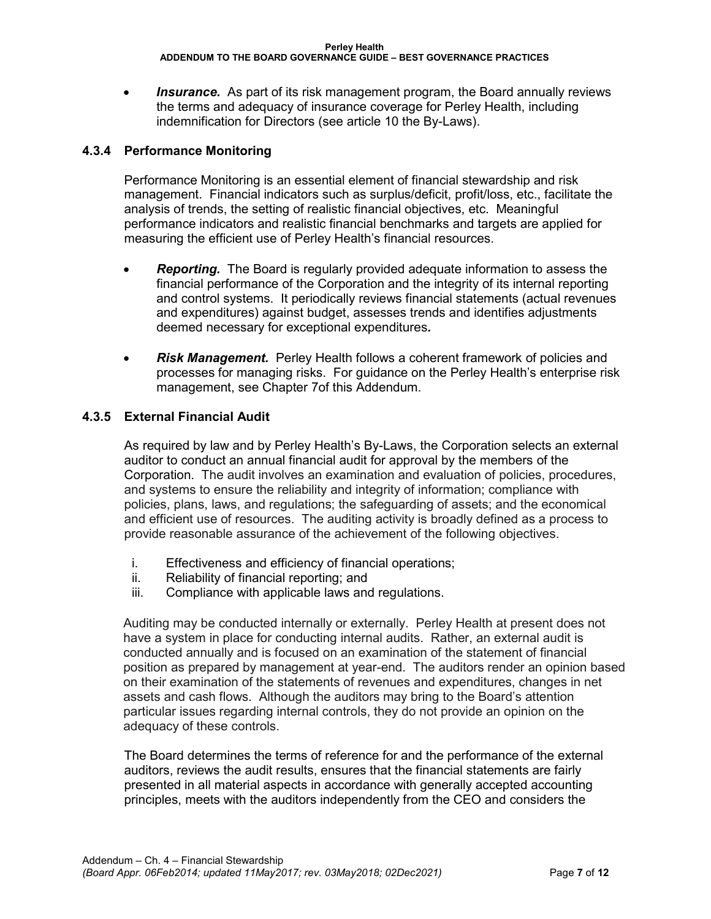- ***Insurance.*** As part of its risk management program, the Board annually reviews the terms and adequacy of insurance coverage for Perley Health, including indemnification for Directors (see article 10 the By-Laws).

### 4.3.4 Performance Monitoring

Performance Monitoring is an essential element of financial stewardship and risk management. Financial indicators such as surplus/deficit, profit/loss, etc., facilitate the analysis of trends, the setting of realistic financial objectives, etc. Meaningful performance indicators and realistic financial benchmarks and targets are applied for measuring the efficient use of Perley Health's financial resources.

- ***Reporting.*** The Board is regularly provided adequate information to assess the financial performance of the Corporation and the integrity of its internal reporting and control systems. It periodically reviews financial statements (actual revenues and expenditures) against budget, assesses trends and identifies adjustments deemed necessary for exceptional expenditures*.*

- ***Risk Management.*** Perley Health follows a coherent framework of policies and processes for managing risks. For guidance on the Perley Health's enterprise risk management, see Chapter 7of this Addendum.

### 4.3.5 External Financial Audit

As required by law and by Perley Health's By-Laws, the Corporation selects an external auditor to conduct an annual financial audit for approval by the members of the Corporation. The audit involves an examination and evaluation of policies, procedures, and systems to ensure the reliability and integrity of information; compliance with policies, plans, laws, and regulations; the safeguarding of assets; and the economical and efficient use of resources. The auditing activity is broadly defined as a process to provide reasonable assurance of the achievement of the following objectives.

i. Effectiveness and efficiency of financial operations;
ii. Reliability of financial reporting; and
iii. Compliance with applicable laws and regulations.

Auditing may be conducted internally or externally. Perley Health at present does not have a system in place for conducting internal audits. Rather, an external audit is conducted annually and is focused on an examination of the statement of financial position as prepared by management at year-end. The auditors render an opinion based on their examination of the statements of revenues and expenditures, changes in net assets and cash flows. Although the auditors may bring to the Board's attention particular issues regarding internal controls, they do not provide an opinion on the adequacy of these controls.

The Board determines the terms of reference for and the performance of the external auditors, reviews the audit results, ensures that the financial statements are fairly presented in all material aspects in accordance with generally accepted accounting principles, meets with the auditors independently from the CEO and considers the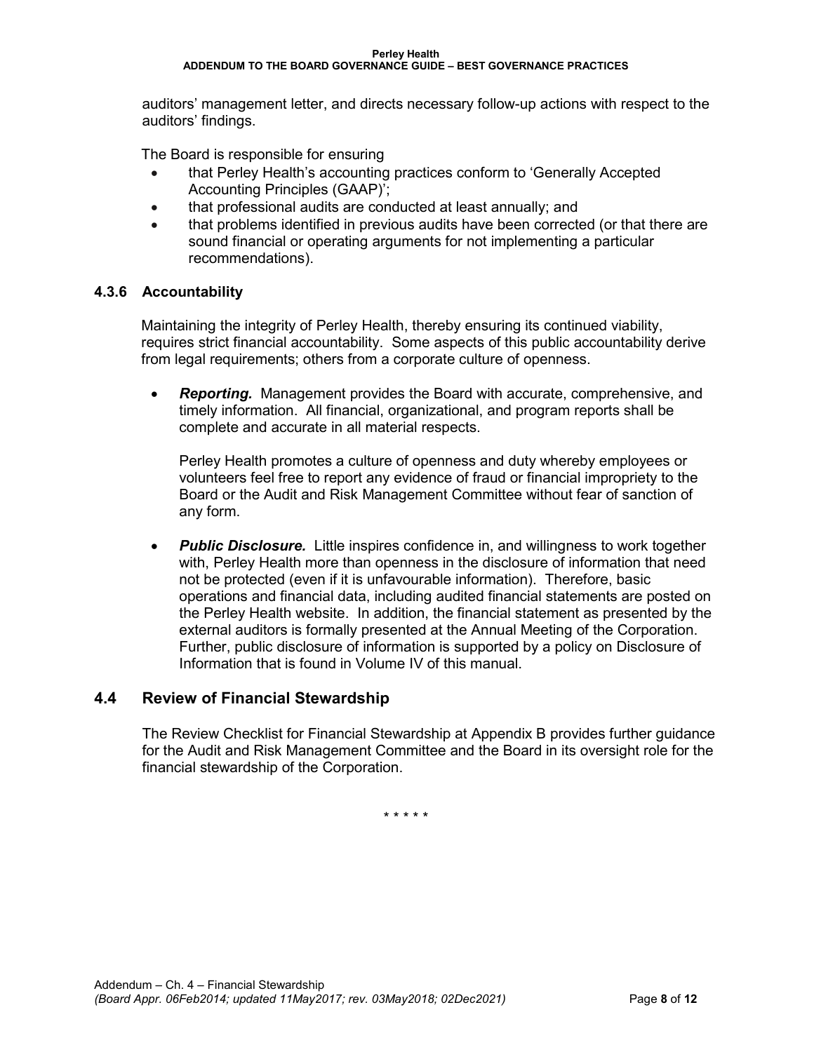auditors' management letter, and directs necessary follow-up actions with respect to the auditors' findings.

The Board is responsible for ensuring

- that Perley Health's accounting practices conform to 'Generally Accepted Accounting Principles (GAAP)';
- that professional audits are conducted at least annually; and
- that problems identified in previous audits have been corrected (or that there are sound financial or operating arguments for not implementing a particular recommendations).

### 4.3.6 Accountability

Maintaining the integrity of Perley Health, thereby ensuring its continued viability, requires strict financial accountability. Some aspects of this public accountability derive from legal requirements; others from a corporate culture of openness.

- ***Reporting.*** Management provides the Board with accurate, comprehensive, and timely information. All financial, organizational, and program reports shall be complete and accurate in all material respects.

  Perley Health promotes a culture of openness and duty whereby employees or volunteers feel free to report any evidence of fraud or financial impropriety to the Board or the Audit and Risk Management Committee without fear of sanction of any form.

- ***Public Disclosure.*** Little inspires confidence in, and willingness to work together with, Perley Health more than openness in the disclosure of information that need not be protected (even if it is unfavourable information). Therefore, basic operations and financial data, including audited financial statements are posted on the Perley Health website. In addition, the financial statement as presented by the external auditors is formally presented at the Annual Meeting of the Corporation. Further, public disclosure of information is supported by a policy on Disclosure of Information that is found in Volume IV of this manual.

## 4.4 Review of Financial Stewardship

The Review Checklist for Financial Stewardship at Appendix B provides further guidance for the Audit and Risk Management Committee and the Board in its oversight role for the financial stewardship of the Corporation.

\* \* \* \* \*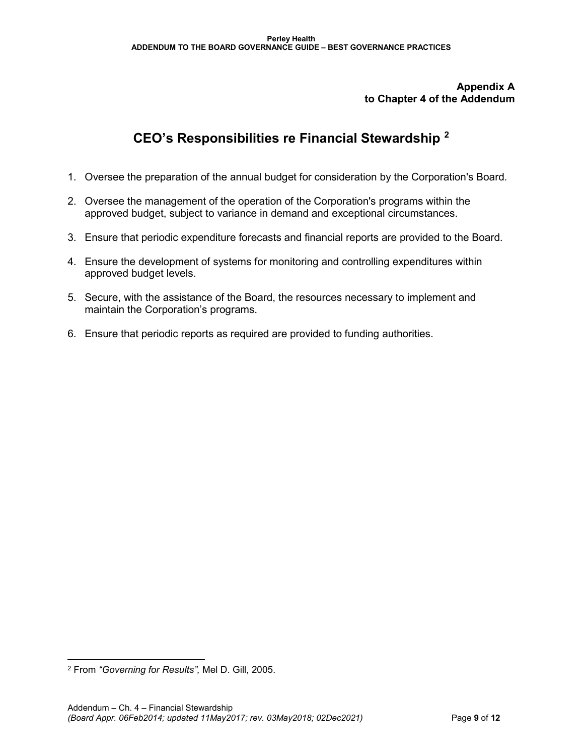**Appendix A**
**to Chapter 4 of the Addendum**

# CEO's Responsibilities re Financial Stewardship [2]

1. Oversee the preparation of the annual budget for consideration by the Corporation's Board.
2. Oversee the management of the operation of the Corporation's programs within the approved budget, subject to variance in demand and exceptional circumstances.
3. Ensure that periodic expenditure forecasts and financial reports are provided to the Board.
4. Ensure the development of systems for monitoring and controlling expenditures within approved budget levels.
5. Secure, with the assistance of the Board, the resources necessary to implement and maintain the Corporation's programs.
6. Ensure that periodic reports as required are provided to funding authorities.

[2] From *"Governing for Results",* Mel D. Gill, 2005.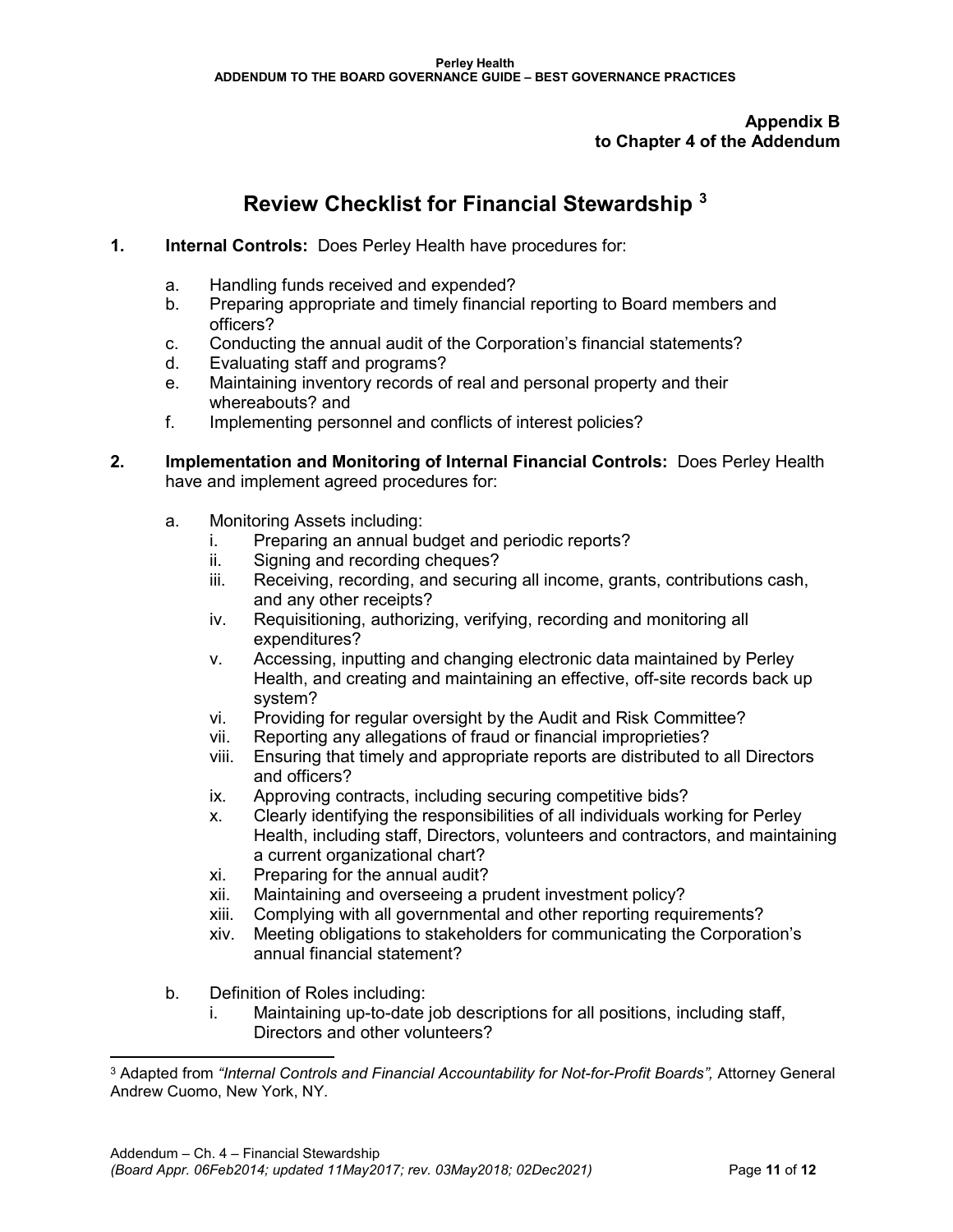**Appendix B**
**to Chapter 4 of the Addendum**

# Review Checklist for Financial Stewardship [3]

**1. Internal Controls:** Does Perley Health have procedures for:

a. Handling funds received and expended?
b. Preparing appropriate and timely financial reporting to Board members and officers?
c. Conducting the annual audit of the Corporation's financial statements?
d. Evaluating staff and programs?
e. Maintaining inventory records of real and personal property and their whereabouts? and
f. Implementing personnel and conflicts of interest policies?

**2. Implementation and Monitoring of Internal Financial Controls:** Does Perley Health have and implement agreed procedures for:

a. Monitoring Assets including:
   i. Preparing an annual budget and periodic reports?
   ii. Signing and recording cheques?
   iii. Receiving, recording, and securing all income, grants, contributions cash, and any other receipts?
   iv. Requisitioning, authorizing, verifying, recording and monitoring all expenditures?
   v. Accessing, inputting and changing electronic data maintained by Perley Health, and creating and maintaining an effective, off-site records back up system?
   vi. Providing for regular oversight by the Audit and Risk Committee?
   vii. Reporting any allegations of fraud or financial improprieties?
   viii. Ensuring that timely and appropriate reports are distributed to all Directors and officers?
   ix. Approving contracts, including securing competitive bids?
   x. Clearly identifying the responsibilities of all individuals working for Perley Health, including staff, Directors, volunteers and contractors, and maintaining a current organizational chart?
   xi. Preparing for the annual audit?
   xii. Maintaining and overseeing a prudent investment policy?
   xiii. Complying with all governmental and other reporting requirements?
   xiv. Meeting obligations to stakeholders for communicating the Corporation's annual financial statement?

b. Definition of Roles including:
   i. Maintaining up-to-date job descriptions for all positions, including staff, Directors and other volunteers?

[3] Adapted from *"Internal Controls and Financial Accountability for Not-for-Profit Boards",* Attorney General Andrew Cuomo, New York, NY.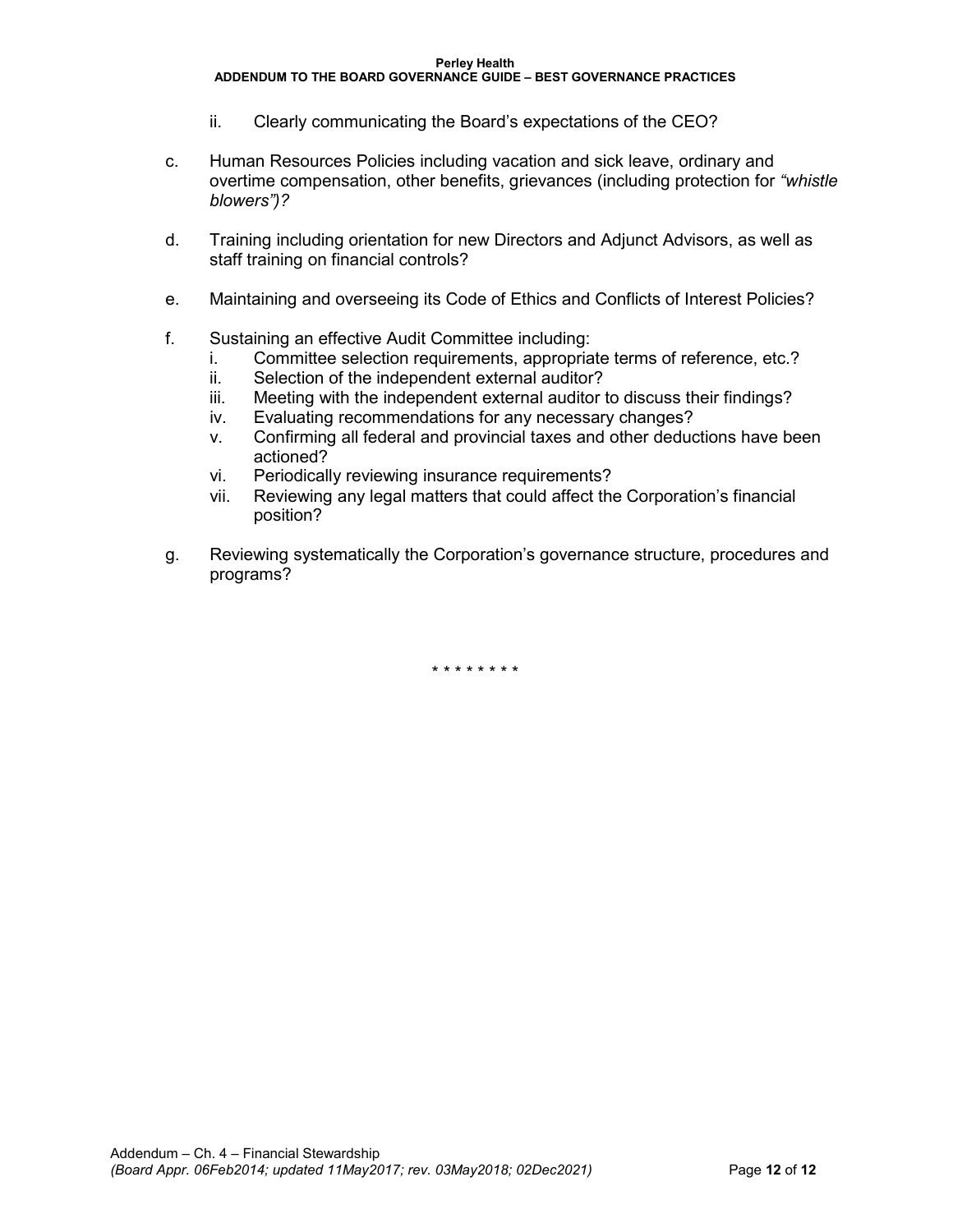ii. Clearly communicating the Board's expectations of the CEO?

c. Human Resources Policies including vacation and sick leave, ordinary and overtime compensation, other benefits, grievances (including protection for *"whistle blowers")?*

d. Training including orientation for new Directors and Adjunct Advisors, as well as staff training on financial controls?

e. Maintaining and overseeing its Code of Ethics and Conflicts of Interest Policies?

f. Sustaining an effective Audit Committee including:
   i. Committee selection requirements, appropriate terms of reference, etc.?
   ii. Selection of the independent external auditor?
   iii. Meeting with the independent external auditor to discuss their findings?
   iv. Evaluating recommendations for any necessary changes?
   v. Confirming all federal and provincial taxes and other deductions have been actioned?
   vi. Periodically reviewing insurance requirements?
   vii. Reviewing any legal matters that could affect the Corporation's financial position?

g. Reviewing systematically the Corporation's governance structure, procedures and programs?

\* \* \* \* \* \* \* \*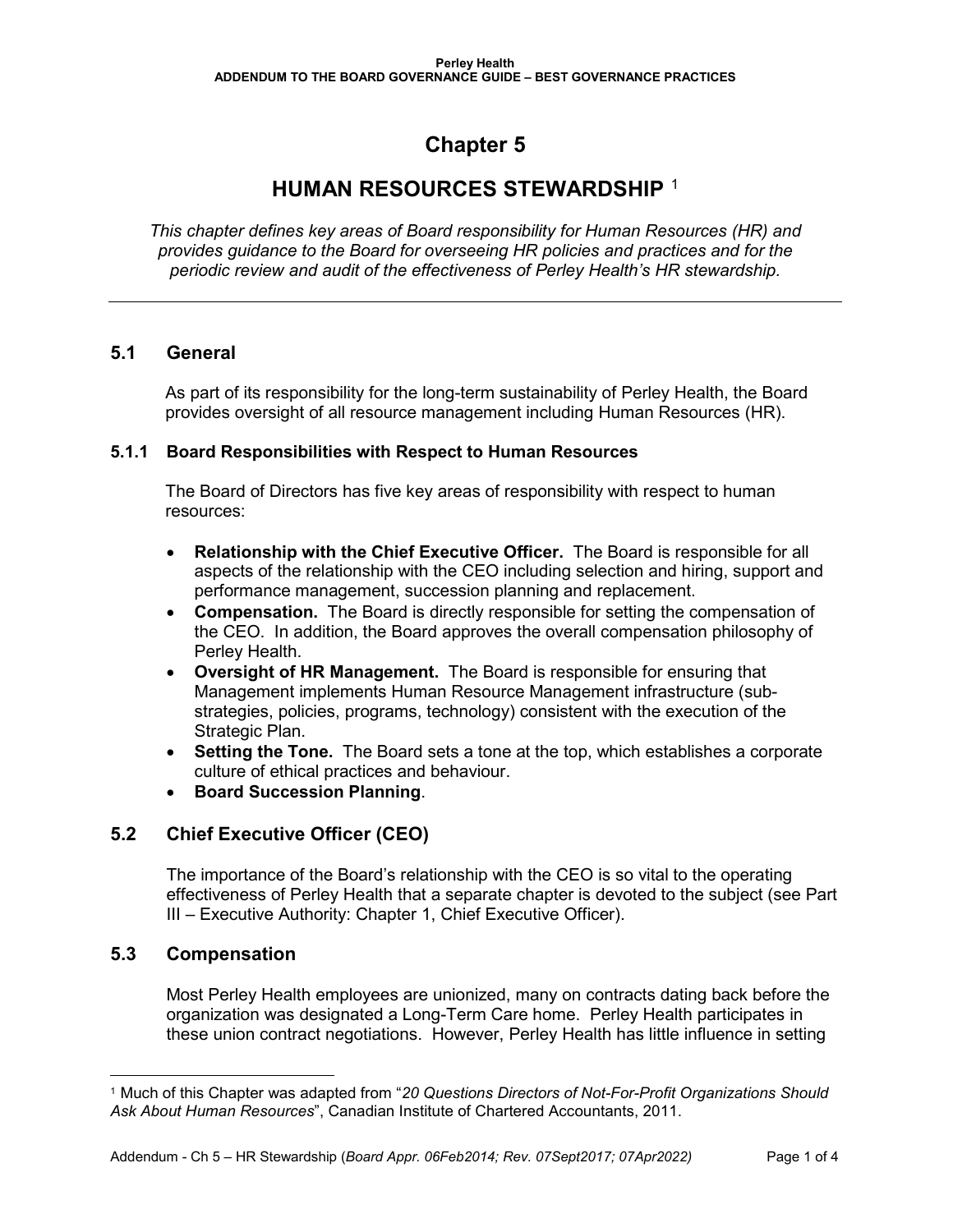# Chapter 5

# HUMAN RESOURCES STEWARDSHIP [1]

*This chapter defines key areas of Board responsibility for Human Resources (HR) and provides guidance to the Board for overseeing HR policies and practices and for the periodic review and audit of the effectiveness of Perley Health's HR stewardship.*

---

## 5.1 General

As part of its responsibility for the long-term sustainability of Perley Health, the Board provides oversight of all resource management including Human Resources (HR).

### 5.1.1 Board Responsibilities with Respect to Human Resources

The Board of Directors has five key areas of responsibility with respect to human resources:

- **Relationship with the Chief Executive Officer.** The Board is responsible for all aspects of the relationship with the CEO including selection and hiring, support and performance management, succession planning and replacement.
- **Compensation.** The Board is directly responsible for setting the compensation of the CEO. In addition, the Board approves the overall compensation philosophy of Perley Health.
- **Oversight of HR Management.** The Board is responsible for ensuring that Management implements Human Resource Management infrastructure (sub-strategies, policies, programs, technology) consistent with the execution of the Strategic Plan.
- **Setting the Tone.** The Board sets a tone at the top, which establishes a corporate culture of ethical practices and behaviour.
- **Board Succession Planning**.

## 5.2 Chief Executive Officer (CEO)

The importance of the Board's relationship with the CEO is so vital to the operating effectiveness of Perley Health that a separate chapter is devoted to the subject (see Part III – Executive Authority: Chapter 1, Chief Executive Officer).

## 5.3 Compensation

Most Perley Health employees are unionized, many on contracts dating back before the organization was designated a Long-Term Care home. Perley Health participates in these union contract negotiations. However, Perley Health has little influence in setting

---

[1] Much of this Chapter was adapted from "*20 Questions Directors of Not-For-Profit Organizations Should Ask About Human Resources*", Canadian Institute of Chartered Accountants, 2011.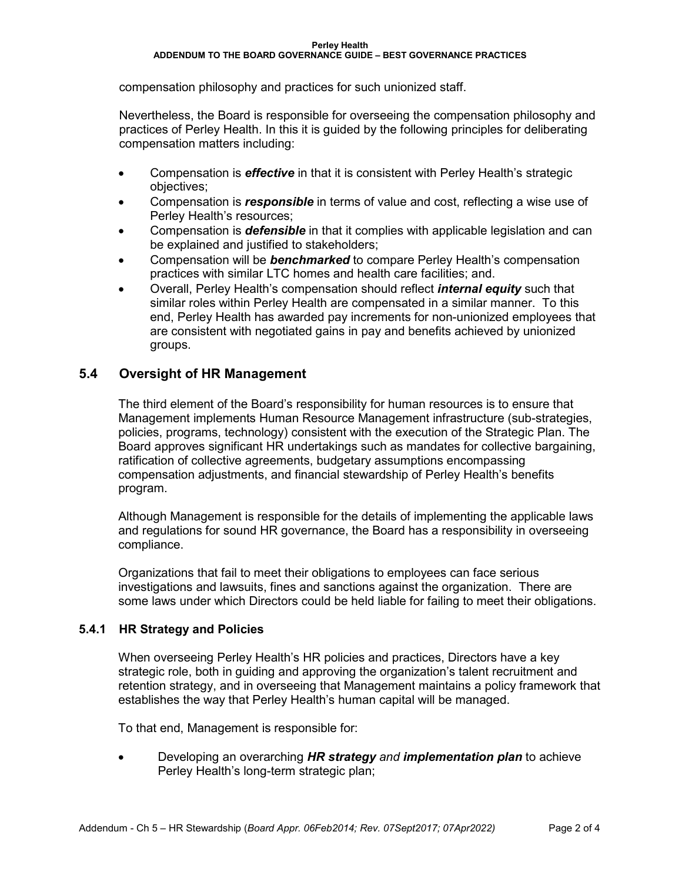compensation philosophy and practices for such unionized staff.

Nevertheless, the Board is responsible for overseeing the compensation philosophy and practices of Perley Health. In this it is guided by the following principles for deliberating compensation matters including:

- Compensation is ***effective*** in that it is consistent with Perley Health's strategic objectives;
- Compensation is ***responsible*** in terms of value and cost, reflecting a wise use of Perley Health's resources;
- Compensation is ***defensible*** in that it complies with applicable legislation and can be explained and justified to stakeholders;
- Compensation will be ***benchmarked*** to compare Perley Health's compensation practices with similar LTC homes and health care facilities; and.
- Overall, Perley Health's compensation should reflect ***internal equity*** such that similar roles within Perley Health are compensated in a similar manner. To this end, Perley Health has awarded pay increments for non-unionized employees that are consistent with negotiated gains in pay and benefits achieved by unionized groups.

## 5.4 Oversight of HR Management

The third element of the Board's responsibility for human resources is to ensure that Management implements Human Resource Management infrastructure (sub-strategies, policies, programs, technology) consistent with the execution of the Strategic Plan. The Board approves significant HR undertakings such as mandates for collective bargaining, ratification of collective agreements, budgetary assumptions encompassing compensation adjustments, and financial stewardship of Perley Health's benefits program.

Although Management is responsible for the details of implementing the applicable laws and regulations for sound HR governance, the Board has a responsibility in overseeing compliance.

Organizations that fail to meet their obligations to employees can face serious investigations and lawsuits, fines and sanctions against the organization. There are some laws under which Directors could be held liable for failing to meet their obligations.

### 5.4.1 HR Strategy and Policies

When overseeing Perley Health's HR policies and practices, Directors have a key strategic role, both in guiding and approving the organization's talent recruitment and retention strategy, and in overseeing that Management maintains a policy framework that establishes the way that Perley Health's human capital will be managed.

To that end, Management is responsible for:

- Developing an overarching ***HR strategy*** *and* ***implementation plan*** to achieve Perley Health's long-term strategic plan;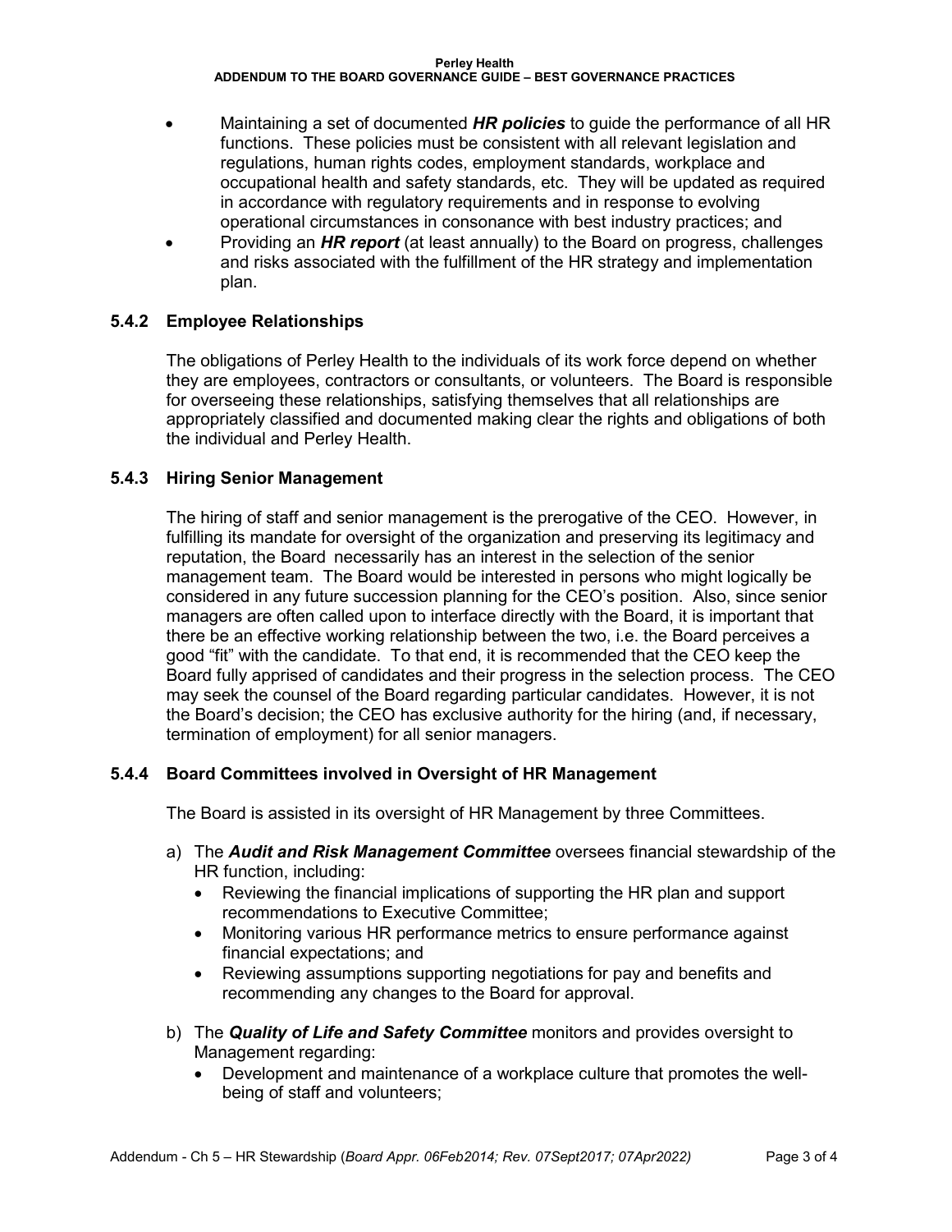- Maintaining a set of documented ***HR policies*** to guide the performance of all HR functions. These policies must be consistent with all relevant legislation and regulations, human rights codes, employment standards, workplace and occupational health and safety standards, etc. They will be updated as required in accordance with regulatory requirements and in response to evolving operational circumstances in consonance with best industry practices; and
- Providing an ***HR report*** (at least annually) to the Board on progress, challenges and risks associated with the fulfillment of the HR strategy and implementation plan.

### 5.4.2 Employee Relationships

The obligations of Perley Health to the individuals of its work force depend on whether they are employees, contractors or consultants, or volunteers. The Board is responsible for overseeing these relationships, satisfying themselves that all relationships are appropriately classified and documented making clear the rights and obligations of both the individual and Perley Health.

### 5.4.3 Hiring Senior Management

The hiring of staff and senior management is the prerogative of the CEO. However, in fulfilling its mandate for oversight of the organization and preserving its legitimacy and reputation, the Board necessarily has an interest in the selection of the senior management team. The Board would be interested in persons who might logically be considered in any future succession planning for the CEO's position. Also, since senior managers are often called upon to interface directly with the Board, it is important that there be an effective working relationship between the two, i.e. the Board perceives a good "fit" with the candidate. To that end, it is recommended that the CEO keep the Board fully apprised of candidates and their progress in the selection process. The CEO may seek the counsel of the Board regarding particular candidates. However, it is not the Board's decision; the CEO has exclusive authority for the hiring (and, if necessary, termination of employment) for all senior managers.

### 5.4.4 Board Committees involved in Oversight of HR Management

The Board is assisted in its oversight of HR Management by three Committees.

a) The ***Audit and Risk Management Committee*** oversees financial stewardship of the HR function, including:
   - Reviewing the financial implications of supporting the HR plan and support recommendations to Executive Committee;
   - Monitoring various HR performance metrics to ensure performance against financial expectations; and
   - Reviewing assumptions supporting negotiations for pay and benefits and recommending any changes to the Board for approval.

b) The ***Quality of Life and Safety Committee*** monitors and provides oversight to Management regarding:
   - Development and maintenance of a workplace culture that promotes the well-being of staff and volunteers;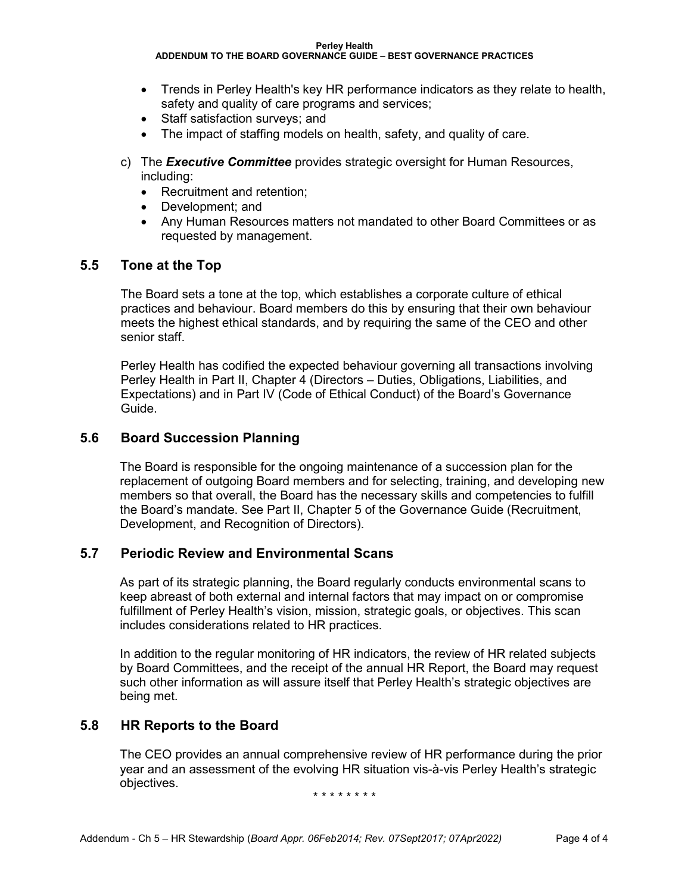- Trends in Perley Health's key HR performance indicators as they relate to health, safety and quality of care programs and services;
- Staff satisfaction surveys; and
- The impact of staffing models on health, safety, and quality of care.

c) The ***Executive Committee*** provides strategic oversight for Human Resources, including:
   - Recruitment and retention;
   - Development; and
   - Any Human Resources matters not mandated to other Board Committees or as requested by management.

## 5.5 Tone at the Top

The Board sets a tone at the top, which establishes a corporate culture of ethical practices and behaviour. Board members do this by ensuring that their own behaviour meets the highest ethical standards, and by requiring the same of the CEO and other senior staff.

Perley Health has codified the expected behaviour governing all transactions involving Perley Health in Part II, Chapter 4 (Directors – Duties, Obligations, Liabilities, and Expectations) and in Part IV (Code of Ethical Conduct) of the Board's Governance Guide.

## 5.6 Board Succession Planning

The Board is responsible for the ongoing maintenance of a succession plan for the replacement of outgoing Board members and for selecting, training, and developing new members so that overall, the Board has the necessary skills and competencies to fulfill the Board's mandate. See Part II, Chapter 5 of the Governance Guide (Recruitment, Development, and Recognition of Directors).

## 5.7 Periodic Review and Environmental Scans

As part of its strategic planning, the Board regularly conducts environmental scans to keep abreast of both external and internal factors that may impact on or compromise fulfillment of Perley Health's vision, mission, strategic goals, or objectives. This scan includes considerations related to HR practices.

In addition to the regular monitoring of HR indicators, the review of HR related subjects by Board Committees, and the receipt of the annual HR Report, the Board may request such other information as will assure itself that Perley Health's strategic objectives are being met.

## 5.8 HR Reports to the Board

The CEO provides an annual comprehensive review of HR performance during the prior year and an assessment of the evolving HR situation vis-à-vis Perley Health's strategic objectives.

\* \* \* \* \* \* \* \*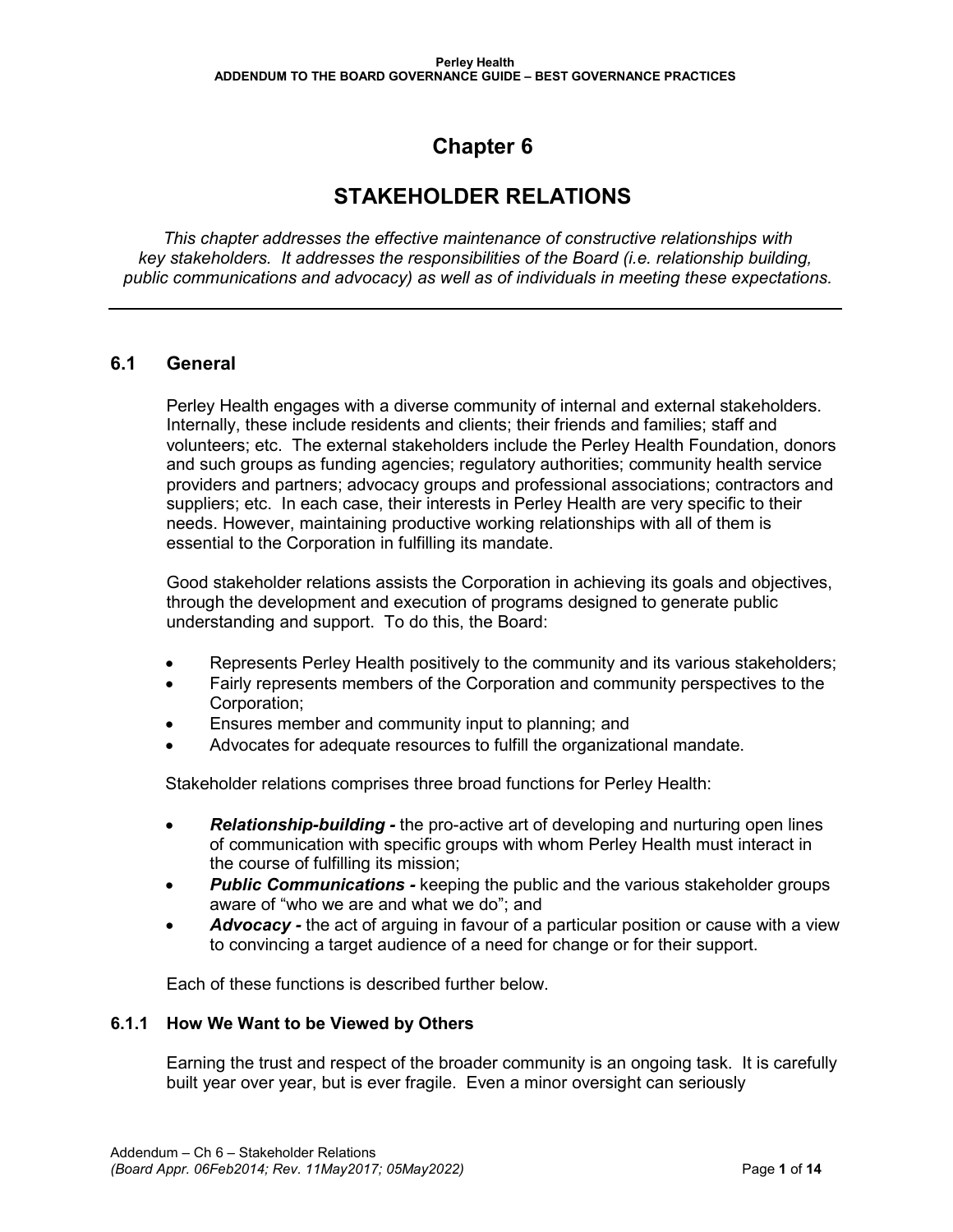# Chapter 6

# STAKEHOLDER RELATIONS

*This chapter addresses the effective maintenance of constructive relationships with key stakeholders. It addresses the responsibilities of the Board (i.e. relationship building, public communications and advocacy) as well as of individuals in meeting these expectations.*

---

## 6.1 General

Perley Health engages with a diverse community of internal and external stakeholders. Internally, these include residents and clients; their friends and families; staff and volunteers; etc. The external stakeholders include the Perley Health Foundation, donors and such groups as funding agencies; regulatory authorities; community health service providers and partners; advocacy groups and professional associations; contractors and suppliers; etc. In each case, their interests in Perley Health are very specific to their needs. However, maintaining productive working relationships with all of them is essential to the Corporation in fulfilling its mandate.

Good stakeholder relations assists the Corporation in achieving its goals and objectives, through the development and execution of programs designed to generate public understanding and support. To do this, the Board:

- Represents Perley Health positively to the community and its various stakeholders;
- Fairly represents members of the Corporation and community perspectives to the Corporation;
- Ensures member and community input to planning; and
- Advocates for adequate resources to fulfill the organizational mandate.

Stakeholder relations comprises three broad functions for Perley Health:

- ***Relationship-building -*** the pro-active art of developing and nurturing open lines of communication with specific groups with whom Perley Health must interact in the course of fulfilling its mission;
- ***Public Communications -*** keeping the public and the various stakeholder groups aware of “who we are and what we do”; and
- ***Advocacy -*** the act of arguing in favour of a particular position or cause with a view to convincing a target audience of a need for change or for their support.

Each of these functions is described further below.

### 6.1.1 How We Want to be Viewed by Others

Earning the trust and respect of the broader community is an ongoing task. It is carefully built year over year, but is ever fragile. Even a minor oversight can seriously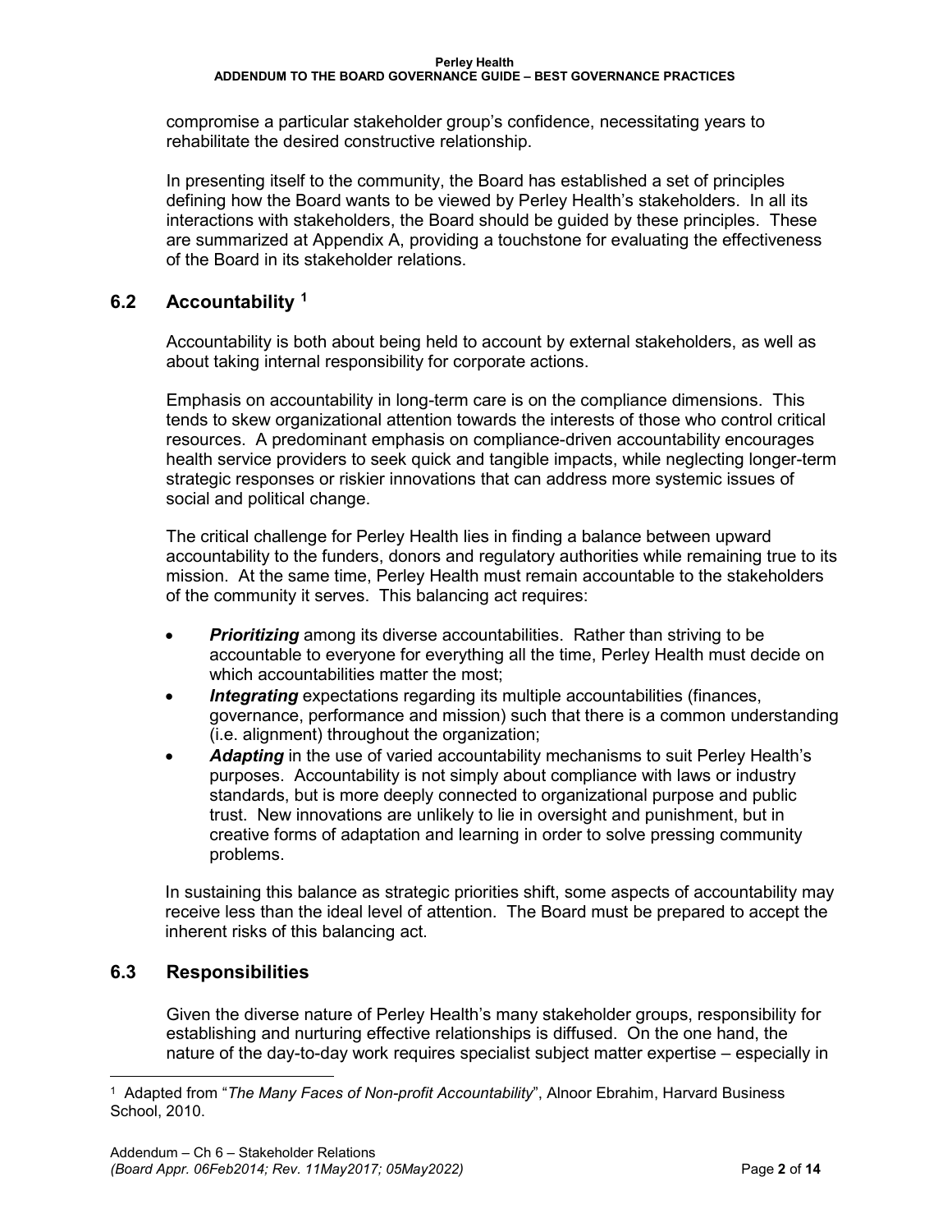compromise a particular stakeholder group's confidence, necessitating years to rehabilitate the desired constructive relationship.

In presenting itself to the community, the Board has established a set of principles defining how the Board wants to be viewed by Perley Health's stakeholders. In all its interactions with stakeholders, the Board should be guided by these principles. These are summarized at Appendix A, providing a touchstone for evaluating the effectiveness of the Board in its stakeholder relations.

## 6.2 Accountability [1]

Accountability is both about being held to account by external stakeholders, as well as about taking internal responsibility for corporate actions.

Emphasis on accountability in long-term care is on the compliance dimensions. This tends to skew organizational attention towards the interests of those who control critical resources. A predominant emphasis on compliance-driven accountability encourages health service providers to seek quick and tangible impacts, while neglecting longer-term strategic responses or riskier innovations that can address more systemic issues of social and political change.

The critical challenge for Perley Health lies in finding a balance between upward accountability to the funders, donors and regulatory authorities while remaining true to its mission. At the same time, Perley Health must remain accountable to the stakeholders of the community it serves. This balancing act requires:

- ***Prioritizing*** among its diverse accountabilities. Rather than striving to be accountable to everyone for everything all the time, Perley Health must decide on which accountabilities matter the most;
- ***Integrating*** expectations regarding its multiple accountabilities (finances, governance, performance and mission) such that there is a common understanding (i.e. alignment) throughout the organization;
- ***Adapting*** in the use of varied accountability mechanisms to suit Perley Health's purposes. Accountability is not simply about compliance with laws or industry standards, but is more deeply connected to organizational purpose and public trust. New innovations are unlikely to lie in oversight and punishment, but in creative forms of adaptation and learning in order to solve pressing community problems.

In sustaining this balance as strategic priorities shift, some aspects of accountability may receive less than the ideal level of attention. The Board must be prepared to accept the inherent risks of this balancing act.

## 6.3 Responsibilities

Given the diverse nature of Perley Health's many stakeholder groups, responsibility for establishing and nurturing effective relationships is diffused. On the one hand, the nature of the day-to-day work requires specialist subject matter expertise – especially in

---

[1] Adapted from "*The Many Faces of Non-profit Accountability*", Alnoor Ebrahim, Harvard Business School, 2010.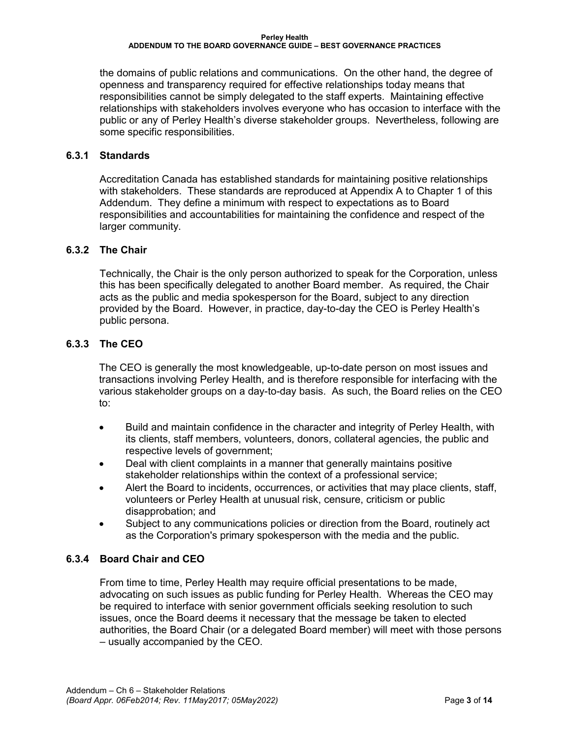the domains of public relations and communications. On the other hand, the degree of openness and transparency required for effective relationships today means that responsibilities cannot be simply delegated to the staff experts. Maintaining effective relationships with stakeholders involves everyone who has occasion to interface with the public or any of Perley Health's diverse stakeholder groups. Nevertheless, following are some specific responsibilities.

### 6.3.1 Standards

Accreditation Canada has established standards for maintaining positive relationships with stakeholders. These standards are reproduced at Appendix A to Chapter 1 of this Addendum. They define a minimum with respect to expectations as to Board responsibilities and accountabilities for maintaining the confidence and respect of the larger community.

### 6.3.2 The Chair

Technically, the Chair is the only person authorized to speak for the Corporation, unless this has been specifically delegated to another Board member. As required, the Chair acts as the public and media spokesperson for the Board, subject to any direction provided by the Board. However, in practice, day-to-day the CEO is Perley Health's public persona.

### 6.3.3 The CEO

The CEO is generally the most knowledgeable, up-to-date person on most issues and transactions involving Perley Health, and is therefore responsible for interfacing with the various stakeholder groups on a day-to-day basis. As such, the Board relies on the CEO to:

- Build and maintain confidence in the character and integrity of Perley Health, with its clients, staff members, volunteers, donors, collateral agencies, the public and respective levels of government;
- Deal with client complaints in a manner that generally maintains positive stakeholder relationships within the context of a professional service;
- Alert the Board to incidents, occurrences, or activities that may place clients, staff, volunteers or Perley Health at unusual risk, censure, criticism or public disapprobation; and
- Subject to any communications policies or direction from the Board, routinely act as the Corporation's primary spokesperson with the media and the public.

### 6.3.4 Board Chair and CEO

From time to time, Perley Health may require official presentations to be made, advocating on such issues as public funding for Perley Health. Whereas the CEO may be required to interface with senior government officials seeking resolution to such issues, once the Board deems it necessary that the message be taken to elected authorities, the Board Chair (or a delegated Board member) will meet with those persons – usually accompanied by the CEO.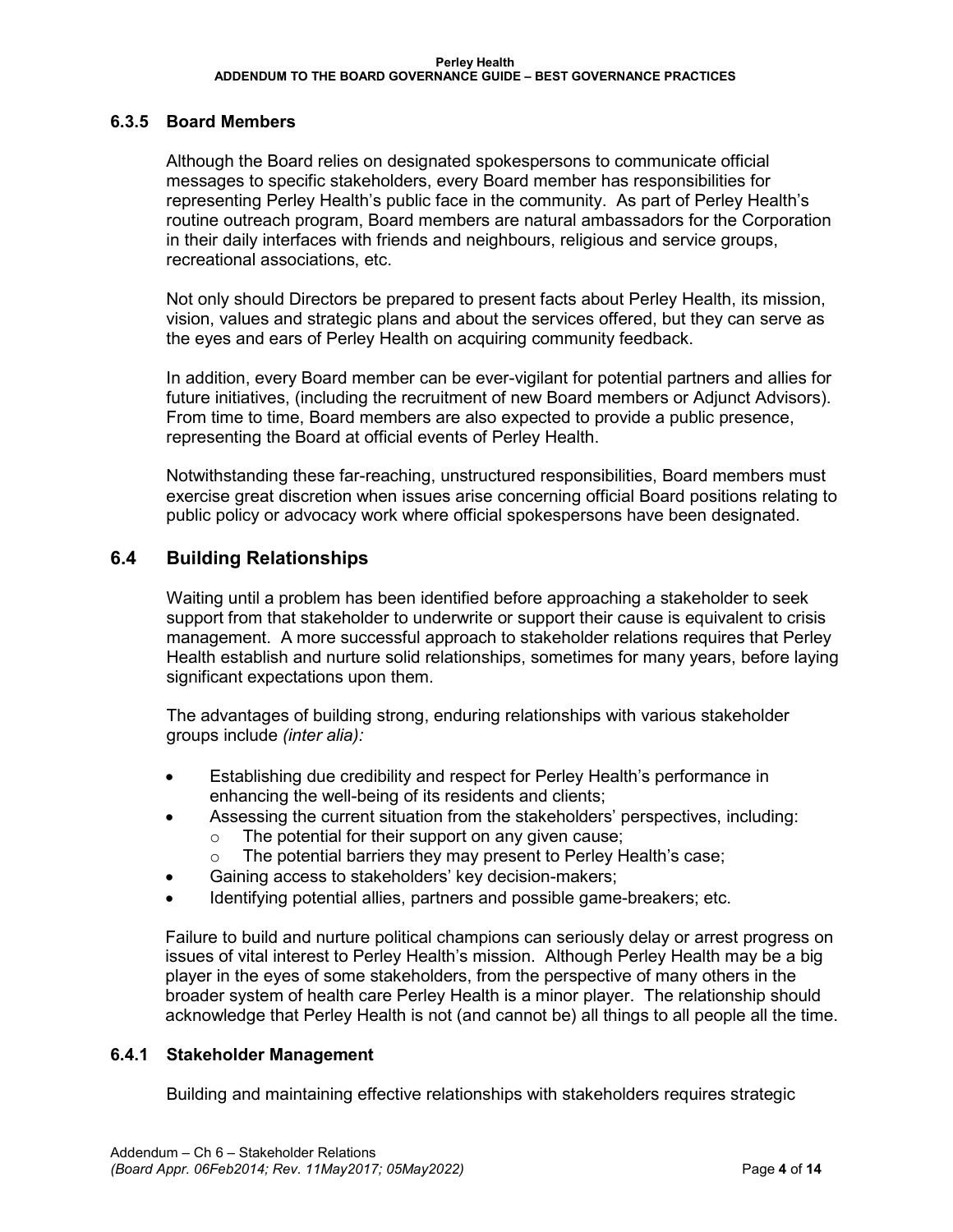### 6.3.5 Board Members

Although the Board relies on designated spokespersons to communicate official messages to specific stakeholders, every Board member has responsibilities for representing Perley Health's public face in the community. As part of Perley Health's routine outreach program, Board members are natural ambassadors for the Corporation in their daily interfaces with friends and neighbours, religious and service groups, recreational associations, etc.

Not only should Directors be prepared to present facts about Perley Health, its mission, vision, values and strategic plans and about the services offered, but they can serve as the eyes and ears of Perley Health on acquiring community feedback.

In addition, every Board member can be ever-vigilant for potential partners and allies for future initiatives, (including the recruitment of new Board members or Adjunct Advisors). From time to time, Board members are also expected to provide a public presence, representing the Board at official events of Perley Health.

Notwithstanding these far-reaching, unstructured responsibilities, Board members must exercise great discretion when issues arise concerning official Board positions relating to public policy or advocacy work where official spokespersons have been designated.

## 6.4 Building Relationships

Waiting until a problem has been identified before approaching a stakeholder to seek support from that stakeholder to underwrite or support their cause is equivalent to crisis management. A more successful approach to stakeholder relations requires that Perley Health establish and nurture solid relationships, sometimes for many years, before laying significant expectations upon them.

The advantages of building strong, enduring relationships with various stakeholder groups include *(inter alia):*

- Establishing due credibility and respect for Perley Health's performance in enhancing the well-being of its residents and clients;
- Assessing the current situation from the stakeholders' perspectives, including:
  - The potential for their support on any given cause;
  - The potential barriers they may present to Perley Health's case;
- Gaining access to stakeholders' key decision-makers;
- Identifying potential allies, partners and possible game-breakers; etc.

Failure to build and nurture political champions can seriously delay or arrest progress on issues of vital interest to Perley Health's mission. Although Perley Health may be a big player in the eyes of some stakeholders, from the perspective of many others in the broader system of health care Perley Health is a minor player. The relationship should acknowledge that Perley Health is not (and cannot be) all things to all people all the time.

### 6.4.1 Stakeholder Management

Building and maintaining effective relationships with stakeholders requires strategic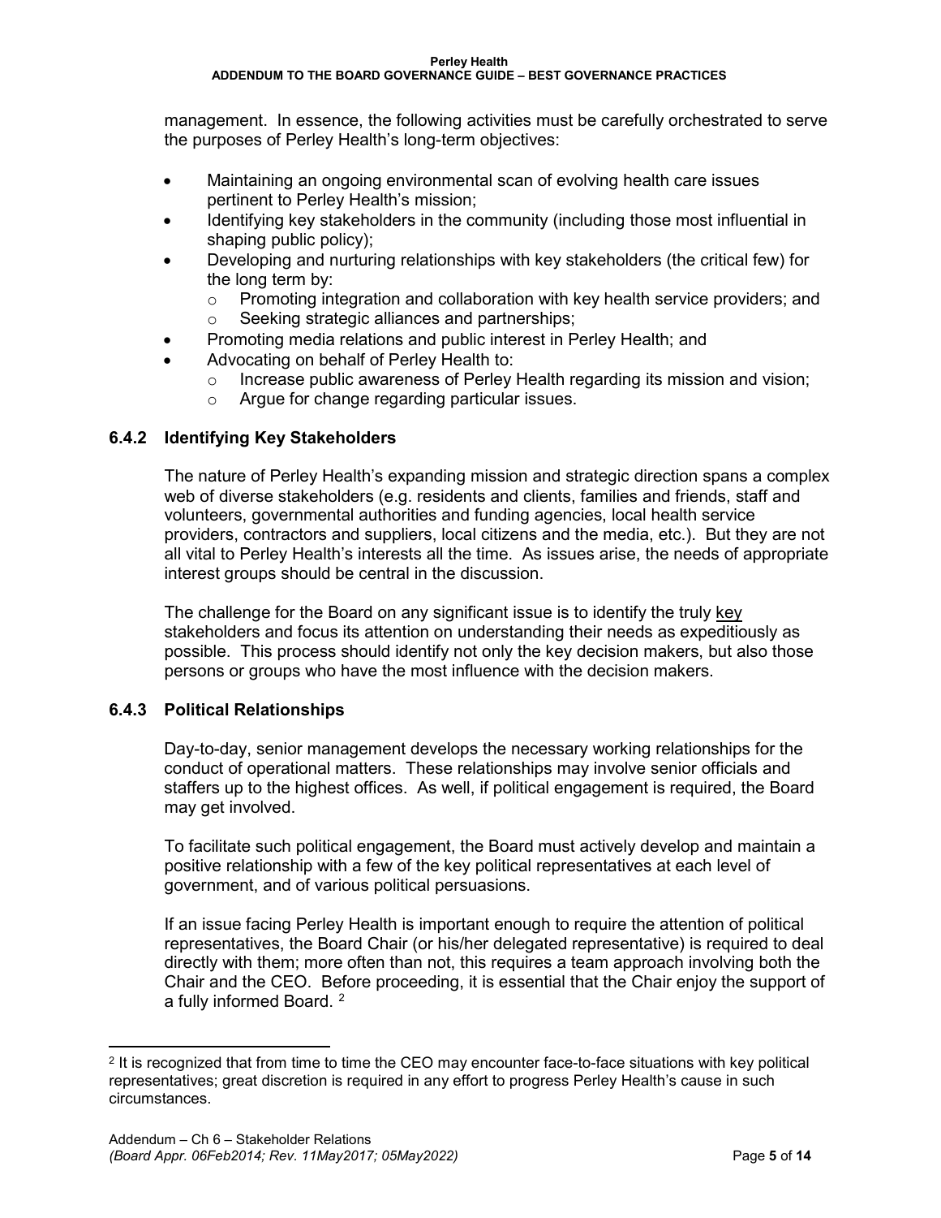management. In essence, the following activities must be carefully orchestrated to serve the purposes of Perley Health's long-term objectives:

- Maintaining an ongoing environmental scan of evolving health care issues pertinent to Perley Health's mission;
- Identifying key stakeholders in the community (including those most influential in shaping public policy);
- Developing and nurturing relationships with key stakeholders (the critical few) for the long term by:
  - Promoting integration and collaboration with key health service providers; and
  - Seeking strategic alliances and partnerships;
- Promoting media relations and public interest in Perley Health; and
- Advocating on behalf of Perley Health to:
  - Increase public awareness of Perley Health regarding its mission and vision;
  - Argue for change regarding particular issues.

### 6.4.2 Identifying Key Stakeholders

The nature of Perley Health's expanding mission and strategic direction spans a complex web of diverse stakeholders (e.g. residents and clients, families and friends, staff and volunteers, governmental authorities and funding agencies, local health service providers, contractors and suppliers, local citizens and the media, etc.). But they are not all vital to Perley Health's interests all the time. As issues arise, the needs of appropriate interest groups should be central in the discussion.

The challenge for the Board on any significant issue is to identify the truly key stakeholders and focus its attention on understanding their needs as expeditiously as possible. This process should identify not only the key decision makers, but also those persons or groups who have the most influence with the decision makers.

### 6.4.3 Political Relationships

Day-to-day, senior management develops the necessary working relationships for the conduct of operational matters. These relationships may involve senior officials and staffers up to the highest offices. As well, if political engagement is required, the Board may get involved.

To facilitate such political engagement, the Board must actively develop and maintain a positive relationship with a few of the key political representatives at each level of government, and of various political persuasions.

If an issue facing Perley Health is important enough to require the attention of political representatives, the Board Chair (or his/her delegated representative) is required to deal directly with them; more often than not, this requires a team approach involving both the Chair and the CEO. Before proceeding, it is essential that the Chair enjoy the support of a fully informed Board. [2]

[2] It is recognized that from time to time the CEO may encounter face-to-face situations with key political representatives; great discretion is required in any effort to progress Perley Health's cause in such circumstances.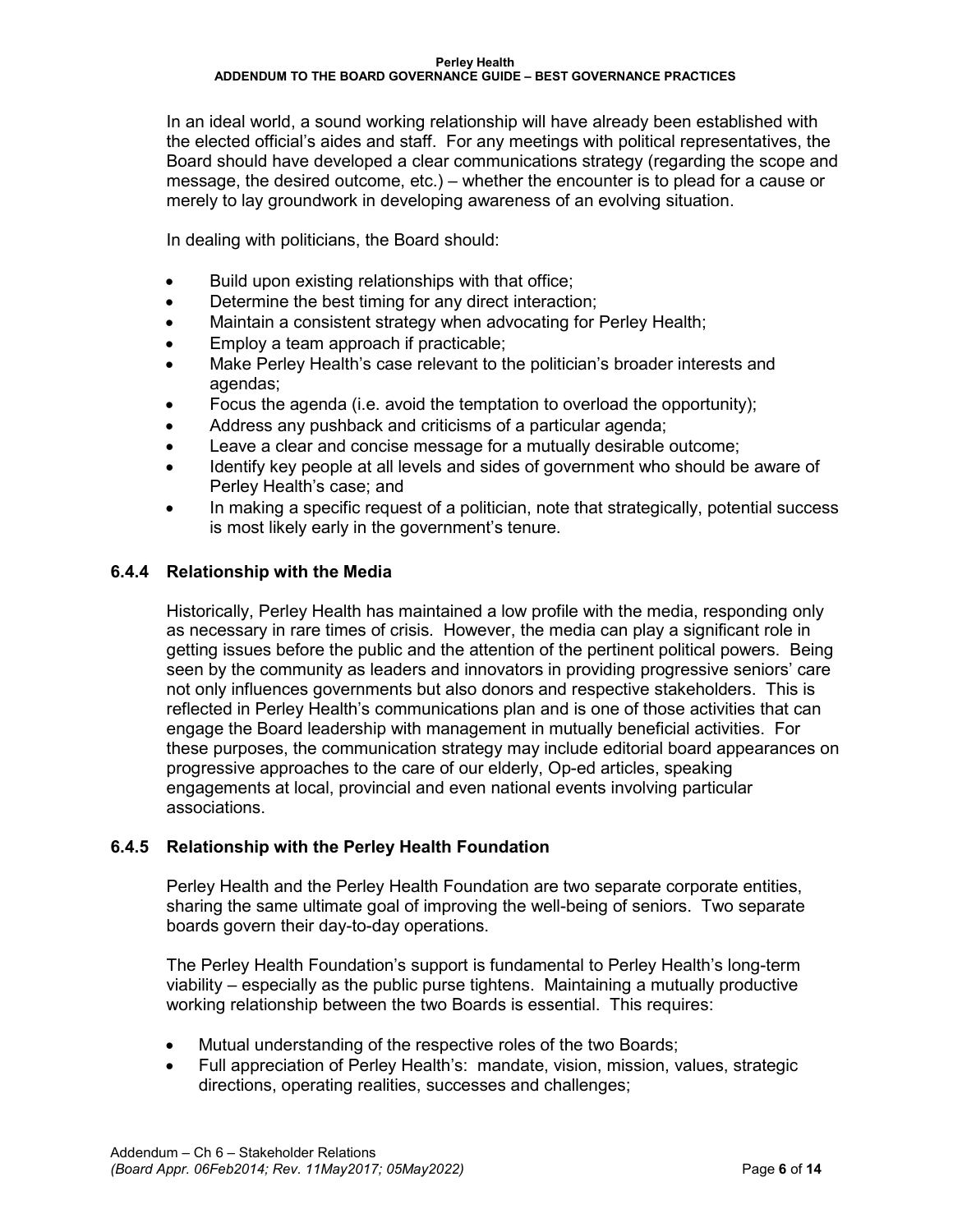In an ideal world, a sound working relationship will have already been established with the elected official's aides and staff. For any meetings with political representatives, the Board should have developed a clear communications strategy (regarding the scope and message, the desired outcome, etc.) – whether the encounter is to plead for a cause or merely to lay groundwork in developing awareness of an evolving situation.

In dealing with politicians, the Board should:

- Build upon existing relationships with that office;
- Determine the best timing for any direct interaction;
- Maintain a consistent strategy when advocating for Perley Health;
- Employ a team approach if practicable;
- Make Perley Health's case relevant to the politician's broader interests and agendas;
- Focus the agenda (i.e. avoid the temptation to overload the opportunity);
- Address any pushback and criticisms of a particular agenda;
- Leave a clear and concise message for a mutually desirable outcome;
- Identify key people at all levels and sides of government who should be aware of Perley Health's case; and
- In making a specific request of a politician, note that strategically, potential success is most likely early in the government's tenure.

### 6.4.4 Relationship with the Media

Historically, Perley Health has maintained a low profile with the media, responding only as necessary in rare times of crisis. However, the media can play a significant role in getting issues before the public and the attention of the pertinent political powers. Being seen by the community as leaders and innovators in providing progressive seniors' care not only influences governments but also donors and respective stakeholders. This is reflected in Perley Health's communications plan and is one of those activities that can engage the Board leadership with management in mutually beneficial activities. For these purposes, the communication strategy may include editorial board appearances on progressive approaches to the care of our elderly, Op-ed articles, speaking engagements at local, provincial and even national events involving particular associations.

### 6.4.5 Relationship with the Perley Health Foundation

Perley Health and the Perley Health Foundation are two separate corporate entities, sharing the same ultimate goal of improving the well-being of seniors. Two separate boards govern their day-to-day operations.

The Perley Health Foundation's support is fundamental to Perley Health's long-term viability – especially as the public purse tightens. Maintaining a mutually productive working relationship between the two Boards is essential. This requires:

- Mutual understanding of the respective roles of the two Boards;
- Full appreciation of Perley Health's: mandate, vision, mission, values, strategic directions, operating realities, successes and challenges;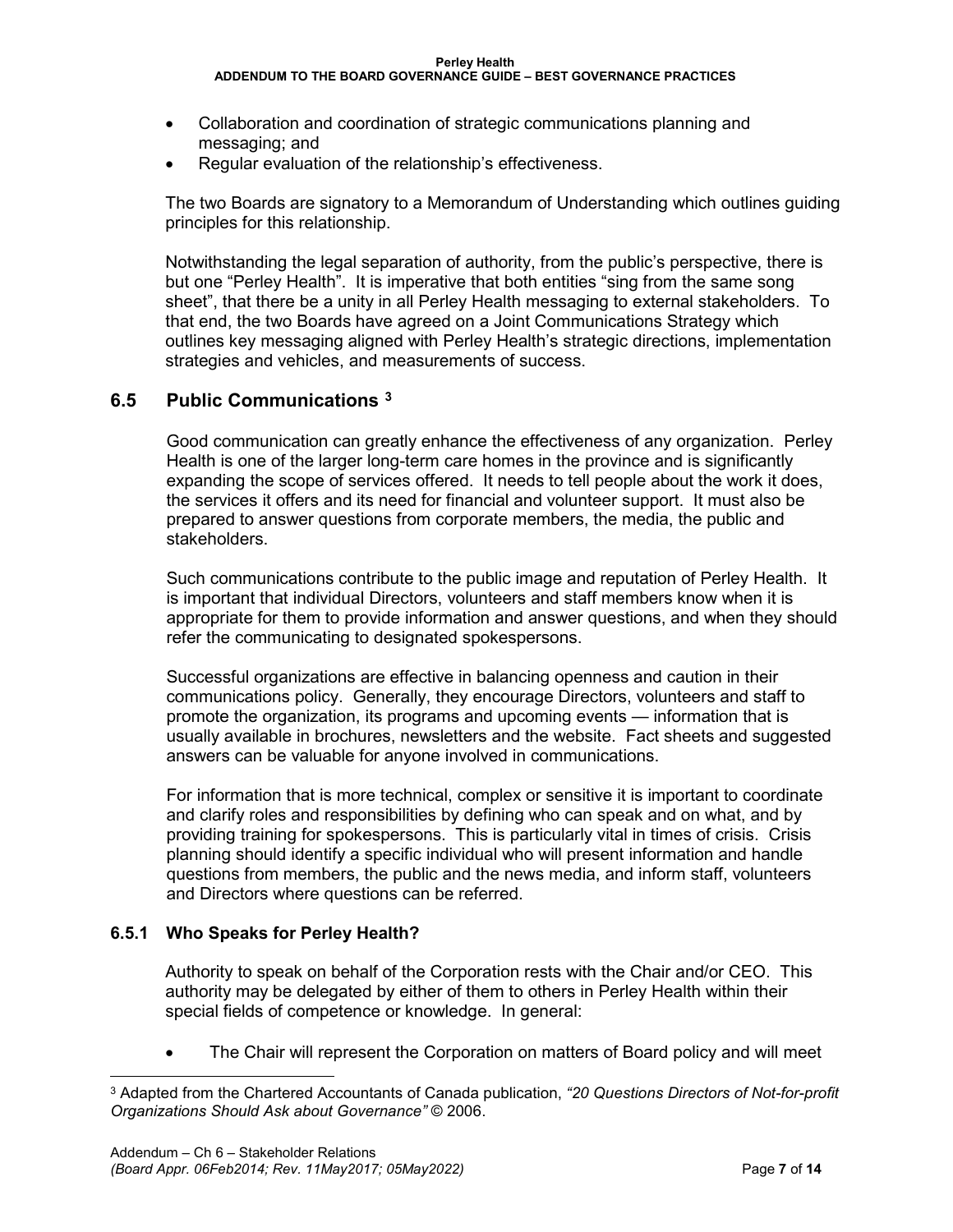- Collaboration and coordination of strategic communications planning and messaging; and
- Regular evaluation of the relationship's effectiveness.

The two Boards are signatory to a Memorandum of Understanding which outlines guiding principles for this relationship.

Notwithstanding the legal separation of authority, from the public's perspective, there is but one "Perley Health". It is imperative that both entities "sing from the same song sheet", that there be a unity in all Perley Health messaging to external stakeholders. To that end, the two Boards have agreed on a Joint Communications Strategy which outlines key messaging aligned with Perley Health's strategic directions, implementation strategies and vehicles, and measurements of success.

## 6.5 Public Communications [3]

Good communication can greatly enhance the effectiveness of any organization. Perley Health is one of the larger long-term care homes in the province and is significantly expanding the scope of services offered. It needs to tell people about the work it does, the services it offers and its need for financial and volunteer support. It must also be prepared to answer questions from corporate members, the media, the public and stakeholders.

Such communications contribute to the public image and reputation of Perley Health. It is important that individual Directors, volunteers and staff members know when it is appropriate for them to provide information and answer questions, and when they should refer the communicating to designated spokespersons.

Successful organizations are effective in balancing openness and caution in their communications policy. Generally, they encourage Directors, volunteers and staff to promote the organization, its programs and upcoming events — information that is usually available in brochures, newsletters and the website. Fact sheets and suggested answers can be valuable for anyone involved in communications.

For information that is more technical, complex or sensitive it is important to coordinate and clarify roles and responsibilities by defining who can speak and on what, and by providing training for spokespersons. This is particularly vital in times of crisis. Crisis planning should identify a specific individual who will present information and handle questions from members, the public and the news media, and inform staff, volunteers and Directors where questions can be referred.

### 6.5.1 Who Speaks for Perley Health?

Authority to speak on behalf of the Corporation rests with the Chair and/or CEO. This authority may be delegated by either of them to others in Perley Health within their special fields of competence or knowledge. In general:

- The Chair will represent the Corporation on matters of Board policy and will meet

[3] Adapted from the Chartered Accountants of Canada publication, *"20 Questions Directors of Not-for-profit Organizations Should Ask about Governance"* © 2006.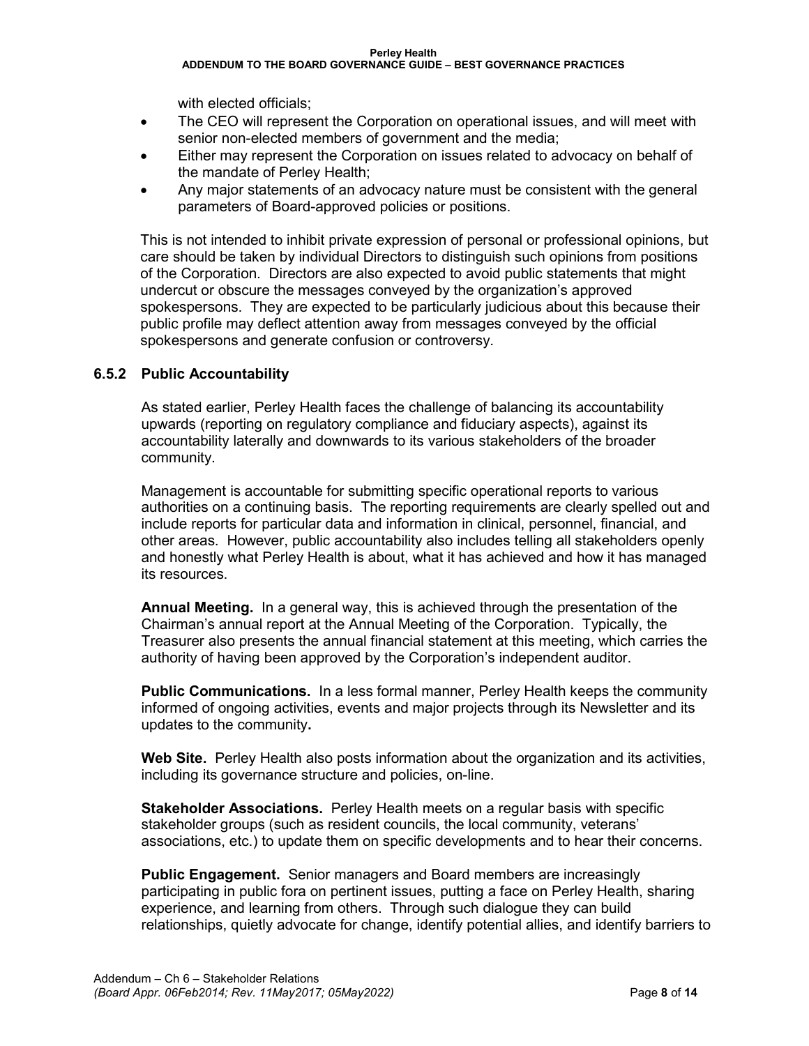with elected officials;

- The CEO will represent the Corporation on operational issues, and will meet with senior non-elected members of government and the media;
- Either may represent the Corporation on issues related to advocacy on behalf of the mandate of Perley Health;
- Any major statements of an advocacy nature must be consistent with the general parameters of Board-approved policies or positions.

This is not intended to inhibit private expression of personal or professional opinions, but care should be taken by individual Directors to distinguish such opinions from positions of the Corporation. Directors are also expected to avoid public statements that might undercut or obscure the messages conveyed by the organization's approved spokespersons. They are expected to be particularly judicious about this because their public profile may deflect attention away from messages conveyed by the official spokespersons and generate confusion or controversy.

### 6.5.2 Public Accountability

As stated earlier, Perley Health faces the challenge of balancing its accountability upwards (reporting on regulatory compliance and fiduciary aspects), against its accountability laterally and downwards to its various stakeholders of the broader community.

Management is accountable for submitting specific operational reports to various authorities on a continuing basis. The reporting requirements are clearly spelled out and include reports for particular data and information in clinical, personnel, financial, and other areas. However, public accountability also includes telling all stakeholders openly and honestly what Perley Health is about, what it has achieved and how it has managed its resources.

**Annual Meeting.** In a general way, this is achieved through the presentation of the Chairman's annual report at the Annual Meeting of the Corporation. Typically, the Treasurer also presents the annual financial statement at this meeting, which carries the authority of having been approved by the Corporation's independent auditor.

**Public Communications.** In a less formal manner, Perley Health keeps the community informed of ongoing activities, events and major projects through its Newsletter and its updates to the community**.**

**Web Site.** Perley Health also posts information about the organization and its activities, including its governance structure and policies, on-line.

**Stakeholder Associations.** Perley Health meets on a regular basis with specific stakeholder groups (such as resident councils, the local community, veterans' associations, etc.) to update them on specific developments and to hear their concerns.

**Public Engagement.** Senior managers and Board members are increasingly participating in public fora on pertinent issues, putting a face on Perley Health, sharing experience, and learning from others. Through such dialogue they can build relationships, quietly advocate for change, identify potential allies, and identify barriers to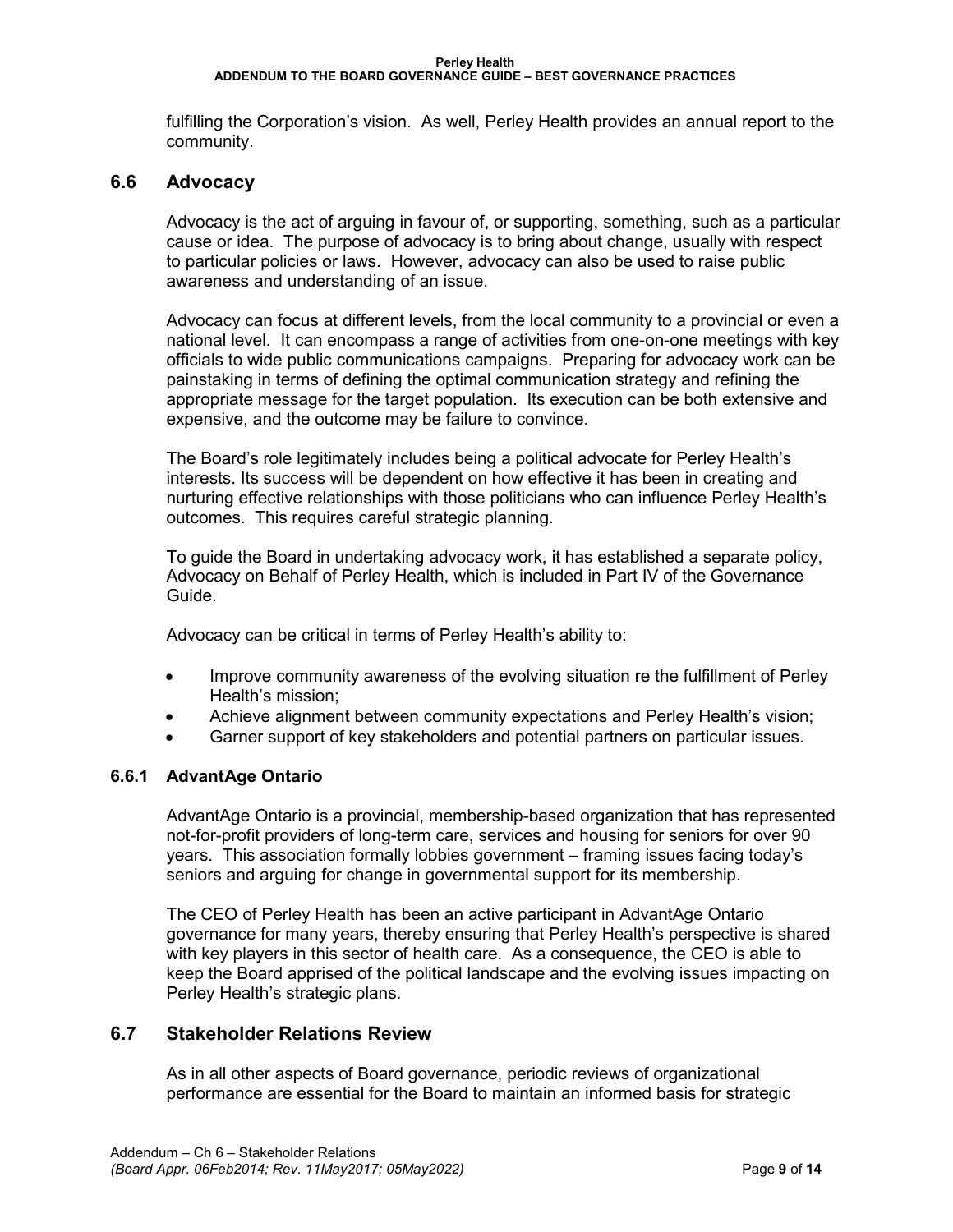fulfilling the Corporation's vision. As well, Perley Health provides an annual report to the community.

## 6.6 Advocacy

Advocacy is the act of arguing in favour of, or supporting, something, such as a particular cause or idea. The purpose of advocacy is to bring about change, usually with respect to particular policies or laws. However, advocacy can also be used to raise public awareness and understanding of an issue.

Advocacy can focus at different levels, from the local community to a provincial or even a national level. It can encompass a range of activities from one-on-one meetings with key officials to wide public communications campaigns. Preparing for advocacy work can be painstaking in terms of defining the optimal communication strategy and refining the appropriate message for the target population. Its execution can be both extensive and expensive, and the outcome may be failure to convince.

The Board's role legitimately includes being a political advocate for Perley Health's interests. Its success will be dependent on how effective it has been in creating and nurturing effective relationships with those politicians who can influence Perley Health's outcomes. This requires careful strategic planning.

To guide the Board in undertaking advocacy work, it has established a separate policy, Advocacy on Behalf of Perley Health, which is included in Part IV of the Governance Guide.

Advocacy can be critical in terms of Perley Health's ability to:

- Improve community awareness of the evolving situation re the fulfillment of Perley Health's mission;
- Achieve alignment between community expectations and Perley Health's vision;
- Garner support of key stakeholders and potential partners on particular issues.

### 6.6.1 AdvantAge Ontario

AdvantAge Ontario is a provincial, membership-based organization that has represented not-for-profit providers of long-term care, services and housing for seniors for over 90 years. This association formally lobbies government – framing issues facing today's seniors and arguing for change in governmental support for its membership.

The CEO of Perley Health has been an active participant in AdvantAge Ontario governance for many years, thereby ensuring that Perley Health's perspective is shared with key players in this sector of health care. As a consequence, the CEO is able to keep the Board apprised of the political landscape and the evolving issues impacting on Perley Health's strategic plans.

## 6.7 Stakeholder Relations Review

As in all other aspects of Board governance, periodic reviews of organizational performance are essential for the Board to maintain an informed basis for strategic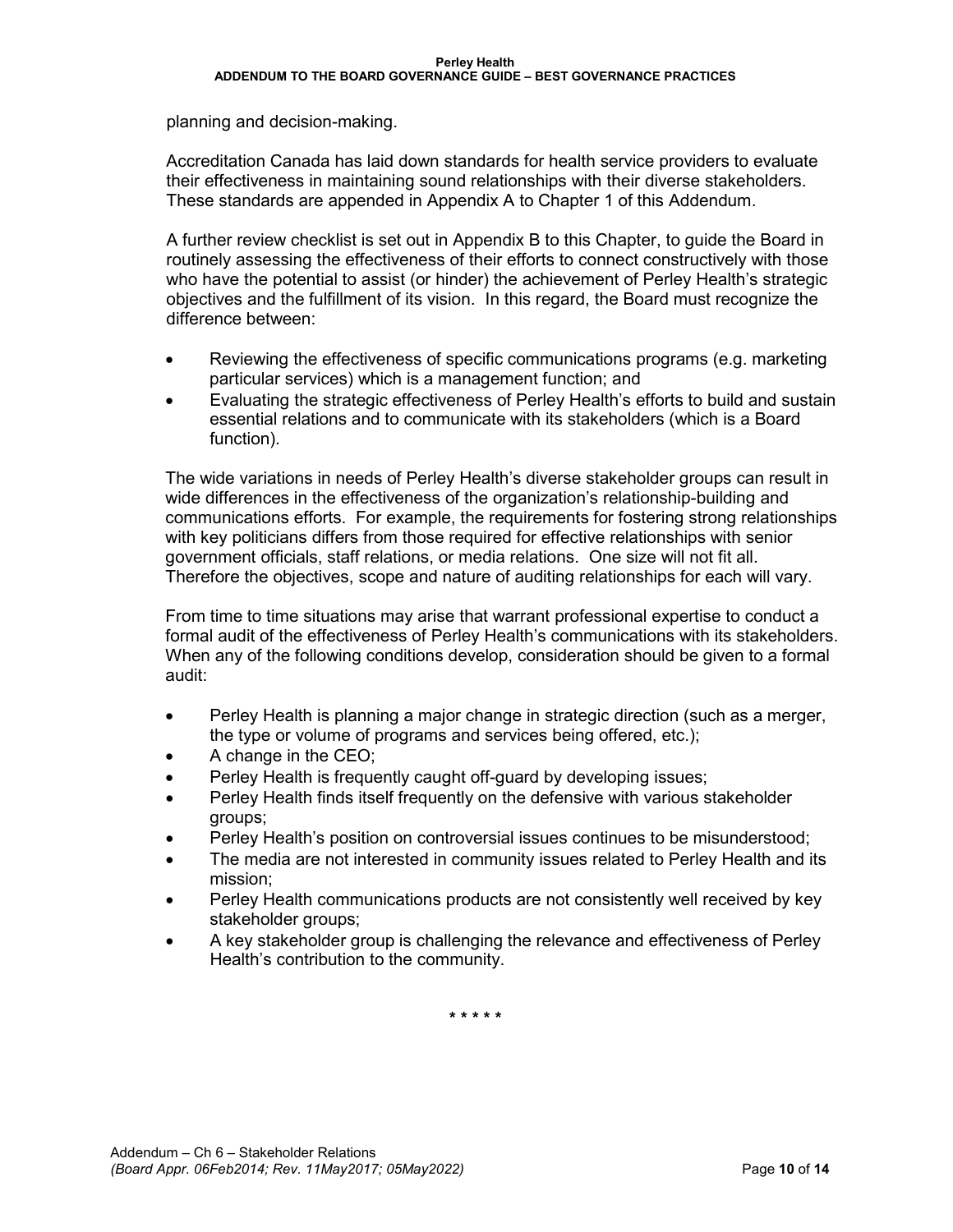planning and decision-making.

Accreditation Canada has laid down standards for health service providers to evaluate their effectiveness in maintaining sound relationships with their diverse stakeholders. These standards are appended in Appendix A to Chapter 1 of this Addendum.

A further review checklist is set out in Appendix B to this Chapter, to guide the Board in routinely assessing the effectiveness of their efforts to connect constructively with those who have the potential to assist (or hinder) the achievement of Perley Health's strategic objectives and the fulfillment of its vision. In this regard, the Board must recognize the difference between:

- Reviewing the effectiveness of specific communications programs (e.g. marketing particular services) which is a management function; and
- Evaluating the strategic effectiveness of Perley Health's efforts to build and sustain essential relations and to communicate with its stakeholders (which is a Board function).

The wide variations in needs of Perley Health's diverse stakeholder groups can result in wide differences in the effectiveness of the organization's relationship-building and communications efforts. For example, the requirements for fostering strong relationships with key politicians differs from those required for effective relationships with senior government officials, staff relations, or media relations. One size will not fit all. Therefore the objectives, scope and nature of auditing relationships for each will vary.

From time to time situations may arise that warrant professional expertise to conduct a formal audit of the effectiveness of Perley Health's communications with its stakeholders. When any of the following conditions develop, consideration should be given to a formal audit:

- Perley Health is planning a major change in strategic direction (such as a merger, the type or volume of programs and services being offered, etc.);
- A change in the CEO;
- Perley Health is frequently caught off-guard by developing issues;
- Perley Health finds itself frequently on the defensive with various stakeholder groups;
- Perley Health's position on controversial issues continues to be misunderstood;
- The media are not interested in community issues related to Perley Health and its mission;
- Perley Health communications products are not consistently well received by key stakeholder groups;
- A key stakeholder group is challenging the relevance and effectiveness of Perley Health's contribution to the community.

\* \* \* \* \*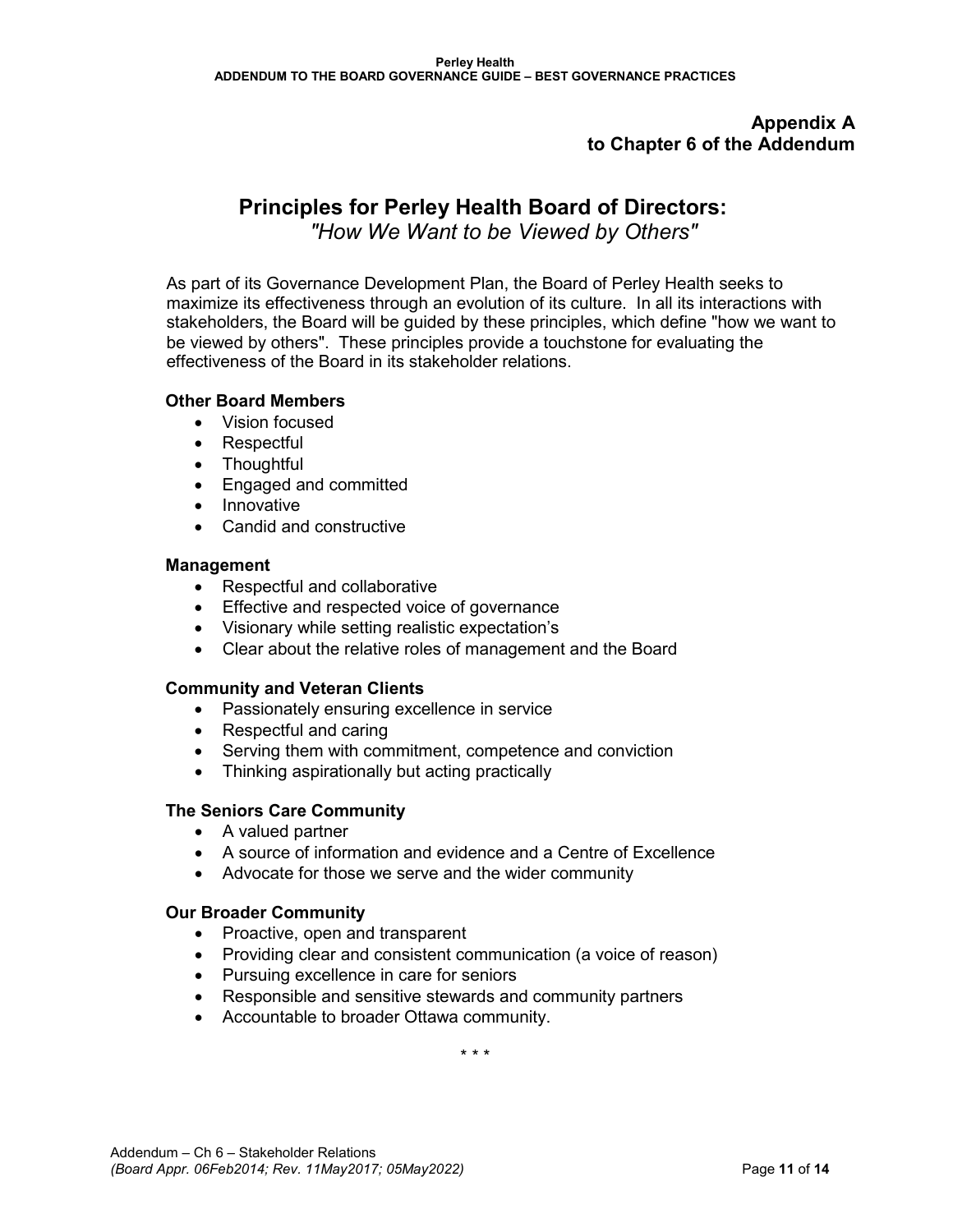**Appendix A**
**to Chapter 6 of the Addendum**

# Principles for Perley Health Board of Directors:

*"How We Want to be Viewed by Others"*

As part of its Governance Development Plan, the Board of Perley Health seeks to maximize its effectiveness through an evolution of its culture. In all its interactions with stakeholders, the Board will be guided by these principles, which define "how we want to be viewed by others". These principles provide a touchstone for evaluating the effectiveness of the Board in its stakeholder relations.

**Other Board Members**

- Vision focused
- Respectful
- Thoughtful
- Engaged and committed
- Innovative
- Candid and constructive

**Management**

- Respectful and collaborative
- Effective and respected voice of governance
- Visionary while setting realistic expectation's
- Clear about the relative roles of management and the Board

**Community and Veteran Clients**

- Passionately ensuring excellence in service
- Respectful and caring
- Serving them with commitment, competence and conviction
- Thinking aspirationally but acting practically

**The Seniors Care Community**

- A valued partner
- A source of information and evidence and a Centre of Excellence
- Advocate for those we serve and the wider community

**Our Broader Community**

- Proactive, open and transparent
- Providing clear and consistent communication (a voice of reason)
- Pursuing excellence in care for seniors
- Responsible and sensitive stewards and community partners
- Accountable to broader Ottawa community.

\* \* \*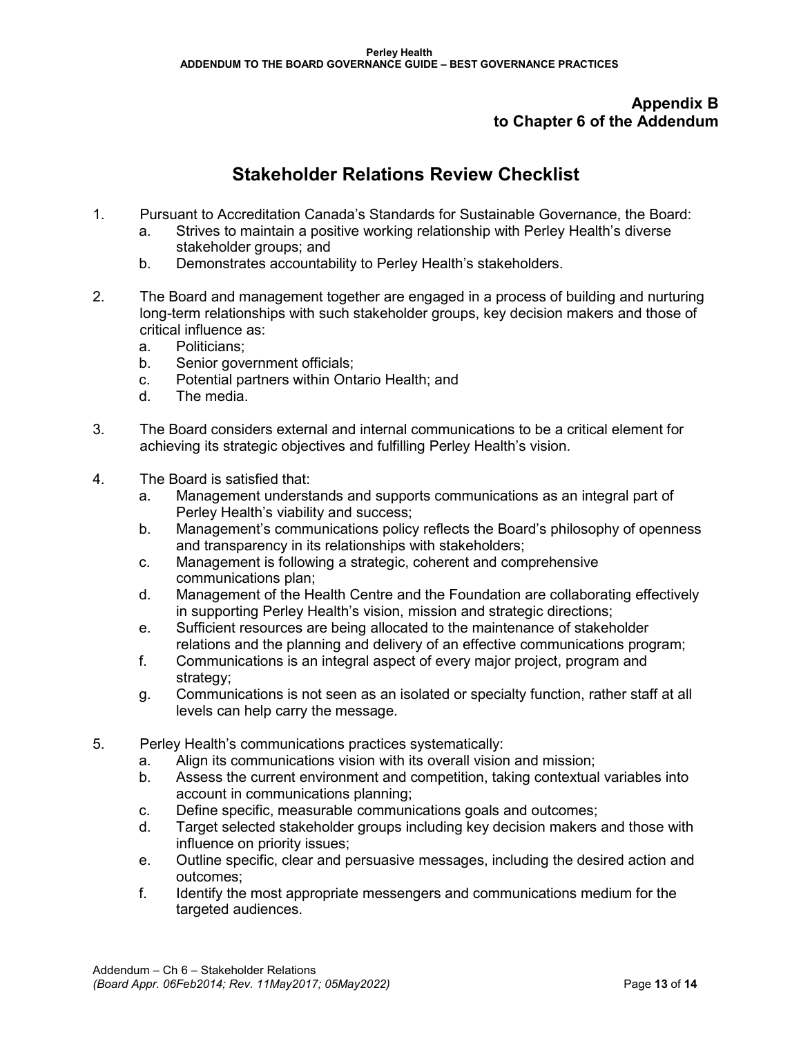**Appendix B**
**to Chapter 6 of the Addendum**

# Stakeholder Relations Review Checklist

1. Pursuant to Accreditation Canada's Standards for Sustainable Governance, the Board:
   a. Strives to maintain a positive working relationship with Perley Health's diverse stakeholder groups; and
   b. Demonstrates accountability to Perley Health's stakeholders.

2. The Board and management together are engaged in a process of building and nurturing long-term relationships with such stakeholder groups, key decision makers and those of critical influence as:
   a. Politicians;
   b. Senior government officials;
   c. Potential partners within Ontario Health; and
   d. The media.

3. The Board considers external and internal communications to be a critical element for achieving its strategic objectives and fulfilling Perley Health's vision.

4. The Board is satisfied that:
   a. Management understands and supports communications as an integral part of Perley Health's viability and success;
   b. Management's communications policy reflects the Board's philosophy of openness and transparency in its relationships with stakeholders;
   c. Management is following a strategic, coherent and comprehensive communications plan;
   d. Management of the Health Centre and the Foundation are collaborating effectively in supporting Perley Health's vision, mission and strategic directions;
   e. Sufficient resources are being allocated to the maintenance of stakeholder relations and the planning and delivery of an effective communications program;
   f. Communications is an integral aspect of every major project, program and strategy;
   g. Communications is not seen as an isolated or specialty function, rather staff at all levels can help carry the message.

5. Perley Health's communications practices systematically:
   a. Align its communications vision with its overall vision and mission;
   b. Assess the current environment and competition, taking contextual variables into account in communications planning;
   c. Define specific, measurable communications goals and outcomes;
   d. Target selected stakeholder groups including key decision makers and those with influence on priority issues;
   e. Outline specific, clear and persuasive messages, including the desired action and outcomes;
   f. Identify the most appropriate messengers and communications medium for the targeted audiences.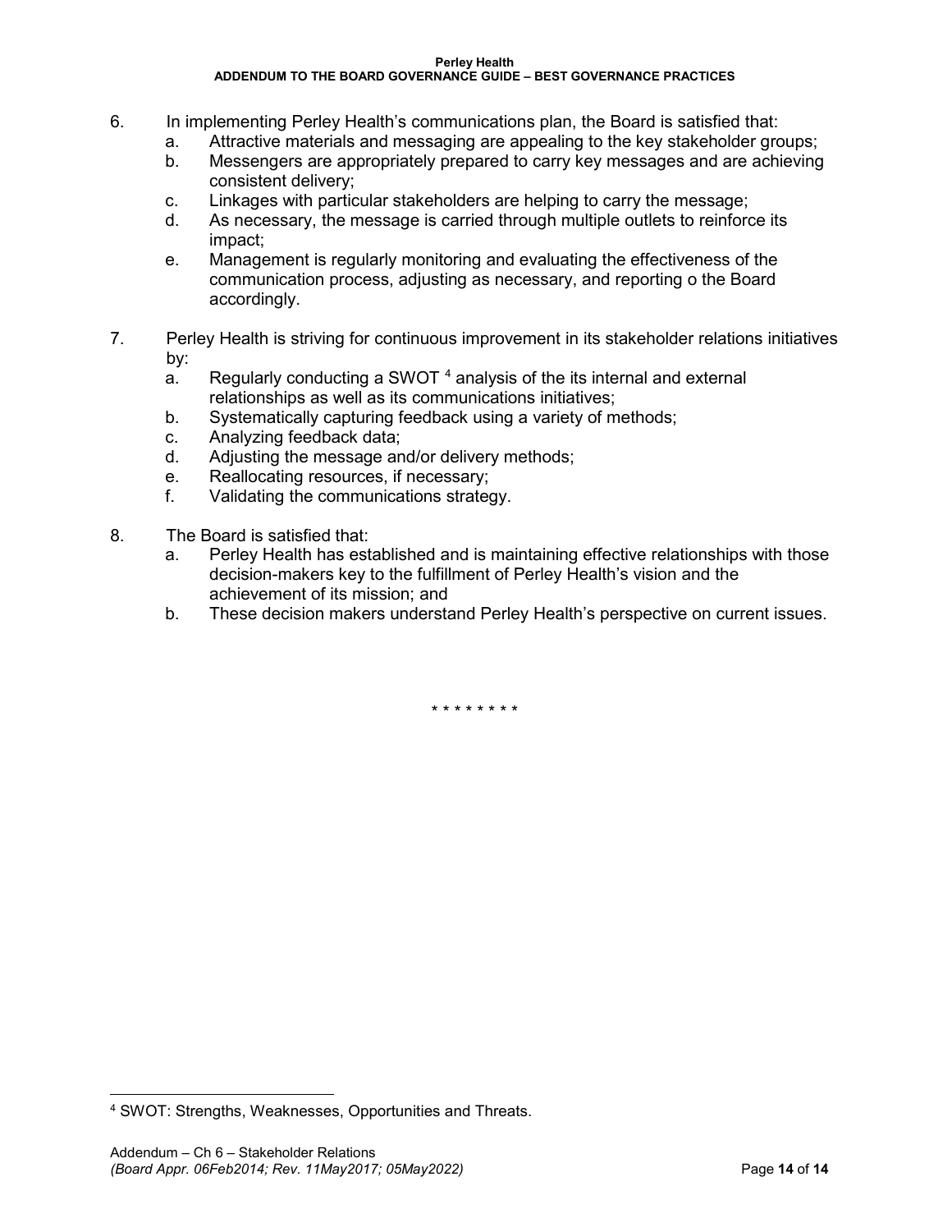6. In implementing Perley Health's communications plan, the Board is satisfied that:
   a. Attractive materials and messaging are appealing to the key stakeholder groups;
   b. Messengers are appropriately prepared to carry key messages and are achieving consistent delivery;
   c. Linkages with particular stakeholders are helping to carry the message;
   d. As necessary, the message is carried through multiple outlets to reinforce its impact;
   e. Management is regularly monitoring and evaluating the effectiveness of the communication process, adjusting as necessary, and reporting o the Board accordingly.

7. Perley Health is striving for continuous improvement in its stakeholder relations initiatives by:
   a. Regularly conducting a SWOT [4] analysis of the its internal and external relationships as well as its communications initiatives;
   b. Systematically capturing feedback using a variety of methods;
   c. Analyzing feedback data;
   d. Adjusting the message and/or delivery methods;
   e. Reallocating resources, if necessary;
   f. Validating the communications strategy.

8. The Board is satisfied that:
   a. Perley Health has established and is maintaining effective relationships with those decision-makers key to the fulfillment of Perley Health's vision and the achievement of its mission; and
   b. These decision makers understand Perley Health's perspective on current issues.

\* \* \* \* \* \* \* \*

[4] SWOT: Strengths, Weaknesses, Opportunities and Threats.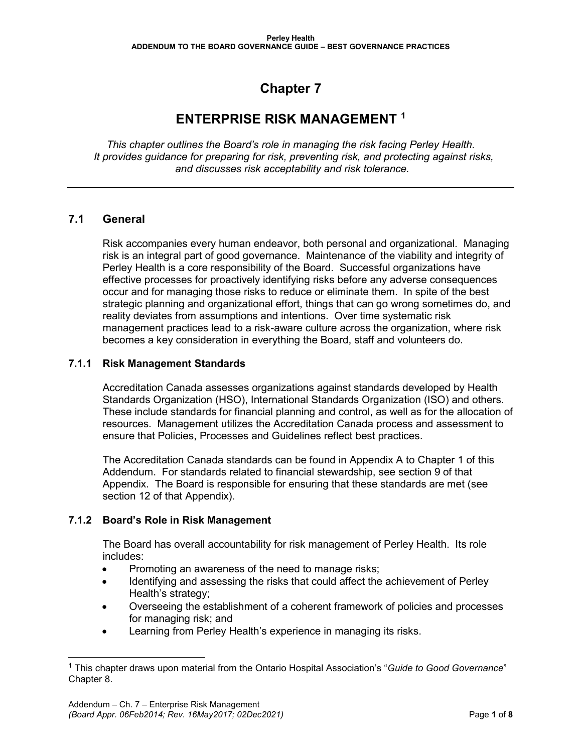# Chapter 7

## ENTERPRISE RISK MANAGEMENT [1]

*This chapter outlines the Board's role in managing the risk facing Perley Health. It provides guidance for preparing for risk, preventing risk, and protecting against risks, and discusses risk acceptability and risk tolerance.*

---

## 7.1 General

Risk accompanies every human endeavor, both personal and organizational. Managing risk is an integral part of good governance. Maintenance of the viability and integrity of Perley Health is a core responsibility of the Board. Successful organizations have effective processes for proactively identifying risks before any adverse consequences occur and for managing those risks to reduce or eliminate them. In spite of the best strategic planning and organizational effort, things that can go wrong sometimes do, and reality deviates from assumptions and intentions. Over time systematic risk management practices lead to a risk-aware culture across the organization, where risk becomes a key consideration in everything the Board, staff and volunteers do.

### 7.1.1 Risk Management Standards

Accreditation Canada assesses organizations against standards developed by Health Standards Organization (HSO), International Standards Organization (ISO) and others. These include standards for financial planning and control, as well as for the allocation of resources. Management utilizes the Accreditation Canada process and assessment to ensure that Policies, Processes and Guidelines reflect best practices.

The Accreditation Canada standards can be found in Appendix A to Chapter 1 of this Addendum. For standards related to financial stewardship, see section 9 of that Appendix. The Board is responsible for ensuring that these standards are met (see section 12 of that Appendix).

### 7.1.2 Board's Role in Risk Management

The Board has overall accountability for risk management of Perley Health. Its role includes:

- Promoting an awareness of the need to manage risks;
- Identifying and assessing the risks that could affect the achievement of Perley Health's strategy;
- Overseeing the establishment of a coherent framework of policies and processes for managing risk; and
- Learning from Perley Health's experience in managing its risks.

---

[1] This chapter draws upon material from the Ontario Hospital Association's "*Guide to Good Governance*" Chapter 8.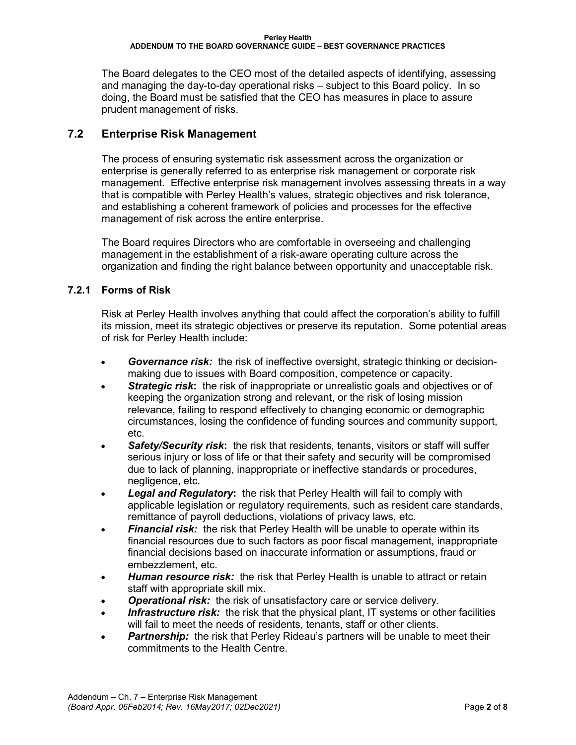The Board delegates to the CEO most of the detailed aspects of identifying, assessing and managing the day-to-day operational risks – subject to this Board policy. In so doing, the Board must be satisfied that the CEO has measures in place to assure prudent management of risks.

## 7.2 Enterprise Risk Management

The process of ensuring systematic risk assessment across the organization or enterprise is generally referred to as enterprise risk management or corporate risk management. Effective enterprise risk management involves assessing threats in a way that is compatible with Perley Health's values, strategic objectives and risk tolerance, and establishing a coherent framework of policies and processes for the effective management of risk across the entire enterprise.

The Board requires Directors who are comfortable in overseeing and challenging management in the establishment of a risk-aware operating culture across the organization and finding the right balance between opportunity and unacceptable risk.

### 7.2.1 Forms of Risk

Risk at Perley Health involves anything that could affect the corporation's ability to fulfill its mission, meet its strategic objectives or preserve its reputation. Some potential areas of risk for Perley Health include:

- ***Governance risk:*** the risk of ineffective oversight, strategic thinking or decision-making due to issues with Board composition, competence or capacity.
- ***Strategic risk*****:** the risk of inappropriate or unrealistic goals and objectives or of keeping the organization strong and relevant, or the risk of losing mission relevance, failing to respond effectively to changing economic or demographic circumstances, losing the confidence of funding sources and community support, etc.
- ***Safety/Security risk*****:** the risk that residents, tenants, visitors or staff will suffer serious injury or loss of life or that their safety and security will be compromised due to lack of planning, inappropriate or ineffective standards or procedures, negligence, etc.
- ***Legal and Regulatory*****:** the risk that Perley Health will fail to comply with applicable legislation or regulatory requirements, such as resident care standards, remittance of payroll deductions, violations of privacy laws, etc.
- ***Financial risk:*** the risk that Perley Health will be unable to operate within its financial resources due to such factors as poor fiscal management, inappropriate financial decisions based on inaccurate information or assumptions, fraud or embezzlement, etc.
- ***Human resource risk:*** the risk that Perley Health is unable to attract or retain staff with appropriate skill mix.
- ***Operational risk:*** the risk of unsatisfactory care or service delivery.
- ***Infrastructure risk:*** the risk that the physical plant, IT systems or other facilities will fail to meet the needs of residents, tenants, staff or other clients.
- ***Partnership:*** the risk that Perley Rideau's partners will be unable to meet their commitments to the Health Centre.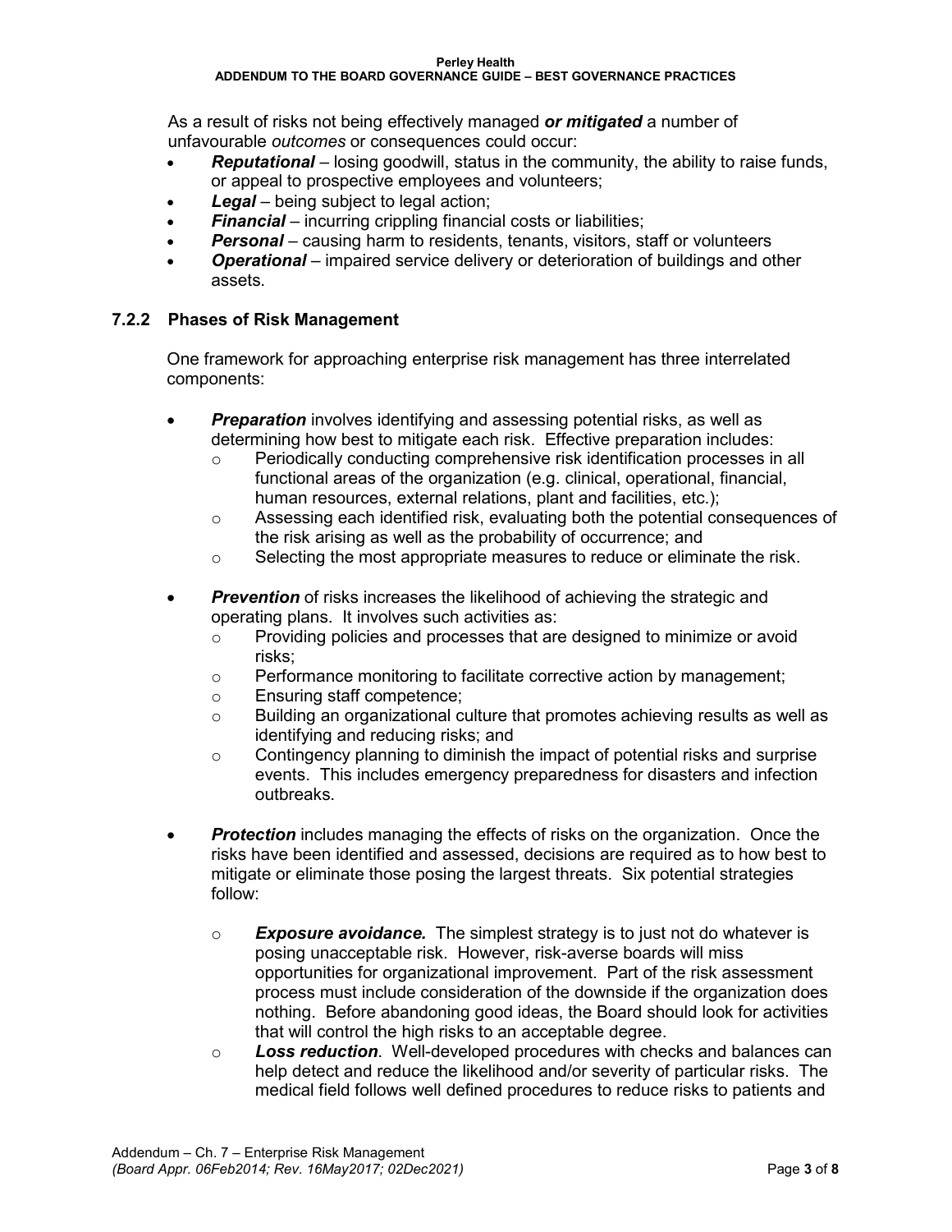As a result of risks not being effectively managed ***or mitigated*** a number of unfavourable *outcomes* or consequences could occur:

- ***Reputational*** – losing goodwill, status in the community, the ability to raise funds, or appeal to prospective employees and volunteers;
- ***Legal*** – being subject to legal action;
- ***Financial*** – incurring crippling financial costs or liabilities;
- ***Personal*** – causing harm to residents, tenants, visitors, staff or volunteers
- ***Operational*** – impaired service delivery or deterioration of buildings and other assets.

### 7.2.2 Phases of Risk Management

One framework for approaching enterprise risk management has three interrelated components:

- ***Preparation*** involves identifying and assessing potential risks, as well as determining how best to mitigate each risk. Effective preparation includes:
  - Periodically conducting comprehensive risk identification processes in all functional areas of the organization (e.g. clinical, operational, financial, human resources, external relations, plant and facilities, etc.);
  - Assessing each identified risk, evaluating both the potential consequences of the risk arising as well as the probability of occurrence; and
  - Selecting the most appropriate measures to reduce or eliminate the risk.

- ***Prevention*** of risks increases the likelihood of achieving the strategic and operating plans. It involves such activities as:
  - Providing policies and processes that are designed to minimize or avoid risks;
  - Performance monitoring to facilitate corrective action by management;
  - Ensuring staff competence;
  - Building an organizational culture that promotes achieving results as well as identifying and reducing risks; and
  - Contingency planning to diminish the impact of potential risks and surprise events. This includes emergency preparedness for disasters and infection outbreaks.

- ***Protection*** includes managing the effects of risks on the organization. Once the risks have been identified and assessed, decisions are required as to how best to mitigate or eliminate those posing the largest threats. Six potential strategies follow:

  - ***Exposure avoidance.*** The simplest strategy is to just not do whatever is posing unacceptable risk. However, risk-averse boards will miss opportunities for organizational improvement. Part of the risk assessment process must include consideration of the downside if the organization does nothing. Before abandoning good ideas, the Board should look for activities that will control the high risks to an acceptable degree.
  - ***Loss reduction***. Well-developed procedures with checks and balances can help detect and reduce the likelihood and/or severity of particular risks. The medical field follows well defined procedures to reduce risks to patients and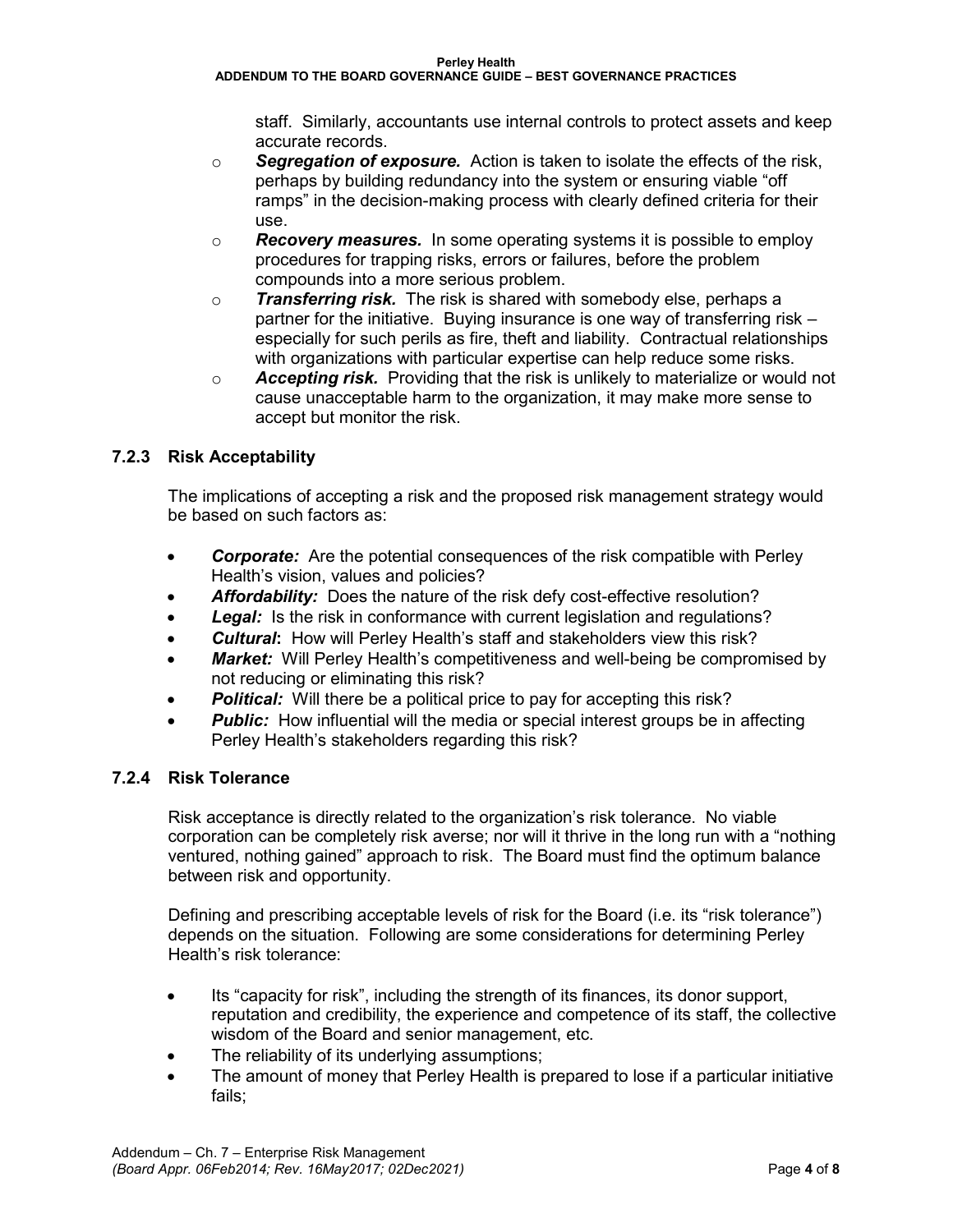staff. Similarly, accountants use internal controls to protect assets and keep accurate records.

- ***Segregation of exposure.*** Action is taken to isolate the effects of the risk, perhaps by building redundancy into the system or ensuring viable "off ramps" in the decision-making process with clearly defined criteria for their use.
- ***Recovery measures.*** In some operating systems it is possible to employ procedures for trapping risks, errors or failures, before the problem compounds into a more serious problem.
- ***Transferring risk.*** The risk is shared with somebody else, perhaps a partner for the initiative. Buying insurance is one way of transferring risk – especially for such perils as fire, theft and liability. Contractual relationships with organizations with particular expertise can help reduce some risks.
- ***Accepting risk.*** Providing that the risk is unlikely to materialize or would not cause unacceptable harm to the organization, it may make more sense to accept but monitor the risk.

### 7.2.3 Risk Acceptability

The implications of accepting a risk and the proposed risk management strategy would be based on such factors as:

- ***Corporate:*** Are the potential consequences of the risk compatible with Perley Health's vision, values and policies?
- ***Affordability:*** Does the nature of the risk defy cost-effective resolution?
- ***Legal:*** Is the risk in conformance with current legislation and regulations?
- ***Cultural*:** How will Perley Health's staff and stakeholders view this risk?
- ***Market:*** Will Perley Health's competitiveness and well-being be compromised by not reducing or eliminating this risk?
- ***Political:*** Will there be a political price to pay for accepting this risk?
- ***Public:*** How influential will the media or special interest groups be in affecting Perley Health's stakeholders regarding this risk?

### 7.2.4 Risk Tolerance

Risk acceptance is directly related to the organization's risk tolerance. No viable corporation can be completely risk averse; nor will it thrive in the long run with a "nothing ventured, nothing gained" approach to risk. The Board must find the optimum balance between risk and opportunity.

Defining and prescribing acceptable levels of risk for the Board (i.e. its "risk tolerance") depends on the situation. Following are some considerations for determining Perley Health's risk tolerance:

- Its "capacity for risk", including the strength of its finances, its donor support, reputation and credibility, the experience and competence of its staff, the collective wisdom of the Board and senior management, etc.
- The reliability of its underlying assumptions;
- The amount of money that Perley Health is prepared to lose if a particular initiative fails;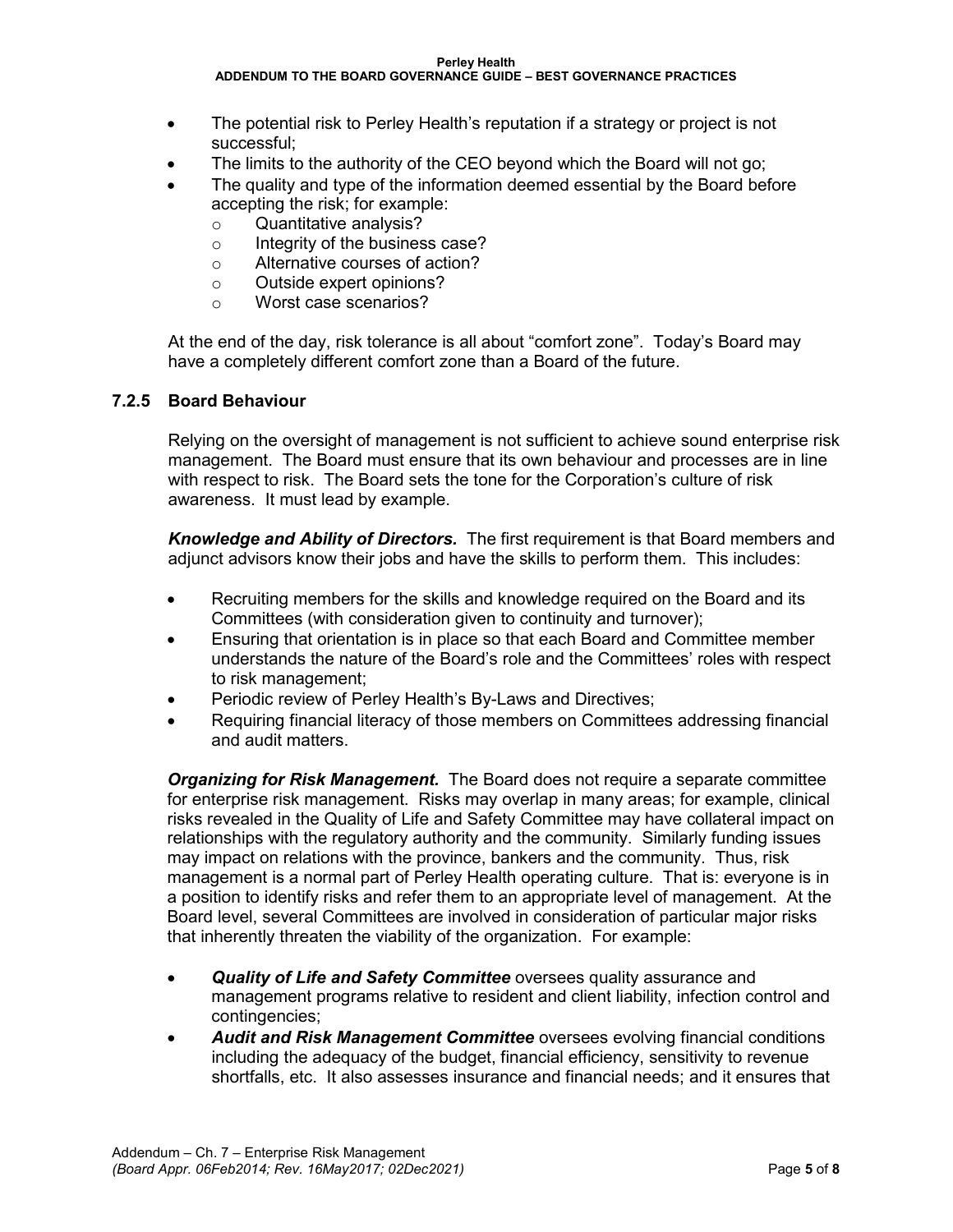- The potential risk to Perley Health's reputation if a strategy or project is not successful;
- The limits to the authority of the CEO beyond which the Board will not go;
- The quality and type of the information deemed essential by the Board before accepting the risk; for example:
  - Quantitative analysis?
  - Integrity of the business case?
  - Alternative courses of action?
  - Outside expert opinions?
  - Worst case scenarios?

At the end of the day, risk tolerance is all about "comfort zone". Today's Board may have a completely different comfort zone than a Board of the future.

### 7.2.5 Board Behaviour

Relying on the oversight of management is not sufficient to achieve sound enterprise risk management. The Board must ensure that its own behaviour and processes are in line with respect to risk. The Board sets the tone for the Corporation's culture of risk awareness. It must lead by example.

***Knowledge and Ability of Directors.*** The first requirement is that Board members and adjunct advisors know their jobs and have the skills to perform them. This includes:

- Recruiting members for the skills and knowledge required on the Board and its Committees (with consideration given to continuity and turnover);
- Ensuring that orientation is in place so that each Board and Committee member understands the nature of the Board's role and the Committees' roles with respect to risk management;
- Periodic review of Perley Health's By-Laws and Directives;
- Requiring financial literacy of those members on Committees addressing financial and audit matters.

***Organizing for Risk Management.*** The Board does not require a separate committee for enterprise risk management. Risks may overlap in many areas; for example, clinical risks revealed in the Quality of Life and Safety Committee may have collateral impact on relationships with the regulatory authority and the community. Similarly funding issues may impact on relations with the province, bankers and the community. Thus, risk management is a normal part of Perley Health operating culture. That is: everyone is in a position to identify risks and refer them to an appropriate level of management. At the Board level, several Committees are involved in consideration of particular major risks that inherently threaten the viability of the organization. For example:

- ***Quality of Life and Safety Committee*** oversees quality assurance and management programs relative to resident and client liability, infection control and contingencies;
- ***Audit and Risk Management Committee*** oversees evolving financial conditions including the adequacy of the budget, financial efficiency, sensitivity to revenue shortfalls, etc. It also assesses insurance and financial needs; and it ensures that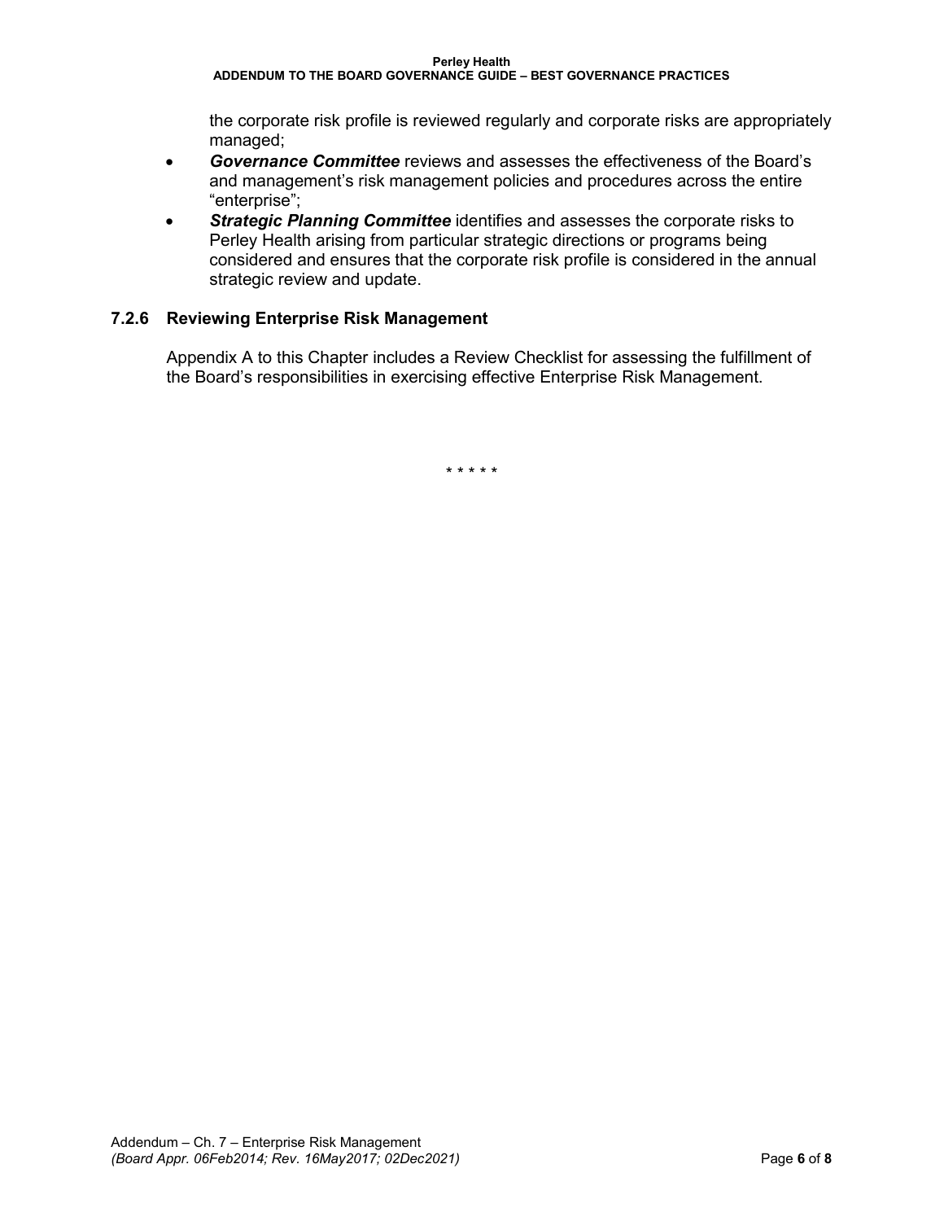the corporate risk profile is reviewed regularly and corporate risks are appropriately managed;

- ***Governance Committee*** reviews and assesses the effectiveness of the Board's and management's risk management policies and procedures across the entire "enterprise";
- ***Strategic Planning Committee*** identifies and assesses the corporate risks to Perley Health arising from particular strategic directions or programs being considered and ensures that the corporate risk profile is considered in the annual strategic review and update.

### 7.2.6 Reviewing Enterprise Risk Management

Appendix A to this Chapter includes a Review Checklist for assessing the fulfillment of the Board's responsibilities in exercising effective Enterprise Risk Management.

\* \* \* \* \*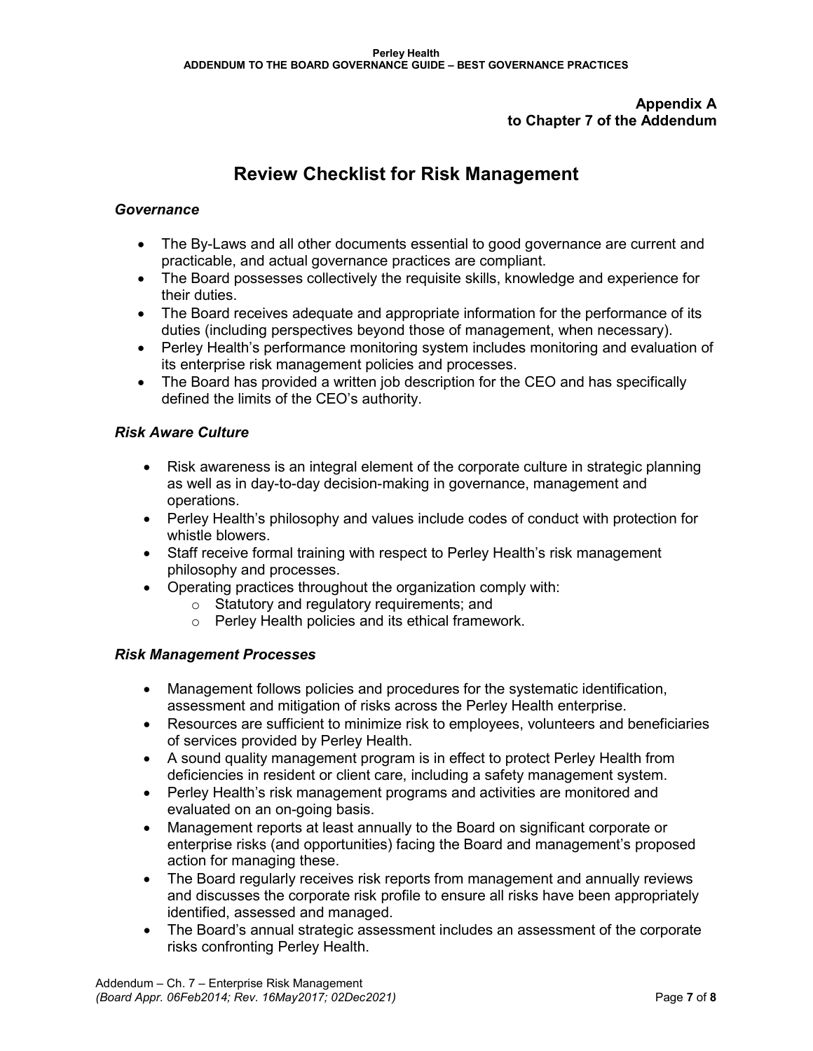**Appendix A**
**to Chapter 7 of the Addendum**

# Review Checklist for Risk Management

### *Governance*

- The By-Laws and all other documents essential to good governance are current and practicable, and actual governance practices are compliant.
- The Board possesses collectively the requisite skills, knowledge and experience for their duties.
- The Board receives adequate and appropriate information for the performance of its duties (including perspectives beyond those of management, when necessary).
- Perley Health's performance monitoring system includes monitoring and evaluation of its enterprise risk management policies and processes.
- The Board has provided a written job description for the CEO and has specifically defined the limits of the CEO's authority.

### *Risk Aware Culture*

- Risk awareness is an integral element of the corporate culture in strategic planning as well as in day-to-day decision-making in governance, management and operations.
- Perley Health's philosophy and values include codes of conduct with protection for whistle blowers.
- Staff receive formal training with respect to Perley Health's risk management philosophy and processes.
- Operating practices throughout the organization comply with:
  - Statutory and regulatory requirements; and
  - Perley Health policies and its ethical framework.

### *Risk Management Processes*

- Management follows policies and procedures for the systematic identification, assessment and mitigation of risks across the Perley Health enterprise.
- Resources are sufficient to minimize risk to employees, volunteers and beneficiaries of services provided by Perley Health.
- A sound quality management program is in effect to protect Perley Health from deficiencies in resident or client care, including a safety management system.
- Perley Health's risk management programs and activities are monitored and evaluated on an on-going basis.
- Management reports at least annually to the Board on significant corporate or enterprise risks (and opportunities) facing the Board and management's proposed action for managing these.
- The Board regularly receives risk reports from management and annually reviews and discusses the corporate risk profile to ensure all risks have been appropriately identified, assessed and managed.
- The Board's annual strategic assessment includes an assessment of the corporate risks confronting Perley Health.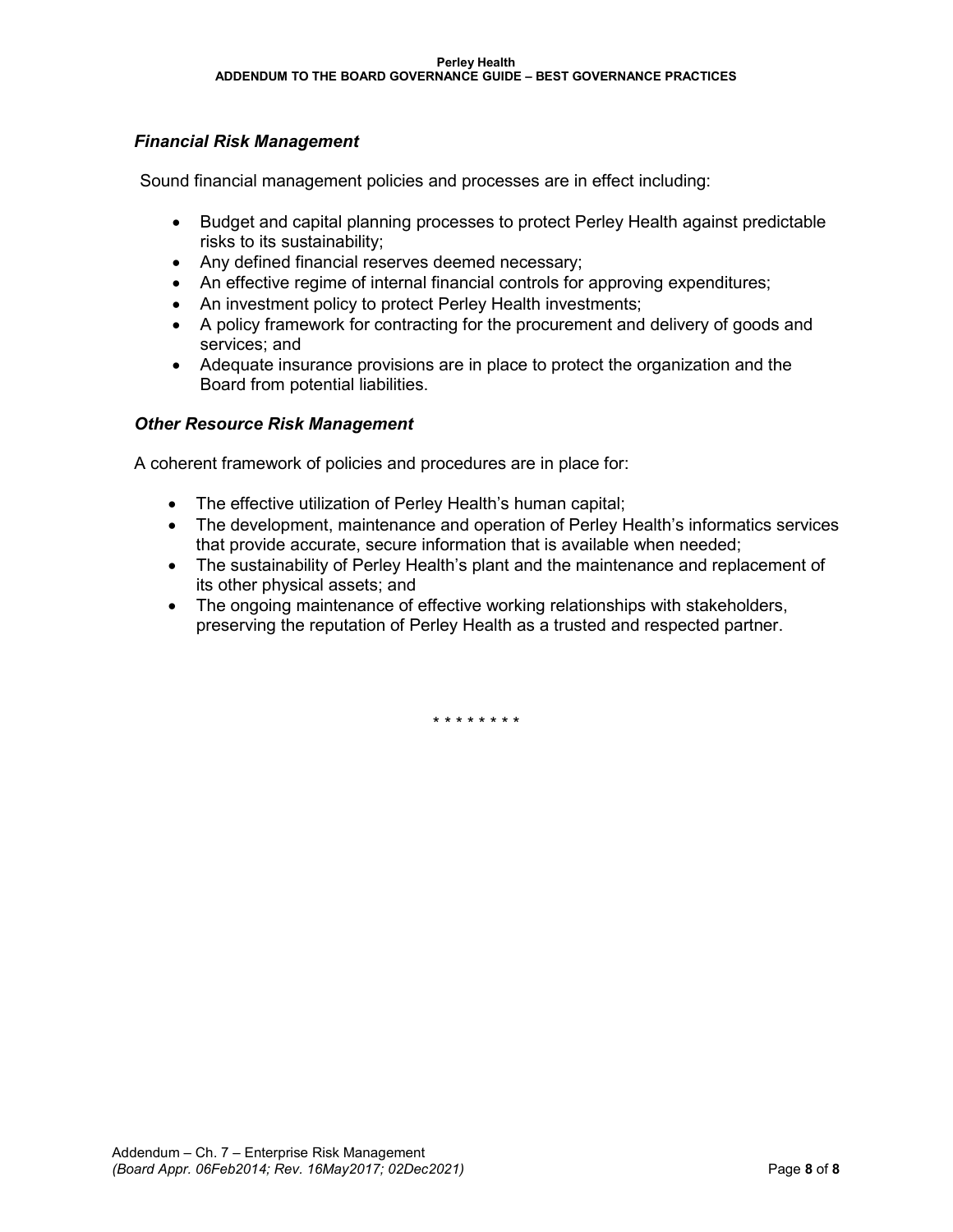### *Financial Risk Management*

Sound financial management policies and processes are in effect including:

- Budget and capital planning processes to protect Perley Health against predictable risks to its sustainability;
- Any defined financial reserves deemed necessary;
- An effective regime of internal financial controls for approving expenditures;
- An investment policy to protect Perley Health investments;
- A policy framework for contracting for the procurement and delivery of goods and services; and
- Adequate insurance provisions are in place to protect the organization and the Board from potential liabilities.

### *Other Resource Risk Management*

A coherent framework of policies and procedures are in place for:

- The effective utilization of Perley Health's human capital;
- The development, maintenance and operation of Perley Health's informatics services that provide accurate, secure information that is available when needed;
- The sustainability of Perley Health's plant and the maintenance and replacement of its other physical assets; and
- The ongoing maintenance of effective working relationships with stakeholders, preserving the reputation of Perley Health as a trusted and respected partner.

\* \* \* \* \* \* \* \*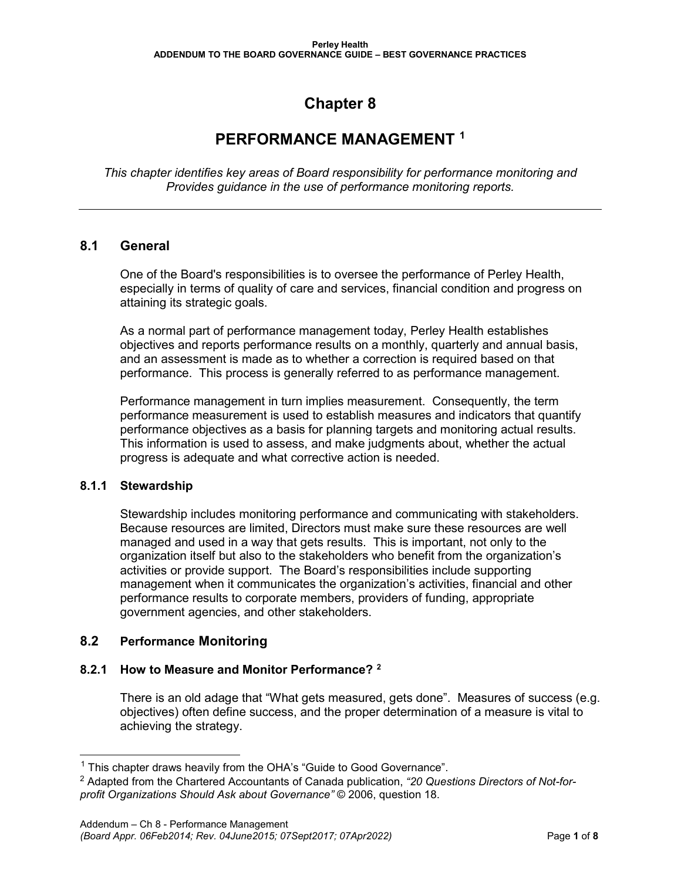# Chapter 8

# PERFORMANCE MANAGEMENT [1]

*This chapter identifies key areas of Board responsibility for performance monitoring and Provides guidance in the use of performance monitoring reports.*

---

## 8.1 General

One of the Board's responsibilities is to oversee the performance of Perley Health, especially in terms of quality of care and services, financial condition and progress on attaining its strategic goals.

As a normal part of performance management today, Perley Health establishes objectives and reports performance results on a monthly, quarterly and annual basis, and an assessment is made as to whether a correction is required based on that performance. This process is generally referred to as performance management.

Performance management in turn implies measurement. Consequently, the term performance measurement is used to establish measures and indicators that quantify performance objectives as a basis for planning targets and monitoring actual results. This information is used to assess, and make judgments about, whether the actual progress is adequate and what corrective action is needed.

### 8.1.1 Stewardship

Stewardship includes monitoring performance and communicating with stakeholders. Because resources are limited, Directors must make sure these resources are well managed and used in a way that gets results. This is important, not only to the organization itself but also to the stakeholders who benefit from the organization's activities or provide support. The Board's responsibilities include supporting management when it communicates the organization's activities, financial and other performance results to corporate members, providers of funding, appropriate government agencies, and other stakeholders.

## 8.2 Performance Monitoring

### 8.2.1 How to Measure and Monitor Performance? [2]

There is an old adage that "What gets measured, gets done". Measures of success (e.g. objectives) often define success, and the proper determination of a measure is vital to achieving the strategy.

---

[1] This chapter draws heavily from the OHA's "Guide to Good Governance".

[2] Adapted from the Chartered Accountants of Canada publication, *"20 Questions Directors of Not-for-profit Organizations Should Ask about Governance"* © 2006, question 18.

Addendum – Ch 8 - Performance Management
*(Board Appr. 06Feb2014; Rev. 04June2015; 07Sept2017; 07Apr2022)*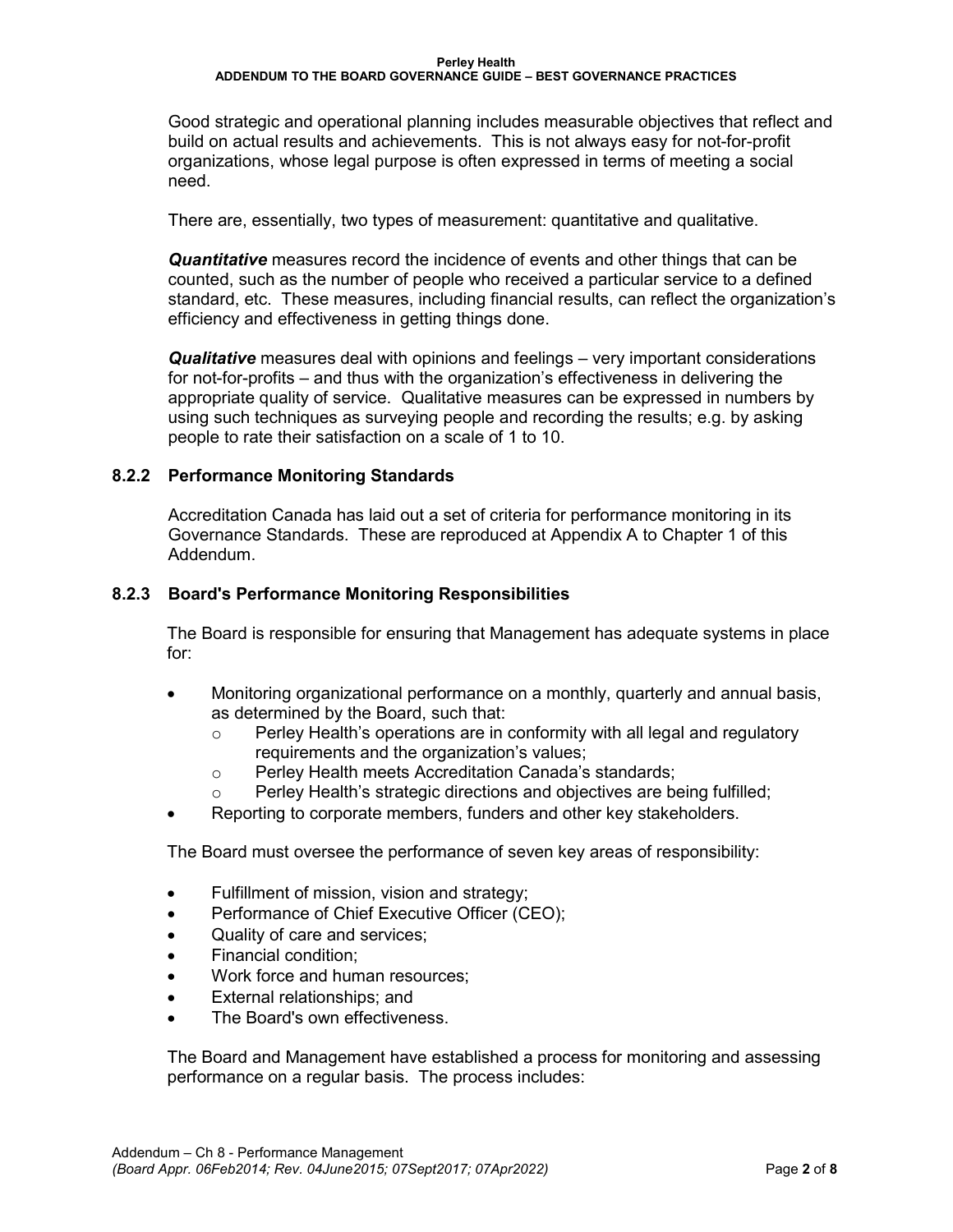Good strategic and operational planning includes measurable objectives that reflect and build on actual results and achievements. This is not always easy for not-for-profit organizations, whose legal purpose is often expressed in terms of meeting a social need.

There are, essentially, two types of measurement: quantitative and qualitative.

***Quantitative*** measures record the incidence of events and other things that can be counted, such as the number of people who received a particular service to a defined standard, etc. These measures, including financial results, can reflect the organization's efficiency and effectiveness in getting things done.

***Qualitative*** measures deal with opinions and feelings – very important considerations for not-for-profits – and thus with the organization's effectiveness in delivering the appropriate quality of service. Qualitative measures can be expressed in numbers by using such techniques as surveying people and recording the results; e.g. by asking people to rate their satisfaction on a scale of 1 to 10.

### 8.2.2 Performance Monitoring Standards

Accreditation Canada has laid out a set of criteria for performance monitoring in its Governance Standards. These are reproduced at Appendix A to Chapter 1 of this Addendum.

### 8.2.3 Board's Performance Monitoring Responsibilities

The Board is responsible for ensuring that Management has adequate systems in place for:

- Monitoring organizational performance on a monthly, quarterly and annual basis, as determined by the Board, such that:
  - Perley Health's operations are in conformity with all legal and regulatory requirements and the organization's values;
  - Perley Health meets Accreditation Canada's standards;
  - Perley Health's strategic directions and objectives are being fulfilled;
- Reporting to corporate members, funders and other key stakeholders.

The Board must oversee the performance of seven key areas of responsibility:

- Fulfillment of mission, vision and strategy;
- Performance of Chief Executive Officer (CEO);
- Quality of care and services;
- Financial condition;
- Work force and human resources;
- External relationships; and
- The Board's own effectiveness.

The Board and Management have established a process for monitoring and assessing performance on a regular basis. The process includes: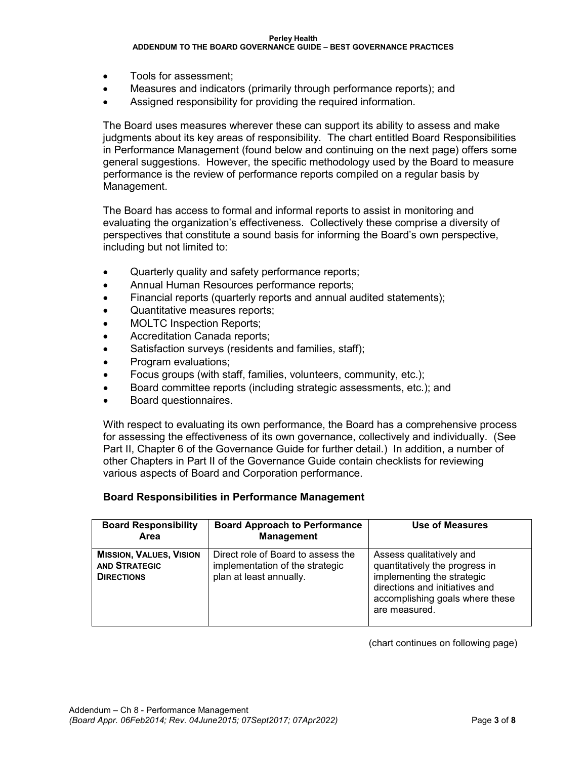- Tools for assessment;
- Measures and indicators (primarily through performance reports); and
- Assigned responsibility for providing the required information.

The Board uses measures wherever these can support its ability to assess and make judgments about its key areas of responsibility. The chart entitled Board Responsibilities in Performance Management (found below and continuing on the next page) offers some general suggestions. However, the specific methodology used by the Board to measure performance is the review of performance reports compiled on a regular basis by Management.

The Board has access to formal and informal reports to assist in monitoring and evaluating the organization's effectiveness. Collectively these comprise a diversity of perspectives that constitute a sound basis for informing the Board's own perspective, including but not limited to:

- Quarterly quality and safety performance reports;
- Annual Human Resources performance reports;
- Financial reports (quarterly reports and annual audited statements);
- Quantitative measures reports;
- MOLTC Inspection Reports;
- Accreditation Canada reports;
- Satisfaction surveys (residents and families, staff);
- Program evaluations;
- Focus groups (with staff, families, volunteers, community, etc.);
- Board committee reports (including strategic assessments, etc.); and
- Board questionnaires.

With respect to evaluating its own performance, the Board has a comprehensive process for assessing the effectiveness of its own governance, collectively and individually. (See Part II, Chapter 6 of the Governance Guide for further detail.) In addition, a number of other Chapters in Part II of the Governance Guide contain checklists for reviewing various aspects of Board and Corporation performance.

### Board Responsibilities in Performance Management

| Board Responsibility Area | Board Approach to Performance Management | Use of Measures |
|---|---|---|
| **MISSION, VALUES, VISION AND STRATEGIC DIRECTIONS** | Direct role of Board to assess the implementation of the strategic plan at least annually. | Assess qualitatively and quantitatively the progress in implementing the strategic directions and initiatives and accomplishing goals where these are measured. |

(chart continues on following page)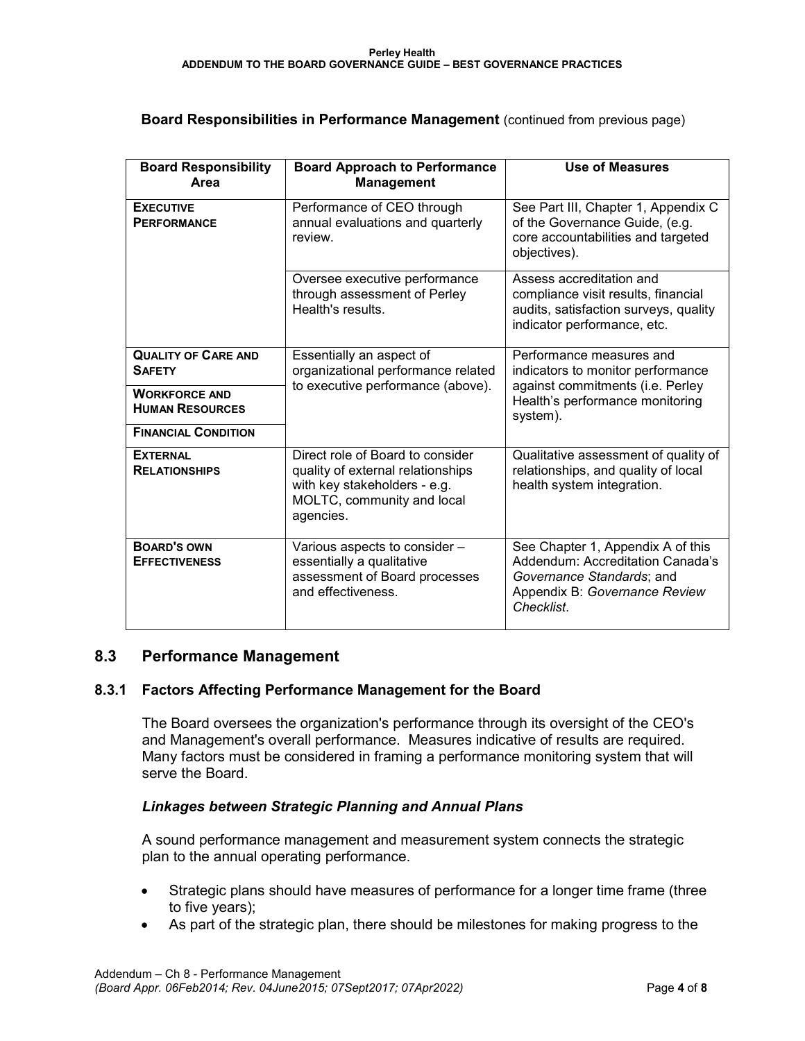**Board Responsibilities in Performance Management** (continued from previous page)

| Board Responsibility Area | Board Approach to Performance Management | Use of Measures |
|---|---|---|
| **EXECUTIVE PERFORMANCE** | Performance of CEO through annual evaluations and quarterly review. | See Part III, Chapter 1, Appendix C of the Governance Guide, (e.g. core accountabilities and targeted objectives). |
| | Oversee executive performance through assessment of Perley Health's results. | Assess accreditation and compliance visit results, financial audits, satisfaction surveys, quality indicator performance, etc. |
| **QUALITY OF CARE AND SAFETY** | Essentially an aspect of organizational performance related to executive performance (above). | Performance measures and indicators to monitor performance against commitments (i.e. Perley Health's performance monitoring system). |
| **WORKFORCE AND HUMAN RESOURCES** | | |
| **FINANCIAL CONDITION** | | |
| **EXTERNAL RELATIONSHIPS** | Direct role of Board to consider quality of external relationships with key stakeholders - e.g. MOLTC, community and local agencies. | Qualitative assessment of quality of relationships, and quality of local health system integration. |
| **BOARD'S OWN EFFECTIVENESS** | Various aspects to consider – essentially a qualitative assessment of Board processes and effectiveness. | See Chapter 1, Appendix A of this Addendum: Accreditation Canada's *Governance Standards*; and Appendix B: *Governance Review Checklist*. |

## 8.3 Performance Management

### 8.3.1 Factors Affecting Performance Management for the Board

The Board oversees the organization's performance through its oversight of the CEO's and Management's overall performance. Measures indicative of results are required. Many factors must be considered in framing a performance monitoring system that will serve the Board.

***Linkages between Strategic Planning and Annual Plans***

A sound performance management and measurement system connects the strategic plan to the annual operating performance.

- Strategic plans should have measures of performance for a longer time frame (three to five years);
- As part of the strategic plan, there should be milestones for making progress to the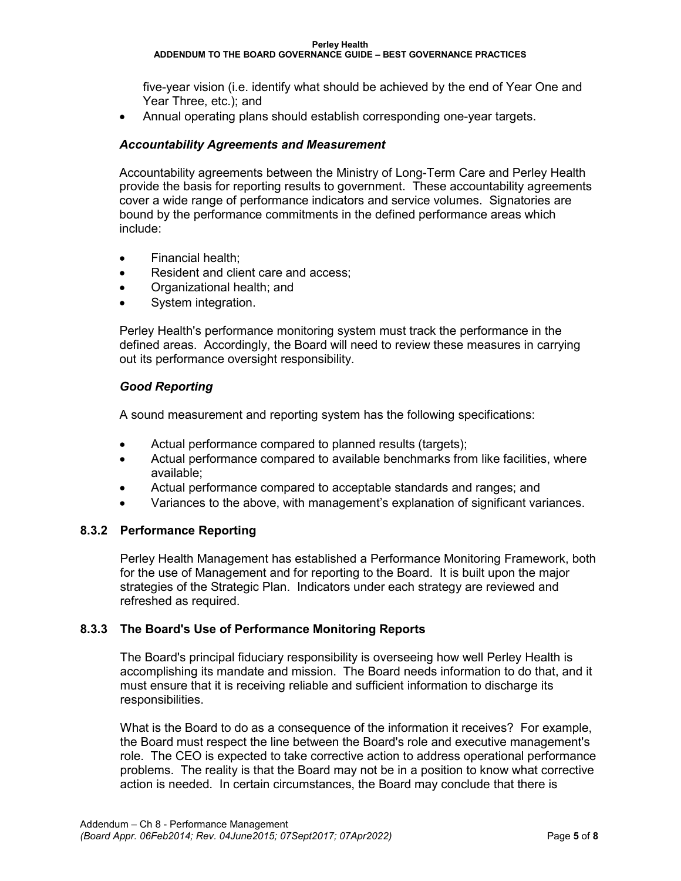five-year vision (i.e. identify what should be achieved by the end of Year One and Year Three, etc.); and

- Annual operating plans should establish corresponding one-year targets.

### *Accountability Agreements and Measurement*

Accountability agreements between the Ministry of Long-Term Care and Perley Health provide the basis for reporting results to government. These accountability agreements cover a wide range of performance indicators and service volumes. Signatories are bound by the performance commitments in the defined performance areas which include:

- Financial health;
- Resident and client care and access;
- Organizational health; and
- System integration.

Perley Health's performance monitoring system must track the performance in the defined areas. Accordingly, the Board will need to review these measures in carrying out its performance oversight responsibility.

### *Good Reporting*

A sound measurement and reporting system has the following specifications:

- Actual performance compared to planned results (targets);
- Actual performance compared to available benchmarks from like facilities, where available;
- Actual performance compared to acceptable standards and ranges; and
- Variances to the above, with management's explanation of significant variances.

## 8.3.2 Performance Reporting

Perley Health Management has established a Performance Monitoring Framework, both for the use of Management and for reporting to the Board. It is built upon the major strategies of the Strategic Plan. Indicators under each strategy are reviewed and refreshed as required.

## 8.3.3 The Board's Use of Performance Monitoring Reports

The Board's principal fiduciary responsibility is overseeing how well Perley Health is accomplishing its mandate and mission. The Board needs information to do that, and it must ensure that it is receiving reliable and sufficient information to discharge its responsibilities.

What is the Board to do as a consequence of the information it receives? For example, the Board must respect the line between the Board's role and executive management's role. The CEO is expected to take corrective action to address operational performance problems. The reality is that the Board may not be in a position to know what corrective action is needed. In certain circumstances, the Board may conclude that there is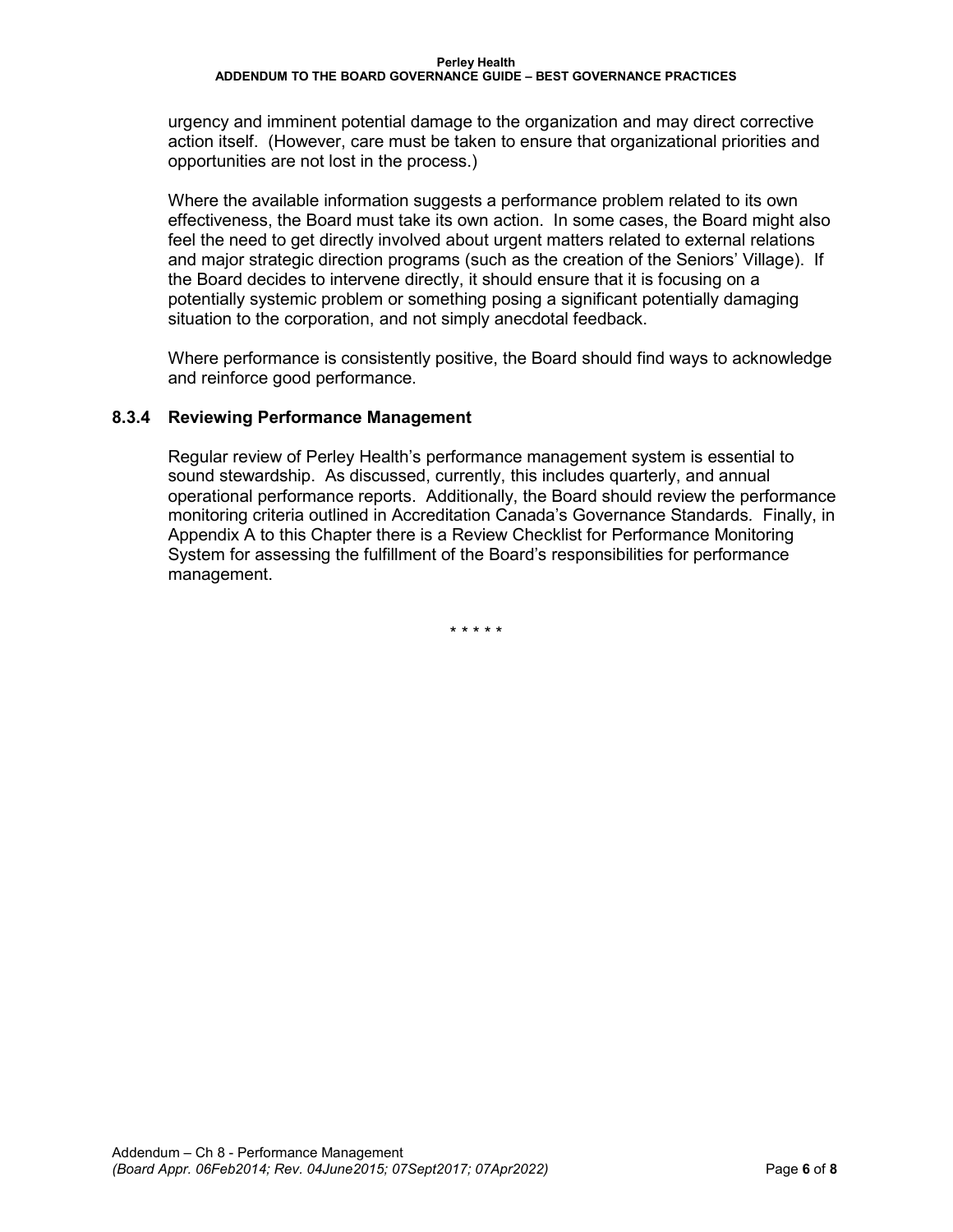urgency and imminent potential damage to the organization and may direct corrective action itself. (However, care must be taken to ensure that organizational priorities and opportunities are not lost in the process.)

Where the available information suggests a performance problem related to its own effectiveness, the Board must take its own action. In some cases, the Board might also feel the need to get directly involved about urgent matters related to external relations and major strategic direction programs (such as the creation of the Seniors' Village). If the Board decides to intervene directly, it should ensure that it is focusing on a potentially systemic problem or something posing a significant potentially damaging situation to the corporation, and not simply anecdotal feedback.

Where performance is consistently positive, the Board should find ways to acknowledge and reinforce good performance.

### 8.3.4 Reviewing Performance Management

Regular review of Perley Health's performance management system is essential to sound stewardship. As discussed, currently, this includes quarterly, and annual operational performance reports. Additionally, the Board should review the performance monitoring criteria outlined in Accreditation Canada's Governance Standards. Finally, in Appendix A to this Chapter there is a Review Checklist for Performance Monitoring System for assessing the fulfillment of the Board's responsibilities for performance management.

\* \* \* \* \*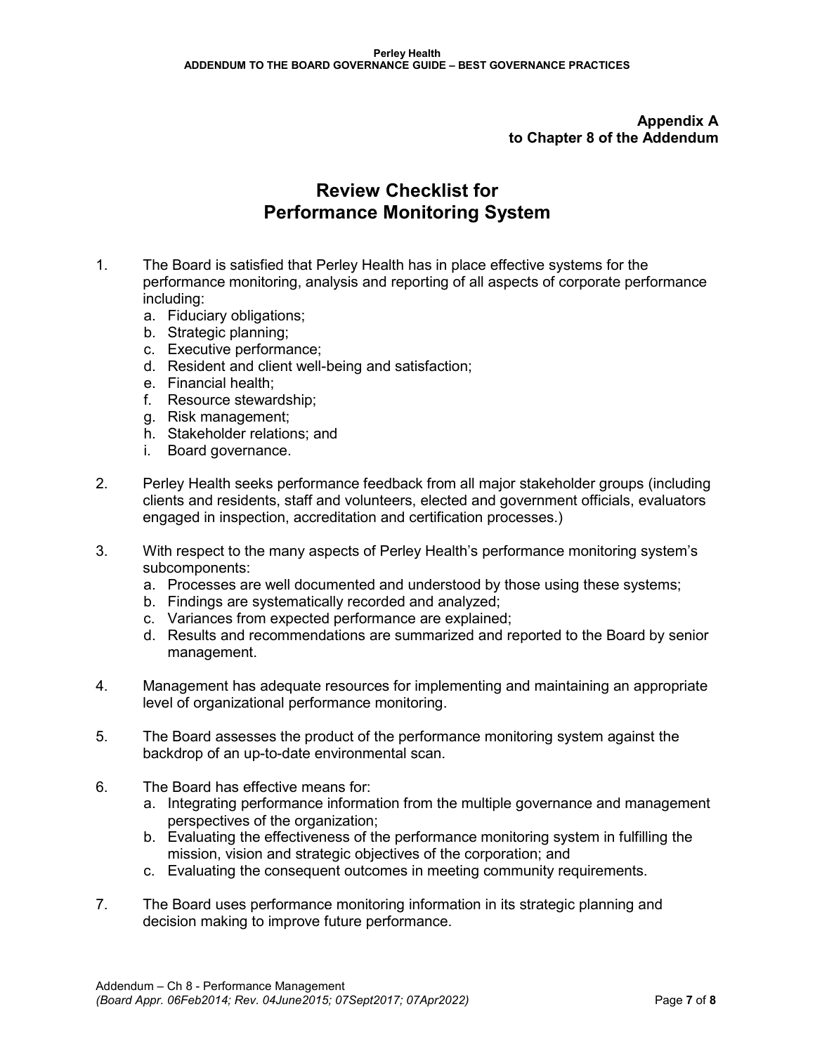**Appendix A**
**to Chapter 8 of the Addendum**

# Review Checklist for Performance Monitoring System

1. The Board is satisfied that Perley Health has in place effective systems for the performance monitoring, analysis and reporting of all aspects of corporate performance including:
   a. Fiduciary obligations;
   b. Strategic planning;
   c. Executive performance;
   d. Resident and client well-being and satisfaction;
   e. Financial health;
   f. Resource stewardship;
   g. Risk management;
   h. Stakeholder relations; and
   i. Board governance.

2. Perley Health seeks performance feedback from all major stakeholder groups (including clients and residents, staff and volunteers, elected and government officials, evaluators engaged in inspection, accreditation and certification processes.)

3. With respect to the many aspects of Perley Health's performance monitoring system's subcomponents:
   a. Processes are well documented and understood by those using these systems;
   b. Findings are systematically recorded and analyzed;
   c. Variances from expected performance are explained;
   d. Results and recommendations are summarized and reported to the Board by senior management.

4. Management has adequate resources for implementing and maintaining an appropriate level of organizational performance monitoring.

5. The Board assesses the product of the performance monitoring system against the backdrop of an up-to-date environmental scan.

6. The Board has effective means for:
   a. Integrating performance information from the multiple governance and management perspectives of the organization;
   b. Evaluating the effectiveness of the performance monitoring system in fulfilling the mission, vision and strategic objectives of the corporation; and
   c. Evaluating the consequent outcomes in meeting community requirements.

7. The Board uses performance monitoring information in its strategic planning and decision making to improve future performance.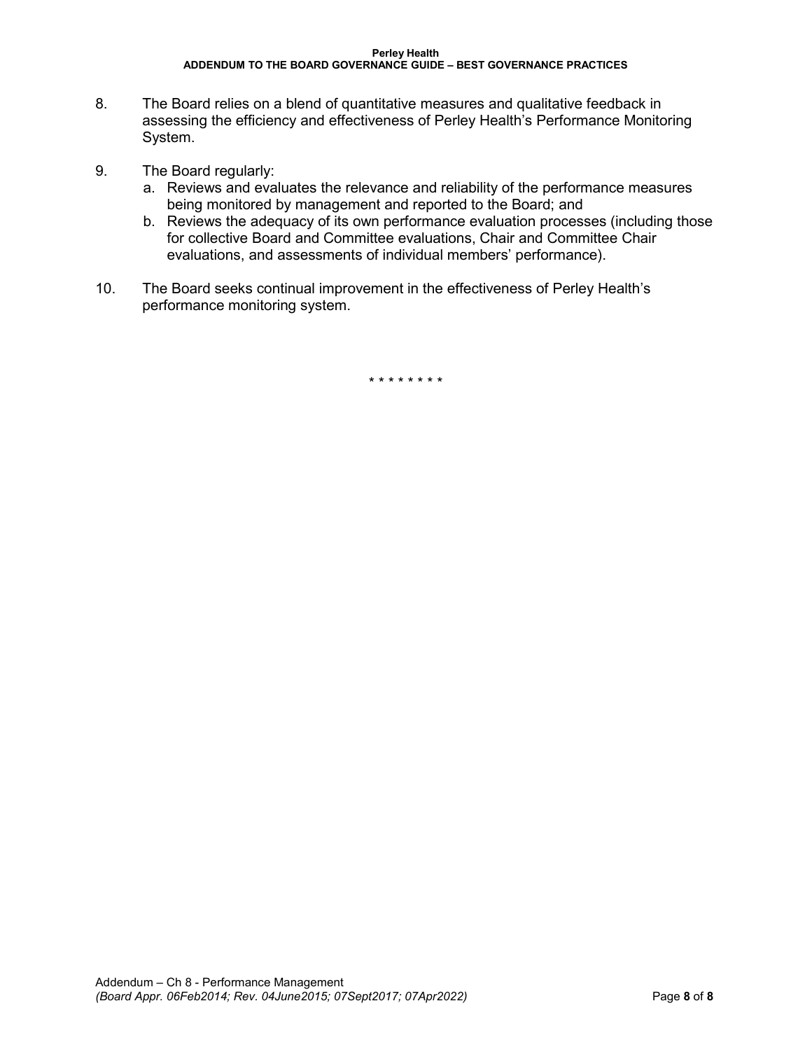8. The Board relies on a blend of quantitative measures and qualitative feedback in assessing the efficiency and effectiveness of Perley Health's Performance Monitoring System.

9. The Board regularly:
   a. Reviews and evaluates the relevance and reliability of the performance measures being monitored by management and reported to the Board; and
   b. Reviews the adequacy of its own performance evaluation processes (including those for collective Board and Committee evaluations, Chair and Committee Chair evaluations, and assessments of individual members' performance).

10. The Board seeks continual improvement in the effectiveness of Perley Health's performance monitoring system.

\* \* \* \* \* \* \* \*